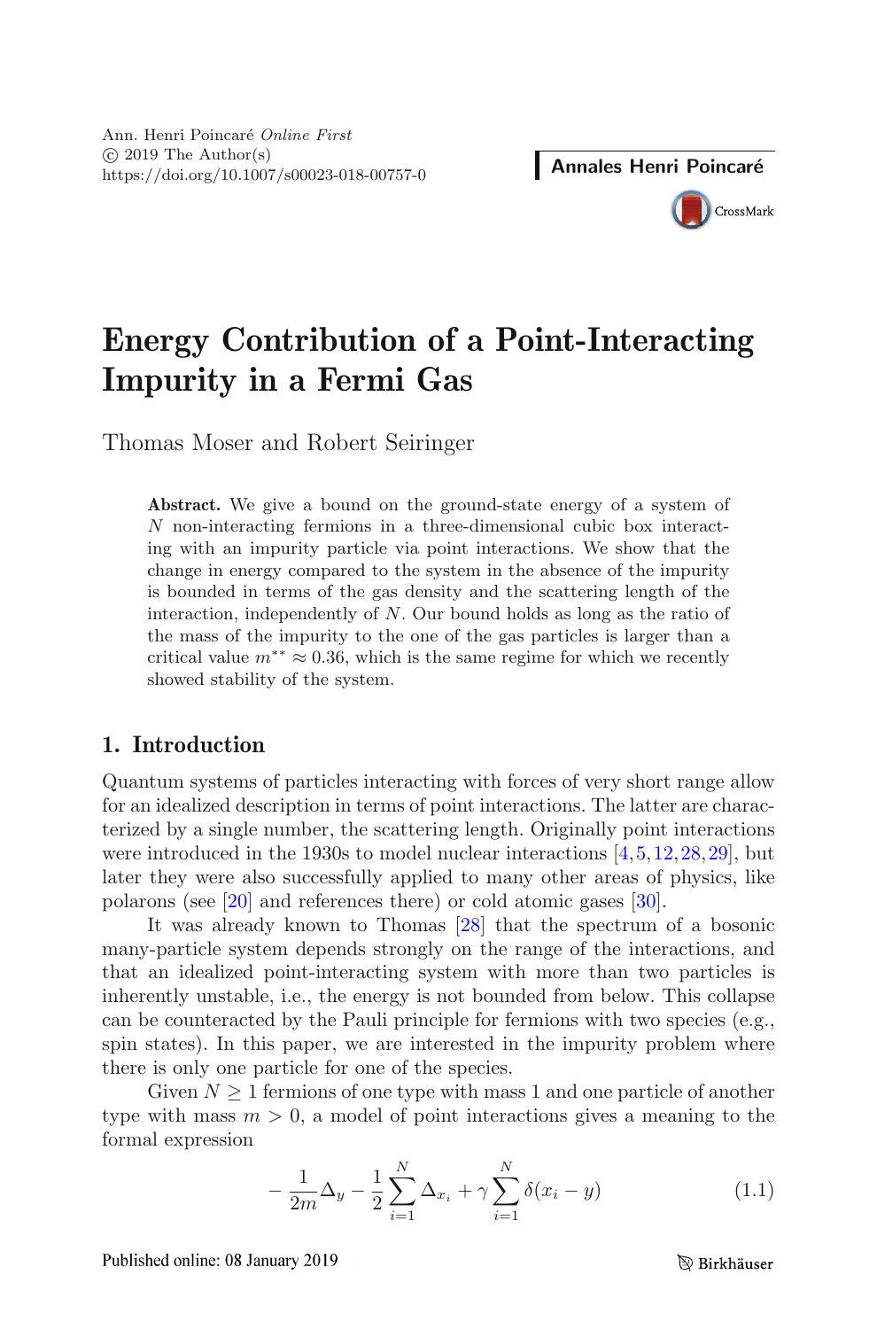# Energy Contribution of a Point-Interacting Impurity in a Fermi Gas

Thomas Moser and Robert Seiringer

**Abstract.** We give a bound on the ground-state energy of a system of $N$ non-interacting fermions in a three-dimensional cubic box interacting with an impurity particle via point interactions. We show that the change in energy compared to the system in the absence of the impurity is bounded in terms of the gas density and the scattering length of the interaction, independently of $N$. Our bound holds as long as the ratio of the mass of the impurity to the one of the gas particles is larger than a critical value $m^{**} \approx 0.36$, which is the same regime for which we recently showed stability of the system.

## 1. Introduction

Quantum systems of particles interacting with forces of very short range allow for an idealized description in terms of point interactions. The latter are characterized by a single number, the scattering length. Originally point interactions were introduced in the 1930s to model nuclear interactions [4,5,12,28,29], but later they were also successfully applied to many other areas of physics, like polarons (see [20] and references there) or cold atomic gases [30].

It was already known to Thomas [28] that the spectrum of a bosonic many-particle system depends strongly on the range of the interactions, and that an idealized point-interacting system with more than two particles is inherently unstable, i.e., the energy is not bounded from below. This collapse can be counteracted by the Pauli principle for fermions with two species (e.g., spin states). In this paper, we are interested in the impurity problem where there is only one particle for one of the species.

Given $N \geq 1$ fermions of one type with mass 1 and one particle of another type with mass $m > 0$, a model of point interactions gives a meaning to the formal expression

$$-\frac{1}{2m}\Delta_y - \frac{1}{2}\sum_{i=1}^{N}\Delta_{x_i} + \gamma\sum_{i=1}^{N}\delta(x_i - y) \tag{1.1}$$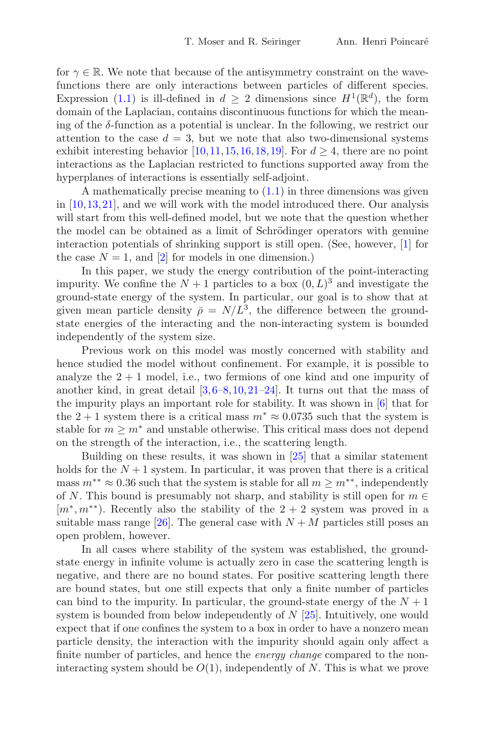for $\gamma \in \mathbb{R}$. We note that because of the antisymmetry constraint on the wavefunctions there are only interactions between particles of different species. Expression (1.1) is ill-defined in $d \geq 2$ dimensions since $H^1(\mathbb{R}^d)$, the form domain of the Laplacian, contains discontinuous functions for which the meaning of the $\delta$-function as a potential is unclear. In the following, we restrict our attention to the case $d = 3$, but we note that also two-dimensional systems exhibit interesting behavior [10,11,15,16,18,19]. For $d \geq 4$, there are no point interactions as the Laplacian restricted to functions supported away from the hyperplanes of interactions is essentially self-adjoint.

A mathematically precise meaning to (1.1) in three dimensions was given in [10,13,21], and we will work with the model introduced there. Our analysis will start from this well-defined model, but we note that the question whether the model can be obtained as a limit of Schrödinger operators with genuine interaction potentials of shrinking support is still open. (See, however, [1] for the case $N = 1$, and [2] for models in one dimension.)

In this paper, we study the energy contribution of the point-interacting impurity. We confine the $N + 1$ particles to a box $(0, L)^3$ and investigate the ground-state energy of the system. In particular, our goal is to show that at given mean particle density $\bar{\rho} = N/L^3$, the difference between the ground-state energies of the interacting and the non-interacting system is bounded independently of the system size.

Previous work on this model was mostly concerned with stability and hence studied the model without confinement. For example, it is possible to analyze the $2 + 1$ model, i.e., two fermions of one kind and one impurity of another kind, in great detail [3,6–8,10,21–24]. It turns out that the mass of the impurity plays an important role for stability. It was shown in [6] that for the $2 + 1$ system there is a critical mass $m^* \approx 0.0735$ such that the system is stable for $m \geq m^*$ and unstable otherwise. This critical mass does not depend on the strength of the interaction, i.e., the scattering length.

Building on these results, it was shown in [25] that a similar statement holds for the $N + 1$ system. In particular, it was proven that there is a critical mass $m^{**} \approx 0.36$ such that the system is stable for all $m \geq m^{**}$, independently of $N$. This bound is presumably not sharp, and stability is still open for $m \in [m^*, m^{**})$. Recently also the stability of the $2 + 2$ system was proved in a suitable mass range [26]. The general case with $N + M$ particles still poses an open problem, however.

In all cases where stability of the system was established, the ground-state energy in infinite volume is actually zero in case the scattering length is negative, and there are no bound states. For positive scattering length there are bound states, but one still expects that only a finite number of particles can bind to the impurity. In particular, the ground-state energy of the $N + 1$ system is bounded from below independently of $N$ [25]. Intuitively, one would expect that if one confines the system to a box in order to have a nonzero mean particle density, the interaction with the impurity should again only affect a finite number of particles, and hence the *energy change* compared to the non-interacting system should be $O(1)$, independently of $N$. This is what we prove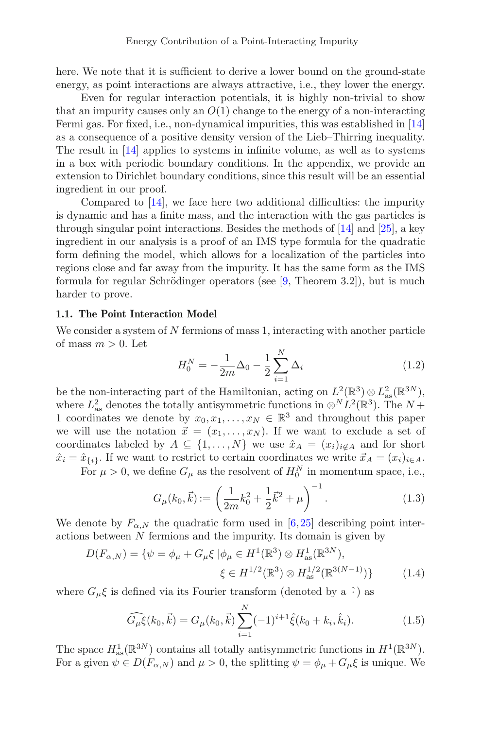here. We note that it is sufficient to derive a lower bound on the ground-state energy, as point interactions are always attractive, i.e., they lower the energy.

Even for regular interaction potentials, it is highly non-trivial to show that an impurity causes only an $O(1)$ change to the energy of a non-interacting Fermi gas. For fixed, i.e., non-dynamical impurities, this was established in [14] as a consequence of a positive density version of the Lieb–Thirring inequality. The result in [14] applies to systems in infinite volume, as well as to systems in a box with periodic boundary conditions. In the appendix, we provide an extension to Dirichlet boundary conditions, since this result will be an essential ingredient in our proof.

Compared to [14], we face here two additional difficulties: the impurity is dynamic and has a finite mass, and the interaction with the gas particles is through singular point interactions. Besides the methods of [14] and [25], a key ingredient in our analysis is a proof of an IMS type formula for the quadratic form defining the model, which allows for a localization of the particles into regions close and far away from the impurity. It has the same form as the IMS formula for regular Schrödinger operators (see [9, Theorem 3.2]), but is much harder to prove.

### 1.1. The Point Interaction Model

We consider a system of $N$ fermions of mass 1, interacting with another particle of mass $m > 0$. Let

$$H_0^N = -\frac{1}{2m}\Delta_0 - \frac{1}{2}\sum_{i=1}^{N}\Delta_i \tag{1.2}$$

be the non-interacting part of the Hamiltonian, acting on $L^2(\mathbb{R}^3) \otimes L^2_{\mathrm{as}}(\mathbb{R}^{3N})$, where $L^2_{\mathrm{as}}$ denotes the totally antisymmetric functions in $\otimes^N L^2(\mathbb{R}^3)$. The $N+1$ coordinates we denote by $x_0, x_1, \ldots, x_N \in \mathbb{R}^3$ and throughout this paper we will use the notation $\vec{x} = (x_1, \ldots, x_N)$. If we want to exclude a set of coordinates labeled by $A \subseteq \{1, \ldots, N\}$ we use $\hat{x}_A = (x_i)_{i \notin A}$ and for short $\hat{x}_i = \hat{x}_{\{i\}}$. If we want to restrict to certain coordinates we write $\vec{x}_A = (x_i)_{i \in A}$.

For $\mu > 0$, we define $G_\mu$ as the resolvent of $H_0^N$ in momentum space, i.e.,

$$G_\mu(k_0, \vec{k}) := \left(\frac{1}{2m}k_0^2 + \frac{1}{2}\vec{k}^2 + \mu\right)^{-1}. \tag{1.3}$$

We denote by $F_{\alpha,N}$ the quadratic form used in [6,25] describing point interactions between $N$ fermions and the impurity. Its domain is given by

$$\begin{aligned} D(F_{\alpha,N}) = \{\psi = \phi_\mu + G_\mu\xi \,|\, &\phi_\mu \in H^1(\mathbb{R}^3) \otimes H^1_{\mathrm{as}}(\mathbb{R}^{3N}),\\ &\xi \in H^{1/2}(\mathbb{R}^3) \otimes H^{1/2}_{\mathrm{as}}(\mathbb{R}^{3(N-1)})\} \end{aligned} \tag{1.4}$$

where $G_\mu\xi$ is defined via its Fourier transform (denoted by a $\hat{\cdot}$) as

$$\widehat{G_\mu\xi}(k_0, \vec{k}) = G_\mu(k_0, \vec{k})\sum_{i=1}^{N}(-1)^{i+1}\hat{\xi}(k_0 + k_i, \hat{k}_i). \tag{1.5}$$

The space $H^1_{\mathrm{as}}(\mathbb{R}^{3N})$ contains all totally antisymmetric functions in $H^1(\mathbb{R}^{3N})$. For a given $\psi \in D(F_{\alpha,N})$ and $\mu > 0$, the splitting $\psi = \phi_\mu + G_\mu\xi$ is unique. We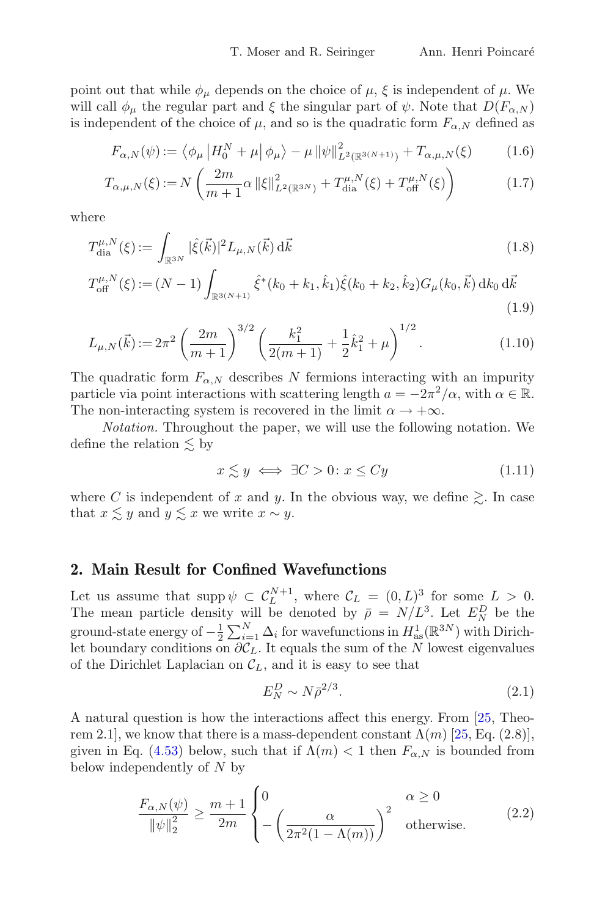point out that while $\phi_\mu$ depends on the choice of $\mu$, $\xi$ is independent of $\mu$. We will call $\phi_\mu$ the regular part and $\xi$ the singular part of $\psi$. Note that $D(F_{\alpha,N})$ is independent of the choice of $\mu$, and so is the quadratic form $F_{\alpha,N}$ defined as

$$F_{\alpha,N}(\psi) := \left\langle \phi_\mu \left| H_0^N + \mu \right| \phi_\mu \right\rangle - \mu \left\| \psi \right\|^2_{L^2(\mathbb{R}^{3(N+1)})} + T_{\alpha,\mu,N}(\xi) \tag{1.6}$$

$$T_{\alpha,\mu,N}(\xi) := N \left( \frac{2m}{m+1} \alpha \left\| \xi \right\|^2_{L^2(\mathbb{R}^{3N})} + T^{\mu,N}_{\text{dia}}(\xi) + T^{\mu,N}_{\text{off}}(\xi) \right) \tag{1.7}$$

where

$$T^{\mu,N}_{\text{dia}}(\xi) := \int_{\mathbb{R}^{3N}} |\hat{\xi}(\vec{k})|^2 L_{\mu,N}(\vec{k}) \, \mathrm{d}\vec{k} \tag{1.8}$$

$$T^{\mu,N}_{\text{off}}(\xi) := (N-1) \int_{\mathbb{R}^{3(N+1)}} \hat{\xi}^*(k_0 + k_1, \hat{k}_1) \hat{\xi}(k_0 + k_2, \hat{k}_2) G_\mu(k_0, \vec{k}) \, \mathrm{d}k_0 \, \mathrm{d}\vec{k} \tag{1.9}$$

$$L_{\mu,N}(\vec{k}) := 2\pi^2 \left( \frac{2m}{m+1} \right)^{3/2} \left( \frac{k_1^2}{2(m+1)} + \frac{1}{2} \hat{k}_1^2 + \mu \right)^{1/2}. \tag{1.10}$$

The quadratic form $F_{\alpha,N}$ describes $N$ fermions interacting with an impurity particle via point interactions with scattering length $a = -2\pi^2/\alpha$, with $\alpha \in \mathbb{R}$. The non-interacting system is recovered in the limit $\alpha \to +\infty$.

*Notation.* Throughout the paper, we will use the following notation. We define the relation $\lesssim$ by

$$x \lesssim y \iff \exists C > 0 \colon x \leq Cy \tag{1.11}$$

where $C$ is independent of $x$ and $y$. In the obvious way, we define $\gtrsim$. In case that $x \lesssim y$ and $y \lesssim x$ we write $x \sim y$.

## 2. Main Result for Confined Wavefunctions

Let us assume that $\operatorname{supp} \psi \subset \mathcal{C}_L^{N+1}$, where $\mathcal{C}_L = (0, L)^3$ for some $L > 0$. The mean particle density will be denoted by $\bar{\rho} = N/L^3$. Let $E_N^D$ be the ground-state energy of $-\frac{1}{2}\sum_{i=1}^N \Delta_i$ for wavefunctions in $H^1_{\text{as}}(\mathbb{R}^{3N})$ with Dirichlet boundary conditions on $\partial\mathcal{C}_L$. It equals the sum of the $N$ lowest eigenvalues of the Dirichlet Laplacian on $\mathcal{C}_L$, and it is easy to see that

$$E_N^D \sim N\bar{\rho}^{2/3}. \tag{2.1}$$

A natural question is how the interactions affect this energy. From [25, Theorem 2.1], we know that there is a mass-dependent constant $\Lambda(m)$ [25, Eq. (2.8)], given in Eq. (4.53) below, such that if $\Lambda(m) < 1$ then $F_{\alpha,N}$ is bounded from below independently of $N$ by

$$\frac{F_{\alpha,N}(\psi)}{\|\psi\|_2^2} \geq \frac{m+1}{2m} \begin{cases} 0 & \alpha \geq 0 \\ -\left( \dfrac{\alpha}{2\pi^2(1 - \Lambda(m))} \right)^2 & \text{otherwise.} \end{cases} \tag{2.2}$$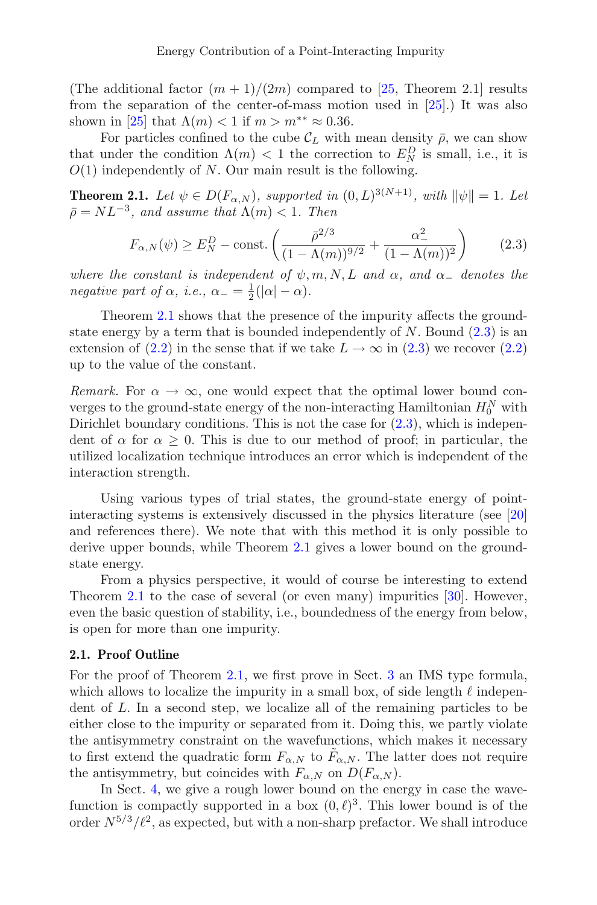(The additional factor $(m+1)/(2m)$ compared to [25, Theorem 2.1] results from the separation of the center-of-mass motion used in [25].) It was also shown in [25] that $\Lambda(m) < 1$ if $m > m^{**} \approx 0.36$.

For particles confined to the cube $\mathcal{C}_L$ with mean density $\bar{\rho}$, we can show that under the condition $\Lambda(m) < 1$ the correction to $E_N^D$ is small, i.e., it is $O(1)$ independently of $N$. Our main result is the following.

**Theorem 2.1.** *Let $\psi \in D(F_{\alpha,N})$, supported in $(0,L)^{3(N+1)}$, with $\|\psi\| = 1$. Let $\bar{\rho} = NL^{-3}$, and assume that $\Lambda(m) < 1$. Then*

$$F_{\alpha,N}(\psi) \geq E_N^D - \text{const.}\left(\frac{\bar{\rho}^{2/3}}{(1-\Lambda(m))^{9/2}} + \frac{\alpha_-^2}{(1-\Lambda(m))^2}\right) \tag{2.3}$$

*where the constant is independent of $\psi, m, N, L$ and $\alpha$, and $\alpha_-$ denotes the negative part of $\alpha$, i.e., $\alpha_- = \frac{1}{2}(|\alpha| - \alpha)$.*

Theorem 2.1 shows that the presence of the impurity affects the ground-state energy by a term that is bounded independently of $N$. Bound (2.3) is an extension of (2.2) in the sense that if we take $L \to \infty$ in (2.3) we recover (2.2) up to the value of the constant.

*Remark.* For $\alpha \to \infty$, one would expect that the optimal lower bound converges to the ground-state energy of the non-interacting Hamiltonian $H_0^N$ with Dirichlet boundary conditions. This is not the case for (2.3), which is independent of $\alpha$ for $\alpha \geq 0$. This is due to our method of proof; in particular, the utilized localization technique introduces an error which is independent of the interaction strength.

Using various types of trial states, the ground-state energy of point-interacting systems is extensively discussed in the physics literature (see [20] and references there). We note that with this method it is only possible to derive upper bounds, while Theorem 2.1 gives a lower bound on the ground-state energy.

From a physics perspective, it would of course be interesting to extend Theorem 2.1 to the case of several (or even many) impurities [30]. However, even the basic question of stability, i.e., boundedness of the energy from below, is open for more than one impurity.

### 2.1. Proof Outline

For the proof of Theorem 2.1, we first prove in Sect. 3 an IMS type formula, which allows to localize the impurity in a small box, of side length $\ell$ independent of $L$. In a second step, we localize all of the remaining particles to be either close to the impurity or separated from it. Doing this, we partly violate the antisymmetry constraint on the wavefunctions, which makes it necessary to first extend the quadratic form $F_{\alpha,N}$ to $\tilde{F}_{\alpha,N}$. The latter does not require the antisymmetry, but coincides with $F_{\alpha,N}$ on $D(F_{\alpha,N})$.

In Sect. 4, we give a rough lower bound on the energy in case the wavefunction is compactly supported in a box $(0,\ell)^3$. This lower bound is of the order $N^{5/3}/\ell^2$, as expected, but with a non-sharp prefactor. We shall introduce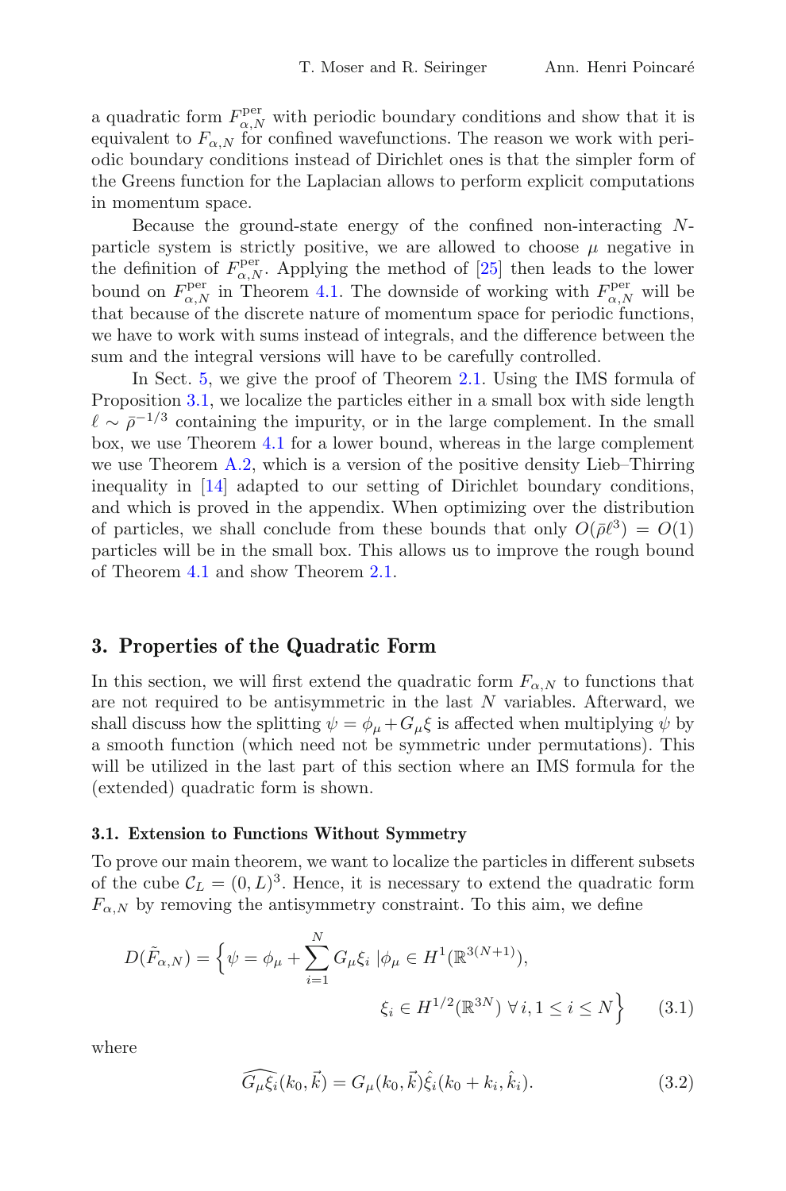a quadratic form $F^{\text{per}}_{\alpha,N}$ with periodic boundary conditions and show that it is equivalent to $F_{\alpha,N}$ for confined wavefunctions. The reason we work with periodic boundary conditions instead of Dirichlet ones is that the simpler form of the Greens function for the Laplacian allows to perform explicit computations in momentum space.

Because the ground-state energy of the confined non-interacting $N$-particle system is strictly positive, we are allowed to choose $\mu$ negative in the definition of $F^{\text{per}}_{\alpha,N}$. Applying the method of [25] then leads to the lower bound on $F^{\text{per}}_{\alpha,N}$ in Theorem 4.1. The downside of working with $F^{\text{per}}_{\alpha,N}$ will be that because of the discrete nature of momentum space for periodic functions, we have to work with sums instead of integrals, and the difference between the sum and the integral versions will have to be carefully controlled.

In Sect. 5, we give the proof of Theorem 2.1. Using the IMS formula of Proposition 3.1, we localize the particles either in a small box with side length $\ell \sim \bar{\rho}^{-1/3}$ containing the impurity, or in the large complement. In the small box, we use Theorem 4.1 for a lower bound, whereas in the large complement we use Theorem A.2, which is a version of the positive density Lieb–Thirring inequality in [14] adapted to our setting of Dirichlet boundary conditions, and which is proved in the appendix. When optimizing over the distribution of particles, we shall conclude from these bounds that only $O(\bar{\rho}\ell^3) = O(1)$ particles will be in the small box. This allows us to improve the rough bound of Theorem 4.1 and show Theorem 2.1.

## 3. Properties of the Quadratic Form

In this section, we will first extend the quadratic form $F_{\alpha,N}$ to functions that are not required to be antisymmetric in the last $N$ variables. Afterward, we shall discuss how the splitting $\psi = \phi_\mu + G_\mu \xi$ is affected when multiplying $\psi$ by a smooth function (which need not be symmetric under permutations). This will be utilized in the last part of this section where an IMS formula for the (extended) quadratic form is shown.

### 3.1. Extension to Functions Without Symmetry

To prove our main theorem, we want to localize the particles in different subsets of the cube $\mathcal{C}_L = (0, L)^3$. Hence, it is necessary to extend the quadratic form $F_{\alpha,N}$ by removing the antisymmetry constraint. To this aim, we define

$$
D(\tilde{F}_{\alpha,N}) = \Big\{ \psi = \phi_\mu + \sum_{i=1}^{N} G_\mu \xi_i \,|\phi_\mu \in H^1(\mathbb{R}^{3(N+1)}), \\
\xi_i \in H^{1/2}(\mathbb{R}^{3N}) \;\forall\, i, 1 \le i \le N \Big\} \tag{3.1}
$$

where

$$
\widehat{G_\mu \xi_i}(k_0, \vec{k}) = G_\mu(k_0, \vec{k}) \hat{\xi}_i(k_0 + k_i, \hat{k}_i). \tag{3.2}
$$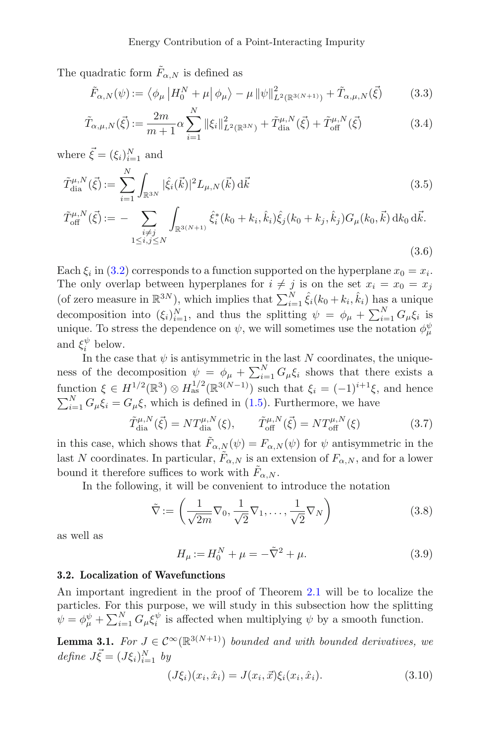The quadratic form $\tilde{F}_{\alpha,N}$ is defined as

$$\tilde{F}_{\alpha,N}(\psi) := \left\langle \phi_\mu \left| H_0^N + \mu \right| \phi_\mu \right\rangle - \mu \left\| \psi \right\|^2_{L^2(\mathbb{R}^{3(N+1)})} + \tilde{T}_{\alpha,\mu,N}(\vec{\xi}) \tag{3.3}$$

$$\tilde{T}_{\alpha,\mu,N}(\vec{\xi}) := \frac{2m}{m+1} \alpha \sum_{i=1}^N \|\xi_i\|^2_{L^2(\mathbb{R}^{3N})} + \tilde{T}^{\mu,N}_{\text{dia}}(\vec{\xi}) + \tilde{T}^{\mu,N}_{\text{off}}(\vec{\xi}) \tag{3.4}$$

where $\vec{\xi} = (\xi_i)_{i=1}^N$ and

$$\tilde{T}^{\mu,N}_{\text{dia}}(\vec{\xi}) := \sum_{i=1}^N \int_{\mathbb{R}^{3N}} |\hat{\xi}_i(\vec{k})|^2 L_{\mu,N}(\vec{k})\, \mathrm{d}\vec{k} \tag{3.5}$$

$$\tilde{T}^{\mu,N}_{\text{off}}(\vec{\xi}) := -\sum_{\substack{i \neq j \\ 1 \leq i,j \leq N}} \int_{\mathbb{R}^{3(N+1)}} \hat{\xi}_i^*(k_0 + k_i, \hat{k}_i) \hat{\xi}_j(k_0 + k_j, \hat{k}_j) G_\mu(k_0, \vec{k})\, \mathrm{d}k_0\, \mathrm{d}\vec{k}. \tag{3.6}$$

Each $\xi_i$ in (3.2) corresponds to a function supported on the hyperplane $x_0 = x_i$. The only overlap between hyperplanes for $i \neq j$ is on the set $x_i = x_0 = x_j$ (of zero measure in $\mathbb{R}^{3N}$), which implies that $\sum_{i=1}^N \hat{\xi}_i(k_0 + k_i, \hat{k}_i)$ has a unique decomposition into $(\xi_i)_{i=1}^N$, and thus the splitting $\psi = \phi_\mu + \sum_{i=1}^N G_\mu \xi_i$ is unique. To stress the dependence on $\psi$, we will sometimes use the notation $\phi_\mu^\psi$ and $\xi_i^\psi$ below.

In the case that $\psi$ is antisymmetric in the last $N$ coordinates, the uniqueness of the decomposition $\psi = \phi_\mu + \sum_{i=1}^N G_\mu \xi_i$ shows that there exists a function $\xi \in H^{1/2}(\mathbb{R}^3) \otimes H^{1/2}_{\text{as}}(\mathbb{R}^{3(N-1)})$ such that $\xi_i = (-1)^{i+1}\xi$, and hence $\sum_{i=1}^N G_\mu \xi_i = G_\mu \xi$, which is defined in (1.5). Furthermore, we have

$$\tilde{T}^{\mu,N}_{\text{dia}}(\vec{\xi}) = N T^{\mu,N}_{\text{dia}}(\xi), \qquad \tilde{T}^{\mu,N}_{\text{off}}(\vec{\xi}) = N T^{\mu,N}_{\text{off}}(\xi) \tag{3.7}$$

in this case, which shows that $\tilde{F}_{\alpha,N}(\psi) = F_{\alpha,N}(\psi)$ for $\psi$ antisymmetric in the last $N$ coordinates. In particular, $\tilde{F}_{\alpha,N}$ is an extension of $F_{\alpha,N}$, and for a lower bound it therefore suffices to work with $\tilde{F}_{\alpha,N}$.

In the following, it will be convenient to introduce the notation

$$\tilde{\nabla} := \left( \frac{1}{\sqrt{2m}} \nabla_0, \frac{1}{\sqrt{2}} \nabla_1, \ldots, \frac{1}{\sqrt{2}} \nabla_N \right) \tag{3.8}$$

as well as

$$H_\mu := H_0^N + \mu = -\tilde{\nabla}^2 + \mu. \tag{3.9}$$

### 3.2. Localization of Wavefunctions

An important ingredient in the proof of Theorem 2.1 will be to localize the particles. For this purpose, we will study in this subsection how the splitting $\psi = \phi_\mu^\psi + \sum_{i=1}^N G_\mu \xi_i^\psi$ is affected when multiplying $\psi$ by a smooth function.

**Lemma 3.1.** *For $J \in \mathcal{C}^\infty(\mathbb{R}^{3(N+1)})$ bounded and with bounded derivatives, we define $J\vec{\xi} = (J\xi_i)_{i=1}^N$ by*

$$(J\xi_i)(x_i, \hat{x}_i) = J(x_i, \vec{x})\xi_i(x_i, \hat{x}_i). \tag{3.10}$$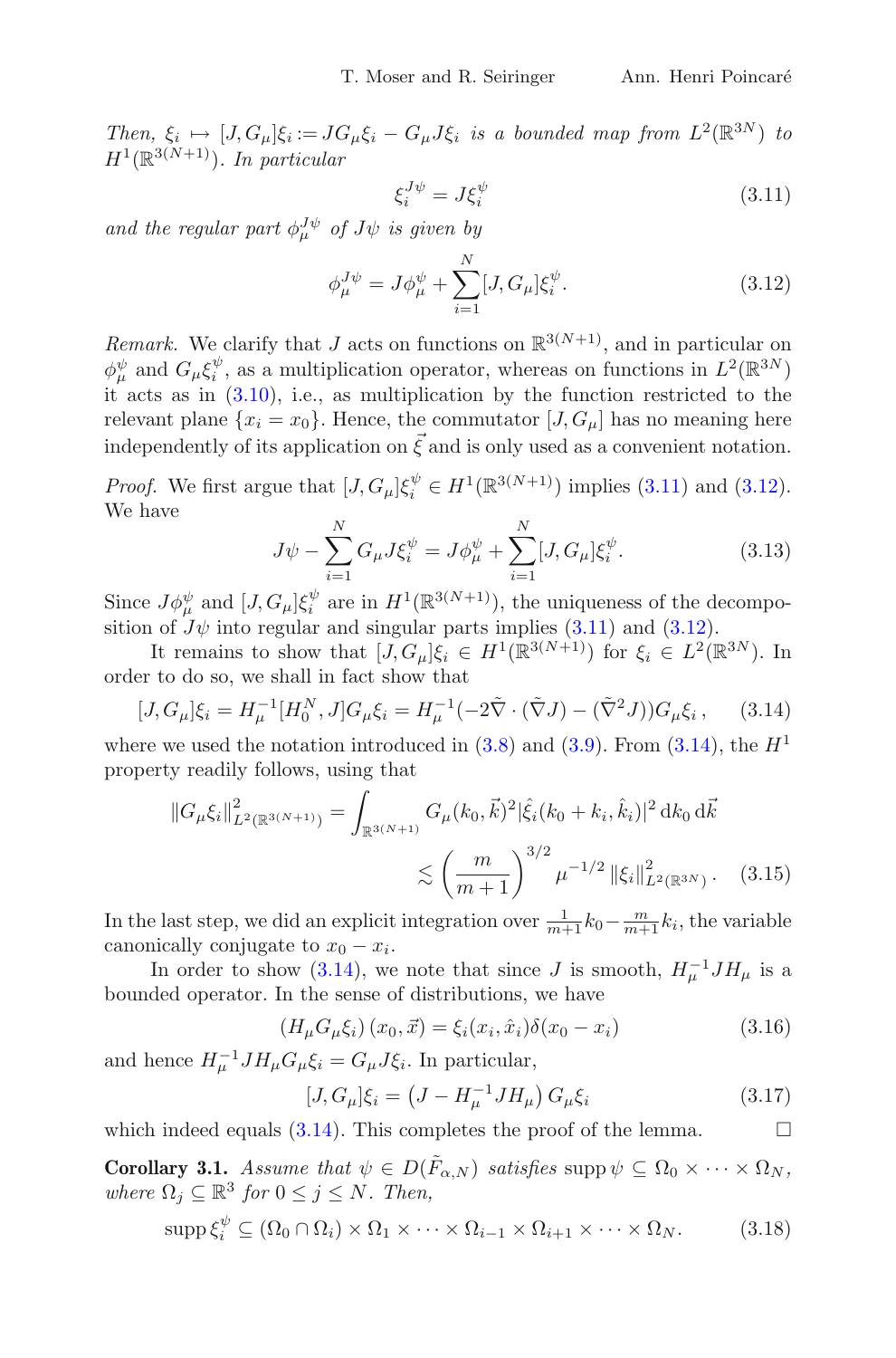*Then, $\xi_i \mapsto [J, G_\mu]\xi_i := JG_\mu\xi_i - G_\mu J\xi_i$ is a bounded map from $L^2(\mathbb{R}^{3N})$ to $H^1(\mathbb{R}^{3(N+1)})$. In particular*

$$\xi_i^{J\psi} = J\xi_i^{\psi} \tag{3.11}$$

*and the regular part $\phi_\mu^{J\psi}$ of $J\psi$ is given by*

$$\phi_\mu^{J\psi} = J\phi_\mu^{\psi} + \sum_{i=1}^{N}[J, G_\mu]\xi_i^{\psi}. \tag{3.12}$$

*Remark.* We clarify that $J$ acts on functions on $\mathbb{R}^{3(N+1)}$, and in particular on $\phi_\mu^\psi$ and $G_\mu\xi_i^\psi$, as a multiplication operator, whereas on functions in $L^2(\mathbb{R}^{3N})$ it acts as in (3.10), i.e., as multiplication by the function restricted to the relevant plane $\{x_i = x_0\}$. Hence, the commutator $[J, G_\mu]$ has no meaning here independently of its application on $\vec{\xi}$ and is only used as a convenient notation.

*Proof.* We first argue that $[J, G_\mu]\xi_i^\psi \in H^1(\mathbb{R}^{3(N+1)})$ implies (3.11) and (3.12). We have

$$J\psi - \sum_{i=1}^{N} G_\mu J\xi_i^\psi = J\phi_\mu^\psi + \sum_{i=1}^{N}[J, G_\mu]\xi_i^\psi. \tag{3.13}$$

Since $J\phi_\mu^\psi$ and $[J, G_\mu]\xi_i^\psi$ are in $H^1(\mathbb{R}^{3(N+1)})$, the uniqueness of the decomposition of $J\psi$ into regular and singular parts implies (3.11) and (3.12).

It remains to show that $[J, G_\mu]\xi_i \in H^1(\mathbb{R}^{3(N+1)})$ for $\xi_i \in L^2(\mathbb{R}^{3N})$. In order to do so, we shall in fact show that

$$[J, G_\mu]\xi_i = H_\mu^{-1}[H_0^N, J]G_\mu\xi_i = H_\mu^{-1}(-2\tilde{\nabla}\cdot(\tilde{\nabla}J) - (\tilde{\nabla}^2 J))G_\mu\xi_i\,, \tag{3.14}$$

where we used the notation introduced in (3.8) and (3.9). From (3.14), the $H^1$ property readily follows, using that

$$\begin{aligned}\|G_\mu\xi_i\|^2_{L^2(\mathbb{R}^{3(N+1)})} &= \int_{\mathbb{R}^{3(N+1)}} G_\mu(k_0, \vec{k})^2 |\hat{\xi}_i(k_0 + k_i, \hat{k}_i)|^2 \,\mathrm{d}k_0\,\mathrm{d}\vec{k} \\ &\lesssim \left(\frac{m}{m+1}\right)^{3/2} \mu^{-1/2}\, \|\xi_i\|^2_{L^2(\mathbb{R}^{3N})}. \end{aligned}\tag{3.15}$$

In the last step, we did an explicit integration over $\frac{1}{m+1}k_0 - \frac{m}{m+1}k_i$, the variable canonically conjugate to $x_0 - x_i$.

In order to show (3.14), we note that since $J$ is smooth, $H_\mu^{-1}JH_\mu$ is a bounded operator. In the sense of distributions, we have

$$(H_\mu G_\mu \xi_i)(x_0, \vec{x}) = \xi_i(x_i, \hat{x}_i)\delta(x_0 - x_i) \tag{3.16}$$

and hence $H_\mu^{-1}JH_\mu G_\mu\xi_i = G_\mu J\xi_i$. In particular,

$$[J, G_\mu]\xi_i = \left(J - H_\mu^{-1}JH_\mu\right)G_\mu\xi_i \tag{3.17}$$

which indeed equals (3.14). This completes the proof of the lemma. $\square$

**Corollary 3.1.** *Assume that $\psi \in D(\tilde{F}_{\alpha,N})$ satisfies $\operatorname{supp}\psi \subseteq \Omega_0 \times \cdots \times \Omega_N$, where $\Omega_j \subseteq \mathbb{R}^3$ for $0 \leq j \leq N$. Then,*

$$\operatorname{supp}\xi_i^\psi \subseteq (\Omega_0 \cap \Omega_i) \times \Omega_1 \times \cdots \times \Omega_{i-1} \times \Omega_{i+1} \times \cdots \times \Omega_N. \tag{3.18}$$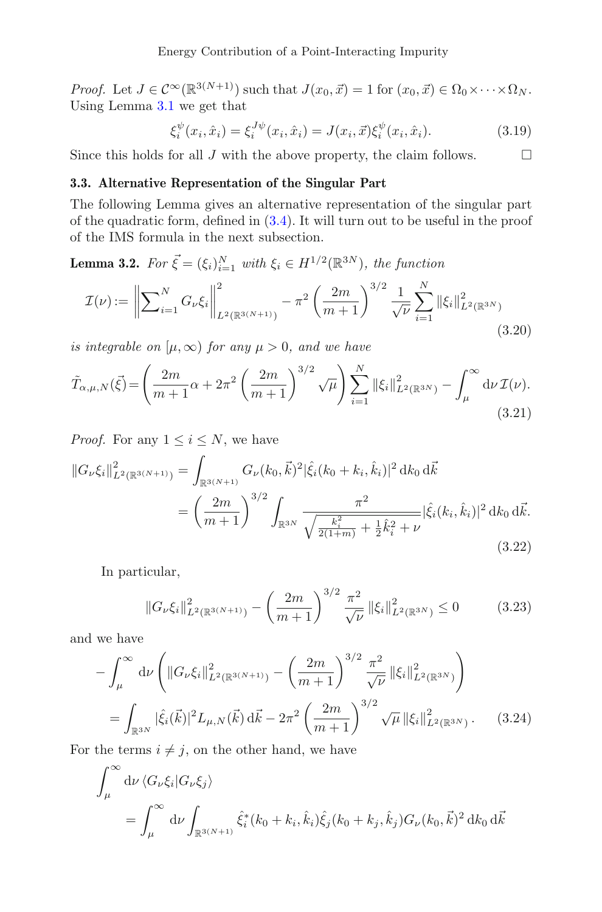*Proof.* Let $J \in \mathcal{C}^\infty(\mathbb{R}^{3(N+1)})$ such that $J(x_0, \vec{x}) = 1$ for $(x_0, \vec{x}) \in \Omega_0 \times \cdots \times \Omega_N$. Using Lemma 3.1 we get that

$$\xi_i^\psi(x_i, \hat{x}_i) = \xi_i^{J\psi}(x_i, \hat{x}_i) = J(x_i, \vec{x})\xi_i^\psi(x_i, \hat{x}_i). \tag{3.19}$$

Since this holds for all $J$ with the above property, the claim follows. $\square$

### 3.3. Alternative Representation of the Singular Part

The following Lemma gives an alternative representation of the singular part of the quadratic form, defined in (3.4). It will turn out to be useful in the proof of the IMS formula in the next subsection.

**Lemma 3.2.** *For $\vec{\xi} = (\xi_i)_{i=1}^N$ with $\xi_i \in H^{1/2}(\mathbb{R}^{3N})$, the function*

$$\mathcal{I}(\nu) := \left\| \sum_{i=1}^N G_\nu \xi_i \right\|^2_{L^2(\mathbb{R}^{3(N+1)})} - \pi^2 \left(\frac{2m}{m+1}\right)^{3/2} \frac{1}{\sqrt{\nu}} \sum_{i=1}^N \|\xi_i\|^2_{L^2(\mathbb{R}^{3N})} \tag{3.20}$$

*is integrable on $[\mu, \infty)$ for any $\mu > 0$, and we have*

$$\tilde{T}_{\alpha,\mu,N}(\vec{\xi}) = \left(\frac{2m}{m+1}\alpha + 2\pi^2 \left(\frac{2m}{m+1}\right)^{3/2} \sqrt{\mu}\right) \sum_{i=1}^N \|\xi_i\|^2_{L^2(\mathbb{R}^{3N})} - \int_\mu^\infty \mathrm{d}\nu\, \mathcal{I}(\nu). \tag{3.21}$$

*Proof.* For any $1 \le i \le N$, we have

$$\begin{aligned}
\|G_\nu \xi_i\|^2_{L^2(\mathbb{R}^{3(N+1)})} &= \int_{\mathbb{R}^{3(N+1)}} G_\nu(k_0, \vec{k})^2 |\hat{\xi}_i(k_0 + k_i, \hat{k}_i)|^2 \,\mathrm{d}k_0\, \mathrm{d}\vec{k} \\
&= \left(\frac{2m}{m+1}\right)^{3/2} \int_{\mathbb{R}^{3N}} \frac{\pi^2}{\sqrt{\frac{k_i^2}{2(1+m)} + \frac{1}{2}\hat{k}_i^2 + \nu}} |\hat{\xi}_i(k_i, \hat{k}_i)|^2 \,\mathrm{d}k_0\, \mathrm{d}\vec{k}.
\end{aligned} \tag{3.22}$$

In particular,

$$\|G_\nu \xi_i\|^2_{L^2(\mathbb{R}^{3(N+1)})} - \left(\frac{2m}{m+1}\right)^{3/2} \frac{\pi^2}{\sqrt{\nu}} \|\xi_i\|^2_{L^2(\mathbb{R}^{3N})} \le 0 \tag{3.23}$$

and we have

$$\begin{aligned}
&- \int_\mu^\infty \mathrm{d}\nu \left( \|G_\nu \xi_i\|^2_{L^2(\mathbb{R}^{3(N+1)})} - \left(\frac{2m}{m+1}\right)^{3/2} \frac{\pi^2}{\sqrt{\nu}} \|\xi_i\|^2_{L^2(\mathbb{R}^{3N})} \right) \\
&= \int_{\mathbb{R}^{3N}} |\hat{\xi}_i(\vec{k})|^2 L_{\mu,N}(\vec{k}) \,\mathrm{d}\vec{k} - 2\pi^2 \left(\frac{2m}{m+1}\right)^{3/2} \sqrt{\mu}\, \|\xi_i\|^2_{L^2(\mathbb{R}^{3N})}.
\end{aligned} \tag{3.24}$$

For the terms $i \ne j$, on the other hand, we have

$$\begin{aligned}
&\int_\mu^\infty \mathrm{d}\nu\, \langle G_\nu \xi_i | G_\nu \xi_j \rangle \\
&= \int_\mu^\infty \mathrm{d}\nu \int_{\mathbb{R}^{3(N+1)}} \hat{\xi}_i^*(k_0 + k_i, \hat{k}_i) \hat{\xi}_j(k_0 + k_j, \hat{k}_j) G_\nu(k_0, \vec{k})^2 \,\mathrm{d}k_0\, \mathrm{d}\vec{k}
\end{aligned}$$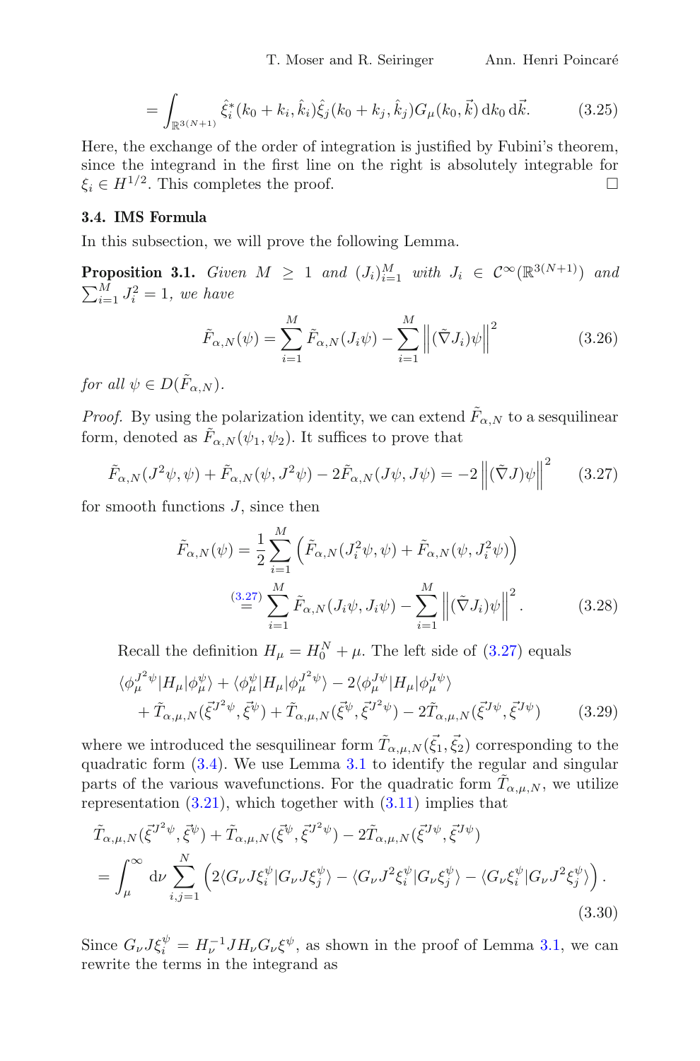$$= \int_{\mathbb{R}^{3(N+1)}} \hat{\xi}_i^*(k_0 + k_i, \hat{k}_i)\hat{\xi}_j(k_0 + k_j, \hat{k}_j) G_\mu(k_0, \vec{k})\, \mathrm{d}k_0\, \mathrm{d}\vec{k}. \tag{3.25}$$

Here, the exchange of the order of integration is justified by Fubini's theorem, since the integrand in the first line on the right is absolutely integrable for $\xi_i \in H^{1/2}$. This completes the proof. □

### 3.4. IMS Formula

In this subsection, we will prove the following Lemma.

**Proposition 3.1.** *Given $M \geq 1$ and $(J_i)_{i=1}^M$ with $J_i \in \mathcal{C}^\infty(\mathbb{R}^{3(N+1)})$ and $\sum_{i=1}^M J_i^2 = 1$, we have*

$$\tilde{F}_{\alpha,N}(\psi) = \sum_{i=1}^M \tilde{F}_{\alpha,N}(J_i\psi) - \sum_{i=1}^M \left\| (\tilde{\nabla} J_i)\psi \right\|^2 \tag{3.26}$$

*for all $\psi \in D(\tilde{F}_{\alpha,N})$.*

*Proof.* By using the polarization identity, we can extend $\tilde{F}_{\alpha,N}$ to a sesquilinear form, denoted as $\tilde{F}_{\alpha,N}(\psi_1, \psi_2)$. It suffices to prove that

$$\tilde{F}_{\alpha,N}(J^2\psi, \psi) + \tilde{F}_{\alpha,N}(\psi, J^2\psi) - 2\tilde{F}_{\alpha,N}(J\psi, J\psi) = -2 \left\| (\tilde{\nabla} J)\psi \right\|^2 \tag{3.27}$$

for smooth functions $J$, since then

$$\begin{aligned} \tilde{F}_{\alpha,N}(\psi) &= \frac{1}{2} \sum_{i=1}^M \left( \tilde{F}_{\alpha,N}(J_i^2\psi, \psi) + \tilde{F}_{\alpha,N}(\psi, J_i^2\psi) \right) \\ &\overset{(3.27)}{=} \sum_{i=1}^M \tilde{F}_{\alpha,N}(J_i\psi, J_i\psi) - \sum_{i=1}^M \left\| (\tilde{\nabla} J_i)\psi \right\|^2. \end{aligned} \tag{3.28}$$

Recall the definition $H_\mu = H_0^N + \mu$. The left side of (3.27) equals

$$\begin{aligned} &\langle \phi_\mu^{J^2\psi} | H_\mu | \phi_\mu^\psi \rangle + \langle \phi_\mu^\psi | H_\mu | \phi_\mu^{J^2\psi} \rangle - 2\langle \phi_\mu^{J\psi} | H_\mu | \phi_\mu^{J\psi} \rangle \\ &\quad + \tilde{T}_{\alpha,\mu,N}(\vec{\xi}^{J^2\psi}, \vec{\xi}^\psi) + \tilde{T}_{\alpha,\mu,N}(\vec{\xi}^\psi, \vec{\xi}^{J^2\psi}) - 2\tilde{T}_{\alpha,\mu,N}(\vec{\xi}^{J\psi}, \vec{\xi}^{J\psi}) \end{aligned} \tag{3.29}$$

where we introduced the sesquilinear form $\tilde{T}_{\alpha,\mu,N}(\vec{\xi}_1, \vec{\xi}_2)$ corresponding to the quadratic form (3.4). We use Lemma 3.1 to identify the regular and singular parts of the various wavefunctions. For the quadratic form $\tilde{T}_{\alpha,\mu,N}$, we utilize representation (3.21), which together with (3.11) implies that

$$\begin{aligned} &\tilde{T}_{\alpha,\mu,N}(\vec{\xi}^{J^2\psi}, \vec{\xi}^\psi) + \tilde{T}_{\alpha,\mu,N}(\vec{\xi}^\psi, \vec{\xi}^{J^2\psi}) - 2\tilde{T}_{\alpha,\mu,N}(\vec{\xi}^{J\psi}, \vec{\xi}^{J\psi}) \\ &= \int_\mu^\infty \mathrm{d}\nu \sum_{i,j=1}^N \left( 2\langle G_\nu J\xi_i^\psi | G_\nu J\xi_j^\psi \rangle - \langle G_\nu J^2\xi_i^\psi | G_\nu \xi_j^\psi \rangle - \langle G_\nu \xi_i^\psi | G_\nu J^2\xi_j^\psi \rangle \right). \end{aligned} \tag{3.30}$$

Since $G_\nu J\xi_i^\psi = H_\nu^{-1} J H_\nu G_\nu \xi^\psi$, as shown in the proof of Lemma 3.1, we can rewrite the terms in the integrand as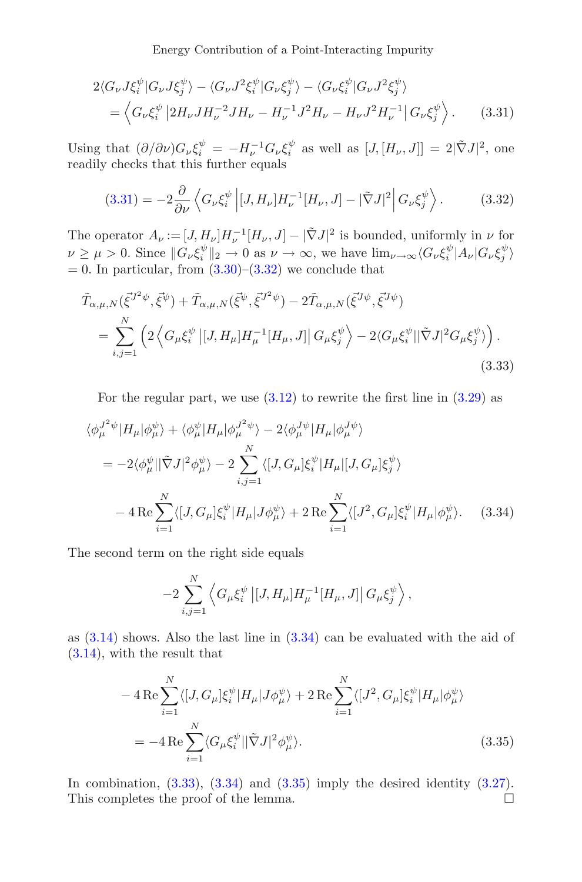$$
\begin{aligned}
&2\langle G_\nu J\xi_i^\psi | G_\nu J\xi_j^\psi\rangle - \langle G_\nu J^2\xi_i^\psi | G_\nu \xi_j^\psi\rangle - \langle G_\nu \xi_i^\psi | G_\nu J^2\xi_j^\psi\rangle \\
&\quad = \left\langle G_\nu \xi_i^\psi \left| 2H_\nu J H_\nu^{-2} J H_\nu - H_\nu^{-1} J^2 H_\nu - H_\nu J^2 H_\nu^{-1} \right| G_\nu \xi_j^\psi \right\rangle. \qquad (3.31)
\end{aligned}
$$

Using that $(\partial/\partial\nu) G_\nu \xi_i^\psi = -H_\nu^{-1} G_\nu \xi_i^\psi$ as well as $[J,[H_\nu, J]] = 2|\tilde\nabla J|^2$, one readily checks that this further equals

$$
(3.31) = -2\frac{\partial}{\partial \nu}\left\langle G_\nu \xi_i^\psi \left| [J,H_\nu]H_\nu^{-1}[H_\nu, J] - |\tilde\nabla J|^2 \right| G_\nu \xi_j^\psi \right\rangle. \qquad (3.32)
$$

The operator $A_\nu := [J,H_\nu]H_\nu^{-1}[H_\nu,J] - |\tilde\nabla J|^2$ is bounded, uniformly in $\nu$ for $\nu \geq \mu > 0$. Since $\|G_\nu \xi_i^\psi\|_2 \to 0$ as $\nu \to \infty$, we have $\lim_{\nu\to\infty}\langle G_\nu \xi_i^\psi | A_\nu | G_\nu \xi_j^\psi\rangle = 0$. In particular, from (3.30)–(3.32) we conclude that

$$
\begin{aligned}
&\tilde T_{\alpha,\mu,N}(\vec\xi^{J^2\psi}, \vec\xi^\psi) + \tilde T_{\alpha,\mu,N}(\vec\xi^\psi, \vec\xi^{J^2\psi}) - 2\tilde T_{\alpha,\mu,N}(\vec\xi^{J\psi}, \vec\xi^{J\psi}) \\
&\quad = \sum_{i,j=1}^N \left( 2\left\langle G_\mu \xi_i^\psi \left| [J,H_\mu]H_\mu^{-1}[H_\mu,J] \right| G_\mu \xi_j^\psi \right\rangle - 2\langle G_\mu \xi_i^\psi | |\tilde\nabla J|^2 G_\mu \xi_j^\psi\rangle \right). \qquad (3.33)
\end{aligned}
$$

For the regular part, we use (3.12) to rewrite the first line in (3.29) as

$$
\begin{aligned}
&\langle \phi_\mu^{J^2\psi} | H_\mu | \phi_\mu^\psi\rangle + \langle \phi_\mu^\psi | H_\mu | \phi_\mu^{J^2\psi}\rangle - 2\langle \phi_\mu^{J\psi} | H_\mu | \phi_\mu^{J\psi}\rangle \\
&\quad = -2\langle \phi_\mu^\psi | |\tilde\nabla J|^2 \phi_\mu^\psi\rangle - 2\sum_{i,j=1}^N \langle [J,G_\mu]\xi_i^\psi | H_\mu | [J,G_\mu]\xi_j^\psi\rangle \\
&\qquad - 4\,\mathrm{Re}\sum_{i=1}^N \langle [J,G_\mu]\xi_i^\psi | H_\mu | J\phi_\mu^\psi\rangle + 2\,\mathrm{Re}\sum_{i=1}^N \langle [J^2,G_\mu]\xi_i^\psi | H_\mu | \phi_\mu^\psi\rangle. \qquad (3.34)
\end{aligned}
$$

The second term on the right side equals

$$
-2\sum_{i,j=1}^N \left\langle G_\mu \xi_i^\psi \left| [J,H_\mu]H_\mu^{-1}[H_\mu,J] \right| G_\mu \xi_j^\psi \right\rangle,
$$

as (3.14) shows. Also the last line in (3.34) can be evaluated with the aid of (3.14), with the result that

$$
\begin{aligned}
&-4\,\mathrm{Re}\sum_{i=1}^N \langle [J,G_\mu]\xi_i^\psi | H_\mu | J\phi_\mu^\psi\rangle + 2\,\mathrm{Re}\sum_{i=1}^N \langle [J^2,G_\mu]\xi_i^\psi | H_\mu | \phi_\mu^\psi\rangle \\
&\quad = -4\,\mathrm{Re}\sum_{i=1}^N \langle G_\mu \xi_i^\psi | |\tilde\nabla J|^2 \phi_\mu^\psi\rangle. \qquad (3.35)
\end{aligned}
$$

In combination, (3.33), (3.34) and (3.35) imply the desired identity (3.27). This completes the proof of the lemma. □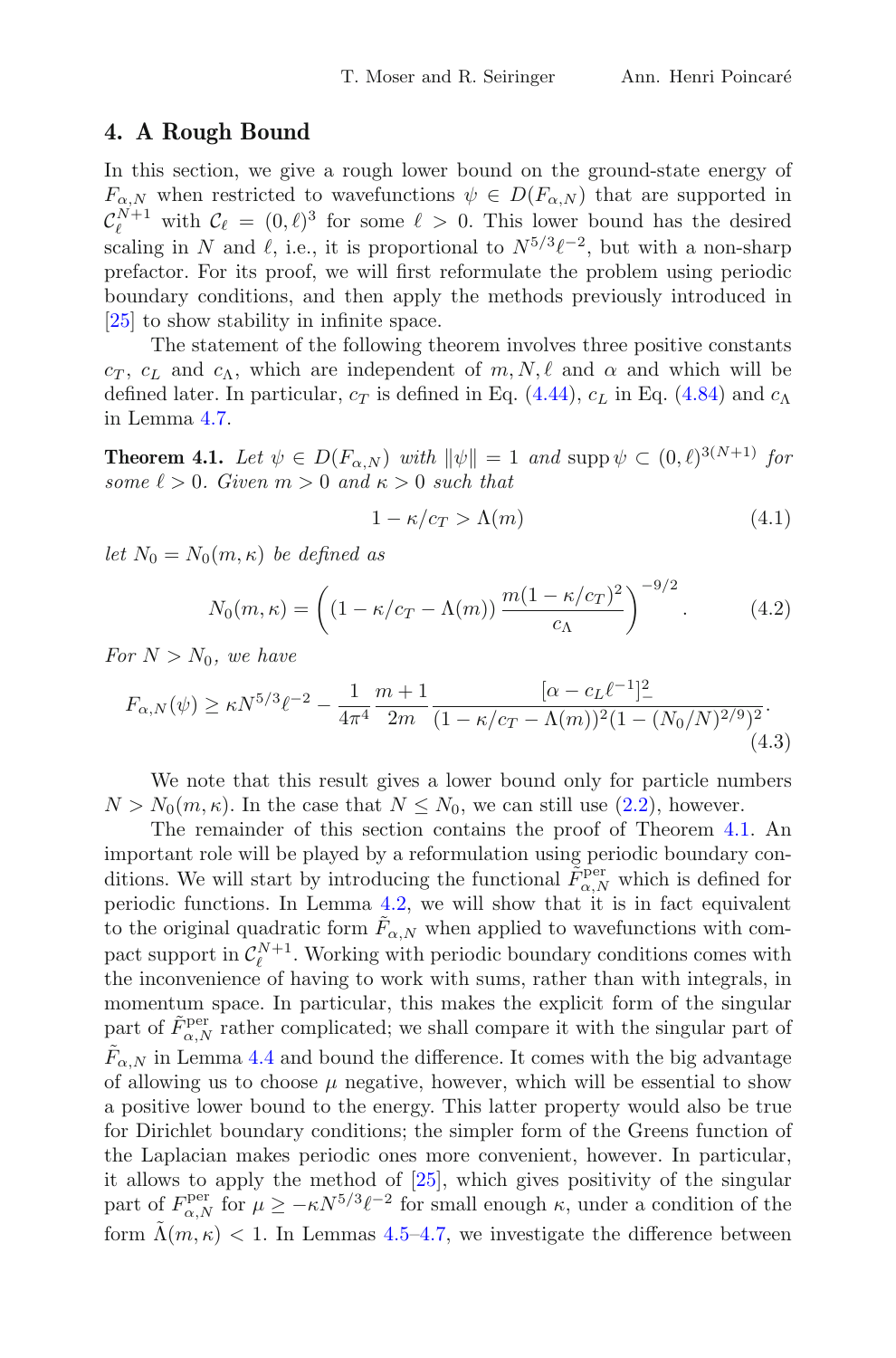## 4. A Rough Bound

In this section, we give a rough lower bound on the ground-state energy of $F_{\alpha,N}$ when restricted to wavefunctions $\psi \in D(F_{\alpha,N})$ that are supported in $\mathcal{C}_\ell^{N+1}$ with $\mathcal{C}_\ell = (0,\ell)^3$ for some $\ell > 0$. This lower bound has the desired scaling in $N$ and $\ell$, i.e., it is proportional to $N^{5/3}\ell^{-2}$, but with a non-sharp prefactor. For its proof, we will first reformulate the problem using periodic boundary conditions, and then apply the methods previously introduced in [25] to show stability in infinite space.

The statement of the following theorem involves three positive constants $c_T$, $c_L$ and $c_\Lambda$, which are independent of $m, N, \ell$ and $\alpha$ and which will be defined later. In particular, $c_T$ is defined in Eq. (4.44), $c_L$ in Eq. (4.84) and $c_\Lambda$ in Lemma 4.7.

**Theorem 4.1.** *Let $\psi \in D(F_{\alpha,N})$ with $\|\psi\| = 1$ and $\operatorname{supp}\psi \subset (0,\ell)^{3(N+1)}$ for some $\ell > 0$. Given $m > 0$ and $\kappa > 0$ such that*

$$1 - \kappa/c_T > \Lambda(m) \tag{4.1}$$

*let $N_0 = N_0(m,\kappa)$ be defined as*

$$N_0(m,\kappa) = \left( (1 - \kappa/c_T - \Lambda(m)) \frac{m(1-\kappa/c_T)^2}{c_\Lambda} \right)^{-9/2}. \tag{4.2}$$

*For $N > N_0$, we have*

$$F_{\alpha,N}(\psi) \geq \kappa N^{5/3}\ell^{-2} - \frac{1}{4\pi^4}\frac{m+1}{2m}\frac{[\alpha - c_L\ell^{-1}]_-^2}{(1-\kappa/c_T - \Lambda(m))^2(1-(N_0/N)^{2/9})^2}. \tag{4.3}$$

We note that this result gives a lower bound only for particle numbers $N > N_0(m,\kappa)$. In the case that $N \leq N_0$, we can still use (2.2), however.

The remainder of this section contains the proof of Theorem 4.1. An important role will be played by a reformulation using periodic boundary conditions. We will start by introducing the functional $\tilde{F}^{\text{per}}_{\alpha,N}$ which is defined for periodic functions. In Lemma 4.2, we will show that it is in fact equivalent to the original quadratic form $\tilde{F}_{\alpha,N}$ when applied to wavefunctions with compact support in $\mathcal{C}_\ell^{N+1}$. Working with periodic boundary conditions comes with the inconvenience of having to work with sums, rather than with integrals, in momentum space. In particular, this makes the explicit form of the singular part of $\tilde{F}^{\text{per}}_{\alpha,N}$ rather complicated; we shall compare it with the singular part of $\tilde{F}_{\alpha,N}$ in Lemma 4.4 and bound the difference. It comes with the big advantage of allowing us to choose $\mu$ negative, however, which will be essential to show a positive lower bound to the energy. This latter property would also be true for Dirichlet boundary conditions; the simpler form of the Greens function of the Laplacian makes periodic ones more convenient, however. In particular, it allows to apply the method of [25], which gives positivity of the singular part of $F^{\text{per}}_{\alpha,N}$ for $\mu \geq -\kappa N^{5/3}\ell^{-2}$ for small enough $\kappa$, under a condition of the form $\tilde{\Lambda}(m,\kappa) < 1$. In Lemmas 4.5–4.7, we investigate the difference between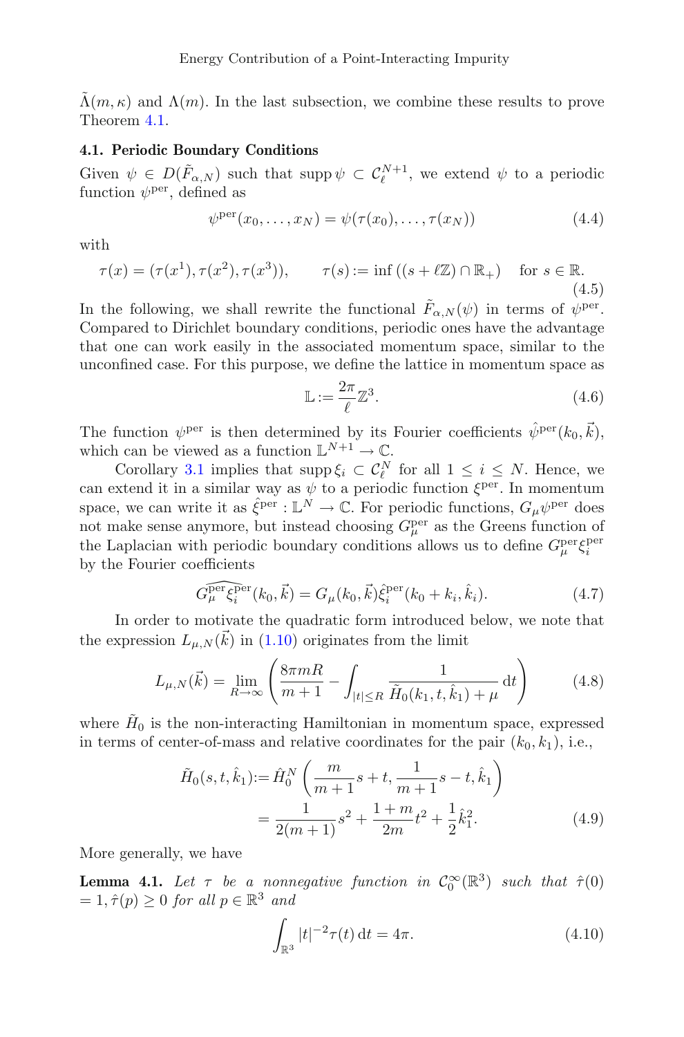$\tilde{\Lambda}(m, \kappa)$ and $\Lambda(m)$. In the last subsection, we combine these results to prove Theorem 4.1.

### 4.1. Periodic Boundary Conditions

Given $\psi \in D(\tilde{F}_{\alpha,N})$ such that $\operatorname{supp} \psi \subset \mathcal{C}_\ell^{N+1}$, we extend $\psi$ to a periodic function $\psi^{\mathrm{per}}$, defined as

$$\psi^{\mathrm{per}}(x_0, \ldots, x_N) = \psi(\tau(x_0), \ldots, \tau(x_N)) \tag{4.4}$$

with

$$\tau(x) = (\tau(x^1), \tau(x^2), \tau(x^3)), \qquad \tau(s) := \inf\left((s + \ell\mathbb{Z}) \cap \mathbb{R}_+\right) \quad \text{for } s \in \mathbb{R}. \tag{4.5}$$

In the following, we shall rewrite the functional $\tilde{F}_{\alpha,N}(\psi)$ in terms of $\psi^{\mathrm{per}}$. Compared to Dirichlet boundary conditions, periodic ones have the advantage that one can work easily in the associated momentum space, similar to the unconfined case. For this purpose, we define the lattice in momentum space as

$$\mathbb{L} := \frac{2\pi}{\ell}\mathbb{Z}^3. \tag{4.6}$$

The function $\psi^{\mathrm{per}}$ is then determined by its Fourier coefficients $\hat{\psi}^{\mathrm{per}}(k_0, \vec{k})$, which can be viewed as a function $\mathbb{L}^{N+1} \to \mathbb{C}$.

Corollary 3.1 implies that $\operatorname{supp} \xi_i \subset \mathcal{C}_\ell^N$ for all $1 \leq i \leq N$. Hence, we can extend it in a similar way as $\psi$ to a periodic function $\xi^{\mathrm{per}}$. In momentum space, we can write it as $\hat{\xi}^{\mathrm{per}} : \mathbb{L}^N \to \mathbb{C}$. For periodic functions, $G_\mu \psi^{\mathrm{per}}$ does not make sense anymore, but instead choosing $G_\mu^{\mathrm{per}}$ as the Greens function of the Laplacian with periodic boundary conditions allows us to define $G_\mu^{\mathrm{per}} \xi_i^{\mathrm{per}}$ by the Fourier coefficients

$$\widehat{G_\mu^{\mathrm{per}} \xi_i^{\mathrm{per}}}(k_0, \vec{k}) = G_\mu(k_0, \vec{k}) \hat{\xi}_i^{\mathrm{per}}(k_0 + k_i, \hat{k}_i). \tag{4.7}$$

In order to motivate the quadratic form introduced below, we note that the expression $L_{\mu,N}(\vec{k})$ in (1.10) originates from the limit

$$L_{\mu,N}(\vec{k}) = \lim_{R \to \infty} \left( \frac{8\pi m R}{m+1} - \int_{|t| \leq R} \frac{1}{\tilde{H}_0(k_1, t, \hat{k}_1) + \mu} \, \mathrm{d}t \right) \tag{4.8}$$

where $\tilde{H}_0$ is the non-interacting Hamiltonian in momentum space, expressed in terms of center-of-mass and relative coordinates for the pair $(k_0, k_1)$, i.e.,

$$\begin{aligned} \tilde{H}_0(s, t, \hat{k}_1) &:= \hat{H}_0^N \left( \frac{m}{m+1}s + t, \frac{1}{m+1}s - t, \hat{k}_1 \right) \\ &= \frac{1}{2(m+1)}s^2 + \frac{1+m}{2m}t^2 + \frac{1}{2}\hat{k}_1^2. \end{aligned} \tag{4.9}$$

More generally, we have

**Lemma 4.1.** *Let $\tau$ be a nonnegative function in $\mathcal{C}_0^\infty(\mathbb{R}^3)$ such that $\hat{\tau}(0) = 1, \hat{\tau}(p) \geq 0$ for all $p \in \mathbb{R}^3$ and*

$$\int_{\mathbb{R}^3} |t|^{-2} \tau(t) \, \mathrm{d}t = 4\pi. \tag{4.10}$$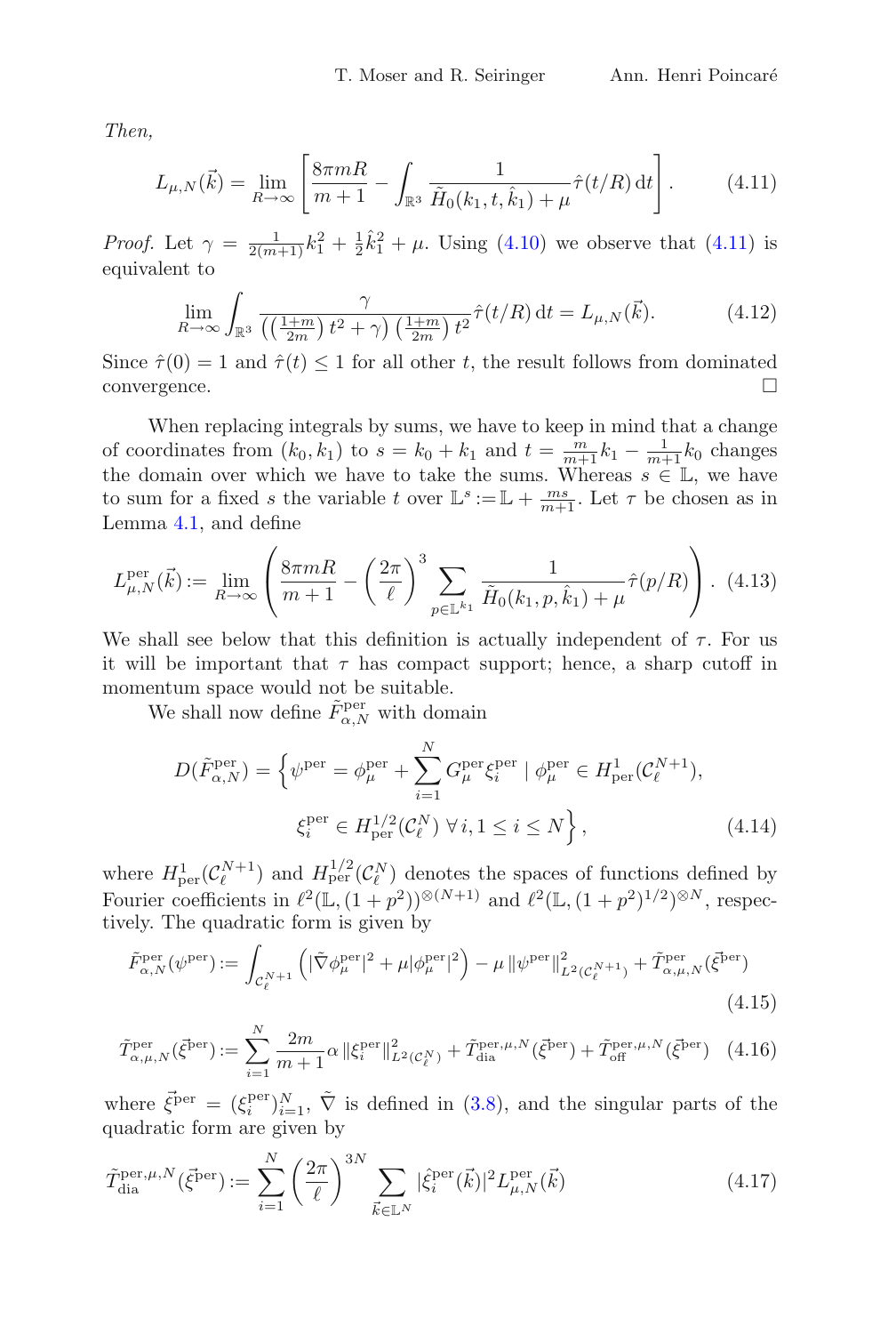*Then,*

$$L_{\mu,N}(\vec{k}) = \lim_{R\to\infty}\left[\frac{8\pi m R}{m+1} - \int_{\mathbb{R}^3} \frac{1}{\tilde{H}_0(k_1,t,\hat{k}_1)+\mu}\hat{\tau}(t/R)\,\mathrm{d}t\right]. \tag{4.11}$$

*Proof.* Let $\gamma = \frac{1}{2(m+1)}k_1^2 + \frac{1}{2}\hat{k}_1^2 + \mu$. Using (4.10) we observe that (4.11) is equivalent to

$$\lim_{R\to\infty}\int_{\mathbb{R}^3} \frac{\gamma}{\left(\left(\frac{1+m}{2m}\right)t^2+\gamma\right)\left(\frac{1+m}{2m}\right)t^2}\hat{\tau}(t/R)\,\mathrm{d}t = L_{\mu,N}(\vec{k}). \tag{4.12}$$

Since $\hat{\tau}(0)=1$ and $\hat{\tau}(t)\leq 1$ for all other $t$, the result follows from dominated convergence. $\square$

When replacing integrals by sums, we have to keep in mind that a change of coordinates from $(k_0,k_1)$ to $s=k_0+k_1$ and $t=\frac{m}{m+1}k_1 - \frac{1}{m+1}k_0$ changes the domain over which we have to take the sums. Whereas $s\in\mathbb{L}$, we have to sum for a fixed $s$ the variable $t$ over $\mathbb{L}^s := \mathbb{L}+\frac{ms}{m+1}$. Let $\tau$ be chosen as in Lemma 4.1, and define

$$L^{\mathrm{per}}_{\mu,N}(\vec{k}) := \lim_{R\to\infty}\left(\frac{8\pi m R}{m+1} - \left(\frac{2\pi}{\ell}\right)^3 \sum_{p\in\mathbb{L}^{k_1}} \frac{1}{\tilde{H}_0(k_1,p,\hat{k}_1)+\mu}\hat{\tau}(p/R)\right). \tag{4.13}$$

We shall see below that this definition is actually independent of $\tau$. For us it will be important that $\tau$ has compact support; hence, a sharp cutoff in momentum space would not be suitable.

We shall now define $\tilde{F}^{\mathrm{per}}_{\alpha,N}$ with domain

$$\begin{aligned} D(\tilde{F}^{\mathrm{per}}_{\alpha,N}) = \Big\{\psi^{\mathrm{per}} = \phi^{\mathrm{per}}_\mu + \sum_{i=1}^N G^{\mathrm{per}}_\mu \xi^{\mathrm{per}}_i \mid \phi^{\mathrm{per}}_\mu \in H^1_{\mathrm{per}}(\mathcal{C}^{N+1}_\ell),\\ \xi^{\mathrm{per}}_i \in H^{1/2}_{\mathrm{per}}(\mathcal{C}^N_\ell)\ \forall\, i, 1\leq i\leq N\Big\}, \end{aligned} \tag{4.14}$$

where $H^1_{\mathrm{per}}(\mathcal{C}^{N+1}_\ell)$ and $H^{1/2}_{\mathrm{per}}(\mathcal{C}^N_\ell)$ denotes the spaces of functions defined by Fourier coefficients in $\ell^2(\mathbb{L},(1+p^2))^{\otimes(N+1)}$ and $\ell^2(\mathbb{L},(1+p^2)^{1/2})^{\otimes N}$, respectively. The quadratic form is given by

$$\tilde{F}^{\mathrm{per}}_{\alpha,N}(\psi^{\mathrm{per}}) := \int_{\mathcal{C}^{N+1}_\ell}\left(|\tilde{\nabla}\phi^{\mathrm{per}}_\mu|^2 + \mu|\phi^{\mathrm{per}}_\mu|^2\right) - \mu\,\|\psi^{\mathrm{per}}\|^2_{L^2(\mathcal{C}^{N+1}_\ell)} + \tilde{T}^{\mathrm{per}}_{\alpha,\mu,N}(\vec{\xi}^{\mathrm{per}}) \tag{4.15}$$

$$\tilde{T}^{\mathrm{per}}_{\alpha,\mu,N}(\vec{\xi}^{\mathrm{per}}) := \sum_{i=1}^N \frac{2m}{m+1}\alpha\,\|\xi^{\mathrm{per}}_i\|^2_{L^2(\mathcal{C}^N_\ell)} + \tilde{T}^{\mathrm{per},\mu,N}_{\mathrm{dia}}(\vec{\xi}^{\mathrm{per}}) + \tilde{T}^{\mathrm{per},\mu,N}_{\mathrm{off}}(\vec{\xi}^{\mathrm{per}}) \tag{4.16}$$

where $\vec{\xi}^{\mathrm{per}} = (\xi^{\mathrm{per}}_i)^N_{i=1}$, $\tilde{\nabla}$ is defined in (3.8), and the singular parts of the quadratic form are given by

$$\tilde{T}^{\mathrm{per},\mu,N}_{\mathrm{dia}}(\vec{\xi}^{\mathrm{per}}) := \sum_{i=1}^N \left(\frac{2\pi}{\ell}\right)^{3N} \sum_{\vec{k}\in\mathbb{L}^N} |\hat{\xi}^{\mathrm{per}}_i(\vec{k})|^2 L^{\mathrm{per}}_{\mu,N}(\vec{k}) \tag{4.17}$$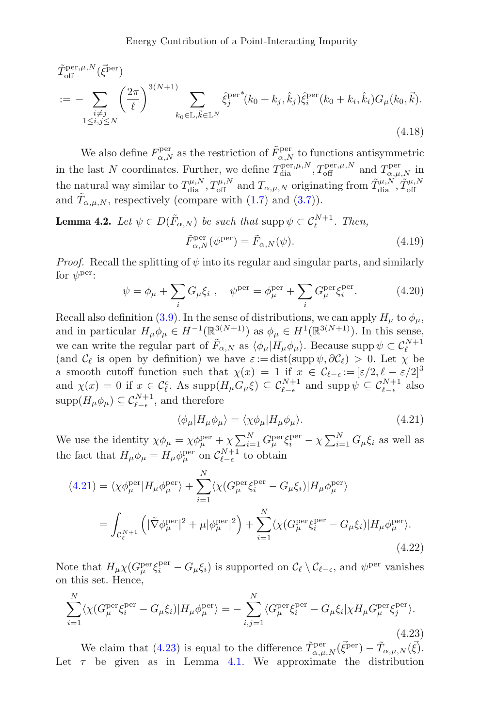$$
\tilde{T}_{\mathrm{off}}^{\mathrm{per},\mu,N}(\vec{\xi}^{\mathrm{per}}) := - \sum_{\substack{i \neq j \\ 1 \leq i,j \leq N}} \left(\frac{2\pi}{\ell}\right)^{3(N+1)} \sum_{k_0 \in \mathbb{L}, \vec{k} \in \mathbb{L}^N} \hat{\xi}_j^{\mathrm{per}*}(k_0 + k_j, \hat{k}_j) \hat{\xi}_i^{\mathrm{per}}(k_0 + k_i, \hat{k}_i) G_\mu(k_0, \vec{k}). \tag{4.18}
$$

We also define $F_{\alpha,N}^{\mathrm{per}}$ as the restriction of $\tilde{F}_{\alpha,N}^{\mathrm{per}}$ to functions antisymmetric in the last $N$ coordinates. Further, we define $T_{\mathrm{dia}}^{\mathrm{per},\mu,N}, T_{\mathrm{off}}^{\mathrm{per},\mu,N}$ and $T_{\alpha,\mu,N}^{\mathrm{per}}$ in the natural way similar to $T_{\mathrm{dia}}^{\mu,N}, T_{\mathrm{off}}^{\mu,N}$ and $T_{\alpha,\mu,N}$ originating from $\tilde{T}_{\mathrm{dia}}^{\mu,N}, \tilde{T}_{\mathrm{off}}^{\mu,N}$ and $\tilde{T}_{\alpha,\mu,N}$, respectively (compare with (1.7) and (3.7)).

**Lemma 4.2.** *Let $\psi \in D(\tilde{F}_{\alpha,N})$ be such that $\operatorname{supp} \psi \subset \mathcal{C}_\ell^{N+1}$. Then,*

$$
\tilde{F}_{\alpha,N}^{\mathrm{per}}(\psi^{\mathrm{per}}) = \tilde{F}_{\alpha,N}(\psi). \tag{4.19}
$$

*Proof.* Recall the splitting of $\psi$ into its regular and singular parts, and similarly for $\psi^{\mathrm{per}}$:

$$
\psi = \phi_\mu + \sum_i G_\mu \xi_i \ , \quad \psi^{\mathrm{per}} = \phi_\mu^{\mathrm{per}} + \sum_i G_\mu^{\mathrm{per}} \xi_i^{\mathrm{per}}. \tag{4.20}
$$

Recall also definition (3.9). In the sense of distributions, we can apply $H_\mu$ to $\phi_\mu$, and in particular $H_\mu \phi_\mu \in H^{-1}(\mathbb{R}^{3(N+1)})$ as $\phi_\mu \in H^1(\mathbb{R}^{3(N+1)})$. In this sense, we can write the regular part of $\tilde{F}_{\alpha,N}$ as $\langle \phi_\mu | H_\mu \phi_\mu \rangle$. Because $\operatorname{supp} \psi \subset \mathcal{C}_\ell^{N+1}$ (and $\mathcal{C}_\ell$ is open by definition) we have $\varepsilon := \operatorname{dist}(\operatorname{supp} \psi, \partial \mathcal{C}_\ell) > 0$. Let $\chi$ be a smooth cutoff function such that $\chi(x) = 1$ if $x \in \mathcal{C}_{\ell-\epsilon} := [\varepsilon/2, \ell - \varepsilon/2]^3$ and $\chi(x) = 0$ if $x \in \mathcal{C}_\ell^c$. As $\operatorname{supp}(H_\mu G_\mu \xi) \subseteq \mathcal{C}_{\ell-\epsilon}^{N+1}$ and $\operatorname{supp} \psi \subseteq \mathcal{C}_{\ell-\epsilon}^{N+1}$ also $\operatorname{supp}(H_\mu \phi_\mu) \subseteq \mathcal{C}_{\ell-\epsilon}^{N+1}$, and therefore

$$
\langle \phi_\mu | H_\mu \phi_\mu \rangle = \langle \chi \phi_\mu | H_\mu \phi_\mu \rangle. \tag{4.21}
$$

We use the identity $\chi \phi_\mu = \chi \phi_\mu^{\mathrm{per}} + \chi \sum_{i=1}^N G_\mu^{\mathrm{per}} \xi_i^{\mathrm{per}} - \chi \sum_{i=1}^N G_\mu \xi_i$ as well as the fact that $H_\mu \phi_\mu = H_\mu \phi_\mu^{\mathrm{per}}$ on $\mathcal{C}_{\ell-\epsilon}^{N+1}$ to obtain

$$
\begin{aligned}
(4.21) &= \langle \chi \phi_\mu^{\mathrm{per}} | H_\mu \phi_\mu^{\mathrm{per}} \rangle + \sum_{i=1}^N \langle \chi (G_\mu^{\mathrm{per}} \xi_i^{\mathrm{per}} - G_\mu \xi_i) | H_\mu \phi_\mu^{\mathrm{per}} \rangle \\
&= \int_{\mathcal{C}_\ell^{N+1}} \left( |\tilde{\nabla} \phi_\mu^{\mathrm{per}}|^2 + \mu |\phi_\mu^{\mathrm{per}}|^2 \right) + \sum_{i=1}^N \langle \chi (G_\mu^{\mathrm{per}} \xi_i^{\mathrm{per}} - G_\mu \xi_i) | H_\mu \phi_\mu^{\mathrm{per}} \rangle.
\end{aligned} \tag{4.22}
$$

Note that $H_\mu \chi (G_\mu^{\mathrm{per}} \xi_i^{\mathrm{per}} - G_\mu \xi_i)$ is supported on $\mathcal{C}_\ell \setminus \mathcal{C}_{\ell-\epsilon}$, and $\psi^{\mathrm{per}}$ vanishes on this set. Hence,

$$
\sum_{i=1}^N \langle \chi (G_\mu^{\mathrm{per}} \xi_i^{\mathrm{per}} - G_\mu \xi_i) | H_\mu \phi_\mu^{\mathrm{per}} \rangle = - \sum_{i,j=1}^N \langle G_\mu^{\mathrm{per}} \xi_i^{\mathrm{per}} - G_\mu \xi_i | \chi H_\mu G_\mu^{\mathrm{per}} \xi_j^{\mathrm{per}} \rangle. \tag{4.23}
$$

We claim that (4.23) is equal to the difference $\tilde{T}_{\alpha,\mu,N}^{\mathrm{per}}(\vec{\xi}^{\mathrm{per}}) - \tilde{T}_{\alpha,\mu,N}(\vec{\xi})$. Let $\tau$ be given as in Lemma 4.1. We approximate the distribution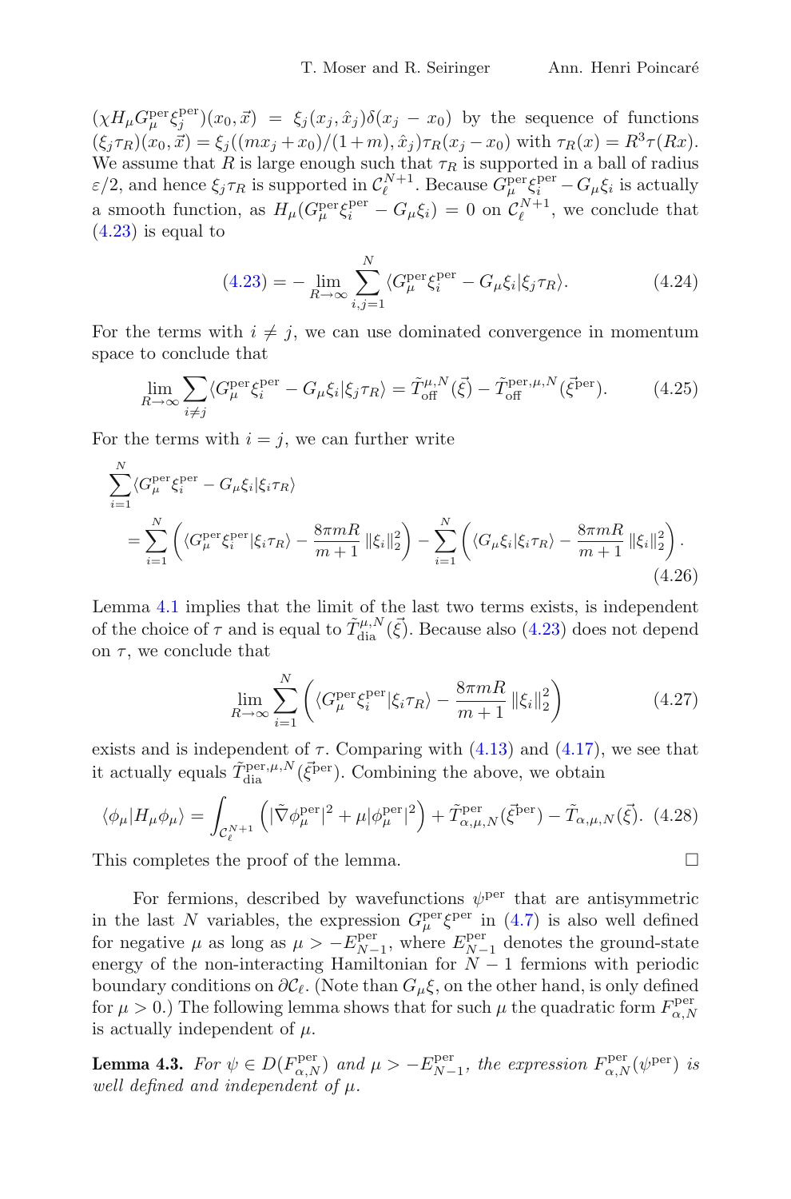$(\chi H_\mu G_\mu^{\mathrm{per}} \xi_j^{\mathrm{per}})(x_0, \vec{x}) = \xi_j(x_j, \hat{x}_j)\delta(x_j - x_0)$ by the sequence of functions $(\xi_j \tau_R)(x_0, \vec{x}) = \xi_j((m x_j + x_0)/(1+m), \hat{x}_j)\tau_R(x_j - x_0)$ with $\tau_R(x) = R^3 \tau(Rx)$. We assume that $R$ is large enough such that $\tau_R$ is supported in a ball of radius $\varepsilon/2$, and hence $\xi_j \tau_R$ is supported in $\mathcal{C}_\ell^{N+1}$. Because $G_\mu^{\mathrm{per}} \xi_i^{\mathrm{per}} - G_\mu \xi_i$ is actually a smooth function, as $H_\mu(G_\mu^{\mathrm{per}} \xi_i^{\mathrm{per}} - G_\mu \xi_i) = 0$ on $\mathcal{C}_\ell^{N+1}$, we conclude that (4.23) is equal to

$$
(4.23) = -\lim_{R \to \infty} \sum_{i,j=1}^{N} \langle G_\mu^{\mathrm{per}} \xi_i^{\mathrm{per}} - G_\mu \xi_i | \xi_j \tau_R \rangle. \tag{4.24}
$$

For the terms with $i \neq j$, we can use dominated convergence in momentum space to conclude that

$$
\lim_{R \to \infty} \sum_{i \neq j} \langle G_\mu^{\mathrm{per}} \xi_i^{\mathrm{per}} - G_\mu \xi_i | \xi_j \tau_R \rangle = \tilde{T}_{\mathrm{off}}^{\mu,N}(\vec{\xi}) - \tilde{T}_{\mathrm{off}}^{\mathrm{per},\mu,N}(\vec{\xi}^{\mathrm{per}}). \tag{4.25}
$$

For the terms with $i = j$, we can further write

$$
\begin{aligned}
&\sum_{i=1}^{N} \langle G_\mu^{\mathrm{per}} \xi_i^{\mathrm{per}} - G_\mu \xi_i | \xi_i \tau_R \rangle \\
&\quad = \sum_{i=1}^{N} \left( \langle G_\mu^{\mathrm{per}} \xi_i^{\mathrm{per}} | \xi_i \tau_R \rangle - \frac{8\pi m R}{m+1} \|\xi_i\|_2^2 \right) - \sum_{i=1}^{N} \left( \langle G_\mu \xi_i | \xi_i \tau_R \rangle - \frac{8\pi m R}{m+1} \|\xi_i\|_2^2 \right).
\end{aligned} \tag{4.26}
$$

Lemma 4.1 implies that the limit of the last two terms exists, is independent of the choice of $\tau$ and is equal to $\tilde{T}_{\mathrm{dia}}^{\mu,N}(\vec{\xi})$. Because also (4.23) does not depend on $\tau$, we conclude that

$$
\lim_{R \to \infty} \sum_{i=1}^{N} \left( \langle G_\mu^{\mathrm{per}} \xi_i^{\mathrm{per}} | \xi_i \tau_R \rangle - \frac{8\pi m R}{m+1} \|\xi_i\|_2^2 \right) \tag{4.27}
$$

exists and is independent of $\tau$. Comparing with (4.13) and (4.17), we see that it actually equals $\tilde{T}_{\mathrm{dia}}^{\mathrm{per},\mu,N}(\vec{\xi}^{\mathrm{per}})$. Combining the above, we obtain

$$
\langle \phi_\mu | H_\mu \phi_\mu \rangle = \int_{\mathcal{C}_\ell^{N+1}} \left( |\tilde{\nabla} \phi_\mu^{\mathrm{per}}|^2 + \mu |\phi_\mu^{\mathrm{per}}|^2 \right) + \tilde{T}_{\alpha,\mu,N}^{\mathrm{per}}(\vec{\xi}^{\mathrm{per}}) - \tilde{T}_{\alpha,\mu,N}(\vec{\xi}). \tag{4.28}
$$

This completes the proof of the lemma. □

For fermions, described by wavefunctions $\psi^{\mathrm{per}}$ that are antisymmetric in the last $N$ variables, the expression $G_\mu^{\mathrm{per}} \xi^{\mathrm{per}}$ in (4.7) is also well defined for negative $\mu$ as long as $\mu > -E_{N-1}^{\mathrm{per}}$, where $E_{N-1}^{\mathrm{per}}$ denotes the ground-state energy of the non-interacting Hamiltonian for $N-1$ fermions with periodic boundary conditions on $\partial \mathcal{C}_\ell$. (Note than $G_\mu \xi$, on the other hand, is only defined for $\mu > 0$.) The following lemma shows that for such $\mu$ the quadratic form $F_{\alpha,N}^{\mathrm{per}}$ is actually independent of $\mu$.

**Lemma 4.3.** *For $\psi \in D(F_{\alpha,N}^{\mathrm{per}})$ and $\mu > -E_{N-1}^{\mathrm{per}}$, the expression $F_{\alpha,N}^{\mathrm{per}}(\psi^{\mathrm{per}})$ is well defined and independent of $\mu$.*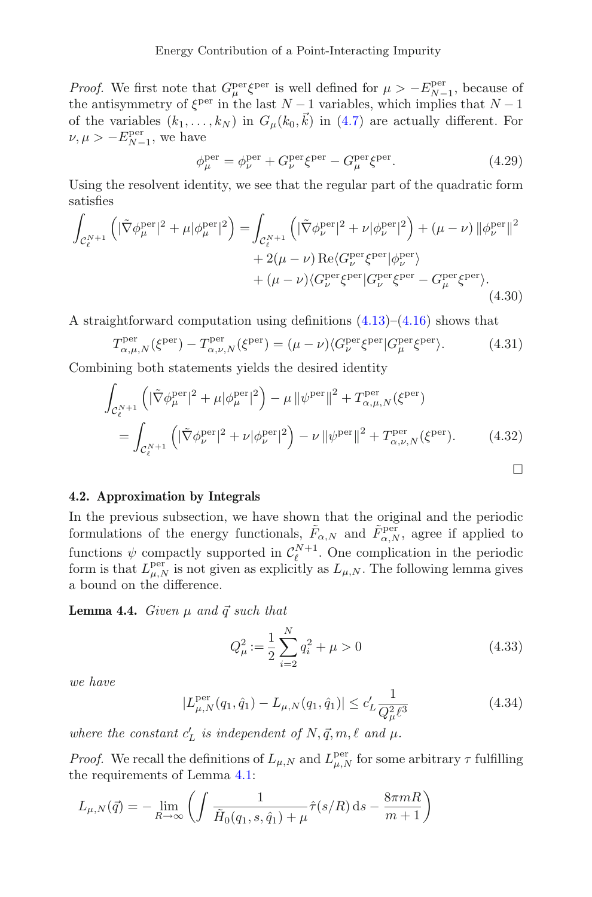*Proof.* We first note that $G_\mu^{\mathrm{per}}\xi^{\mathrm{per}}$ is well defined for $\mu > -E_{N-1}^{\mathrm{per}}$, because of the antisymmetry of $\xi^{\mathrm{per}}$ in the last $N-1$ variables, which implies that $N-1$ of the variables $(k_1,\ldots,k_N)$ in $G_\mu(k_0,\vec{k})$ in (4.7) are actually different. For $\nu,\mu > -E_{N-1}^{\mathrm{per}}$, we have

$$\phi_\mu^{\mathrm{per}} = \phi_\nu^{\mathrm{per}} + G_\nu^{\mathrm{per}}\xi^{\mathrm{per}} - G_\mu^{\mathrm{per}}\xi^{\mathrm{per}}. \tag{4.29}$$

Using the resolvent identity, we see that the regular part of the quadratic form satisfies

$$\begin{aligned}\int_{\mathcal{C}_\ell^{N+1}} \left(|\tilde{\nabla}\phi_\mu^{\mathrm{per}}|^2 + \mu|\phi_\mu^{\mathrm{per}}|^2\right) = &\int_{\mathcal{C}_\ell^{N+1}} \left(|\tilde{\nabla}\phi_\nu^{\mathrm{per}}|^2 + \nu|\phi_\nu^{\mathrm{per}}|^2\right) + (\mu-\nu)\left\|\phi_\nu^{\mathrm{per}}\right\|^2 \\ &+ 2(\mu-\nu)\,\mathrm{Re}\langle G_\nu^{\mathrm{per}}\xi^{\mathrm{per}}|\phi_\nu^{\mathrm{per}}\rangle \\ &+ (\mu-\nu)\langle G_\nu^{\mathrm{per}}\xi^{\mathrm{per}}|G_\nu^{\mathrm{per}}\xi^{\mathrm{per}} - G_\mu^{\mathrm{per}}\xi^{\mathrm{per}}\rangle.\end{aligned} \tag{4.30}$$

A straightforward computation using definitions (4.13)–(4.16) shows that

$$T_{\alpha,\mu,N}^{\mathrm{per}}(\xi^{\mathrm{per}}) - T_{\alpha,\nu,N}^{\mathrm{per}}(\xi^{\mathrm{per}}) = (\mu-\nu)\langle G_\nu^{\mathrm{per}}\xi^{\mathrm{per}}|G_\mu^{\mathrm{per}}\xi^{\mathrm{per}}\rangle. \tag{4.31}$$

Combining both statements yields the desired identity

$$\begin{aligned}&\int_{\mathcal{C}_\ell^{N+1}} \left(|\tilde{\nabla}\phi_\mu^{\mathrm{per}}|^2 + \mu|\phi_\mu^{\mathrm{per}}|^2\right) - \mu\left\|\psi^{\mathrm{per}}\right\|^2 + T_{\alpha,\mu,N}^{\mathrm{per}}(\xi^{\mathrm{per}}) \\ &\quad = \int_{\mathcal{C}_\ell^{N+1}} \left(|\tilde{\nabla}\phi_\nu^{\mathrm{per}}|^2 + \nu|\phi_\nu^{\mathrm{per}}|^2\right) - \nu\left\|\psi^{\mathrm{per}}\right\|^2 + T_{\alpha,\nu,N}^{\mathrm{per}}(\xi^{\mathrm{per}}).\end{aligned} \tag{4.32}$$

□

### 4.2. Approximation by Integrals

In the previous subsection, we have shown that the original and the periodic formulations of the energy functionals, $\tilde{F}_{\alpha,N}$ and $\tilde{F}_{\alpha,N}^{\mathrm{per}}$, agree if applied to functions $\psi$ compactly supported in $\mathcal{C}_\ell^{N+1}$. One complication in the periodic form is that $L_{\mu,N}^{\mathrm{per}}$ is not given as explicitly as $L_{\mu,N}$. The following lemma gives a bound on the difference.

**Lemma 4.4.** *Given $\mu$ and $\vec{q}$ such that*

$$Q_\mu^2 := \frac{1}{2}\sum_{i=2}^{N} q_i^2 + \mu > 0 \tag{4.33}$$

*we have*

$$|L_{\mu,N}^{\mathrm{per}}(q_1,\hat{q}_1) - L_{\mu,N}(q_1,\hat{q}_1)| \le c_L' \frac{1}{Q_\mu^2\ell^3} \tag{4.34}$$

*where the constant $c_L'$ is independent of $N,\vec{q},m,\ell$ and $\mu$.*

*Proof.* We recall the definitions of $L_{\mu,N}$ and $L_{\mu,N}^{\mathrm{per}}$ for some arbitrary $\tau$ fulfilling the requirements of Lemma 4.1:

$$L_{\mu,N}(\vec{q}) = -\lim_{R\to\infty}\left(\int \frac{1}{\tilde{H}_0(q_1,s,\hat{q}_1)+\mu}\hat{\tau}(s/R)\,\mathrm{d}s - \frac{8\pi mR}{m+1}\right)$$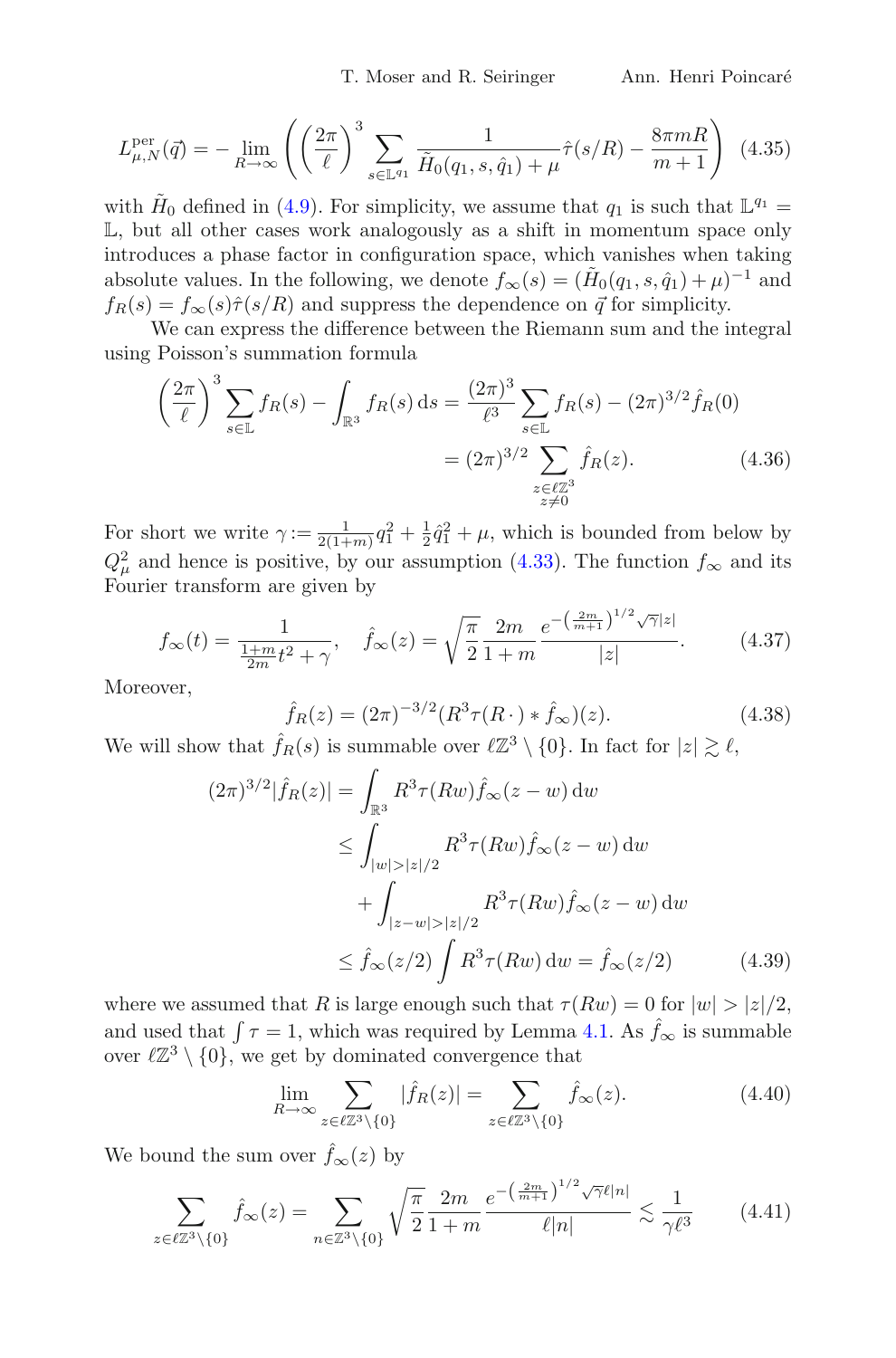$$L^{\rm per}_{\mu,N}(\vec{q}) = -\lim_{R\to\infty}\left(\left(\frac{2\pi}{\ell}\right)^3 \sum_{s\in\mathbb{L}^{q_1}} \frac{1}{\tilde{H}_0(q_1,s,\hat{q}_1)+\mu}\hat{\tau}(s/R) - \frac{8\pi m R}{m+1}\right) \quad (4.35)$$

with $\tilde{H}_0$ defined in (4.9). For simplicity, we assume that $q_1$ is such that $\mathbb{L}^{q_1} = \mathbb{L}$, but all other cases work analogously as a shift in momentum space only introduces a phase factor in configuration space, which vanishes when taking absolute values. In the following, we denote $f_\infty(s) = (\tilde{H}_0(q_1,s,\hat{q}_1)+\mu)^{-1}$ and $f_R(s) = f_\infty(s)\hat{\tau}(s/R)$ and suppress the dependence on $\vec{q}$ for simplicity.

We can express the difference between the Riemann sum and the integral using Poisson's summation formula

$$\begin{aligned}\left(\frac{2\pi}{\ell}\right)^3 \sum_{s\in\mathbb{L}} f_R(s) - \int_{\mathbb{R}^3} f_R(s)\,\mathrm{d}s &= \frac{(2\pi)^3}{\ell^3}\sum_{s\in\mathbb{L}} f_R(s) - (2\pi)^{3/2}\hat{f}_R(0) \\ &= (2\pi)^{3/2}\sum_{\substack{z\in\ell\mathbb{Z}^3\\ z\neq 0}} \hat{f}_R(z). \end{aligned} \quad (4.36)$$

For short we write $\gamma := \frac{1}{2(1+m)}q_1^2 + \frac{1}{2}\hat{q}_1^2 + \mu$, which is bounded from below by $Q_\mu^2$ and hence is positive, by our assumption (4.33). The function $f_\infty$ and its Fourier transform are given by

$$f_\infty(t) = \frac{1}{\frac{1+m}{2m}t^2 + \gamma}, \quad \hat{f}_\infty(z) = \sqrt{\frac{\pi}{2}}\frac{2m}{1+m}\frac{e^{-\left(\frac{2m}{m+1}\right)^{1/2}\sqrt{\gamma}|z|}}{|z|}. \quad (4.37)$$

Moreover,

$$\hat{f}_R(z) = (2\pi)^{-3/2}(R^3\tau(R\,\cdot) * \hat{f}_\infty)(z). \quad (4.38)$$

We will show that $\hat{f}_R(s)$ is summable over $\ell\mathbb{Z}^3\setminus\{0\}$. In fact for $|z| \gtrsim \ell$,

$$\begin{aligned}(2\pi)^{3/2}|\hat{f}_R(z)| &= \int_{\mathbb{R}^3} R^3\tau(Rw)\hat{f}_\infty(z-w)\,\mathrm{d}w \\ &\le \int_{|w|>|z|/2} R^3\tau(Rw)\hat{f}_\infty(z-w)\,\mathrm{d}w \\ &\quad + \int_{|z-w|>|z|/2} R^3\tau(Rw)\hat{f}_\infty(z-w)\,\mathrm{d}w \\ &\le \hat{f}_\infty(z/2)\int R^3\tau(Rw)\,\mathrm{d}w = \hat{f}_\infty(z/2) \end{aligned} \quad (4.39)$$

where we assumed that $R$ is large enough such that $\tau(Rw) = 0$ for $|w| > |z|/2$, and used that $\int\tau = 1$, which was required by Lemma 4.1. As $\hat{f}_\infty$ is summable over $\ell\mathbb{Z}^3\setminus\{0\}$, we get by dominated convergence that

$$\lim_{R\to\infty}\sum_{z\in\ell\mathbb{Z}^3\setminus\{0\}} |\hat{f}_R(z)| = \sum_{z\in\ell\mathbb{Z}^3\setminus\{0\}} \hat{f}_\infty(z). \quad (4.40)$$

We bound the sum over $\hat{f}_\infty(z)$ by

$$\sum_{z\in\ell\mathbb{Z}^3\setminus\{0\}} \hat{f}_\infty(z) = \sum_{n\in\mathbb{Z}^3\setminus\{0\}} \sqrt{\frac{\pi}{2}}\frac{2m}{1+m}\frac{e^{-\left(\frac{2m}{m+1}\right)^{1/2}\sqrt{\gamma}\ell|n|}}{\ell|n|} \lesssim \frac{1}{\gamma\ell^3} \quad (4.41)$$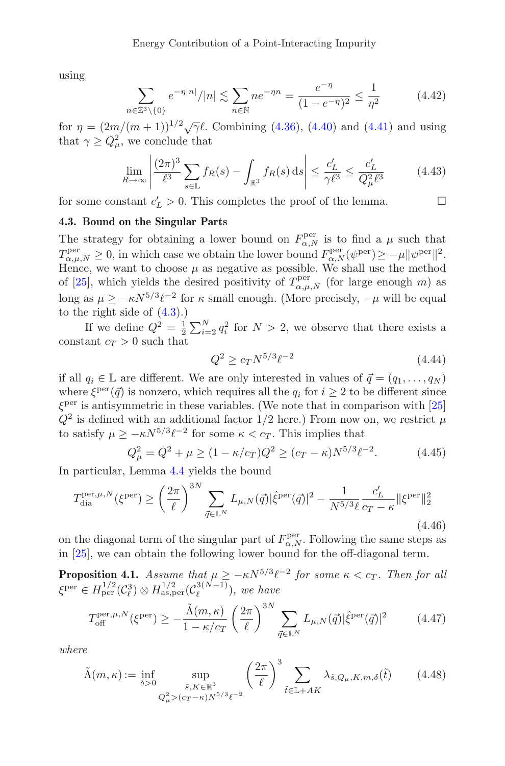using

$$\sum_{n\in\mathbb{Z}^3\setminus\{0\}} e^{-\eta|n|}/|n| \lesssim \sum_{n\in\mathbb{N}} ne^{-\eta n} = \frac{e^{-\eta}}{(1-e^{-\eta})^2} \le \frac{1}{\eta^2} \tag{4.42}$$

for $\eta = (2m/(m+1))^{1/2}\sqrt{\gamma}\ell$. Combining (4.36), (4.40) and (4.41) and using that $\gamma \ge Q_\mu^2$, we conclude that

$$\lim_{R\to\infty}\left|\frac{(2\pi)^3}{\ell^3}\sum_{s\in\mathbb{L}} f_R(s) - \int_{\mathbb{R}^3} f_R(s)\,\mathrm{d}s\right| \le \frac{c_L'}{\gamma\ell^3} \le \frac{c_L'}{Q_\mu^2\ell^3} \tag{4.43}$$

for some constant $c_L' > 0$. This completes the proof of the lemma. □

### 4.3. Bound on the Singular Parts

The strategy for obtaining a lower bound on $F_{\alpha,N}^{\text{per}}$ is to find a $\mu$ such that $T_{\alpha,\mu,N}^{\text{per}} \ge 0$, in which case we obtain the lower bound $F_{\alpha,N}^{\text{per}}(\psi^{\text{per}}) \ge -\mu\|\psi^{\text{per}}\|^2$. Hence, we want to choose $\mu$ as negative as possible. We shall use the method of [25], which yields the desired positivity of $T_{\alpha,\mu,N}^{\text{per}}$ (for large enough $m$) as long as $\mu \ge -\kappa N^{5/3}\ell^{-2}$ for $\kappa$ small enough. (More precisely, $-\mu$ will be equal to the right side of (4.3).)

If we define $Q^2 = \frac{1}{2}\sum_{i=2}^N q_i^2$ for $N > 2$, we observe that there exists a constant $c_T > 0$ such that

$$Q^2 \ge c_T N^{5/3}\ell^{-2} \tag{4.44}$$

if all $q_i \in \mathbb{L}$ are different. We are only interested in values of $\vec{q} = (q_1,\ldots,q_N)$ where $\xi^{\text{per}}(\vec{q})$ is nonzero, which requires all the $q_i$ for $i \ge 2$ to be different since $\xi^{\text{per}}$ is antisymmetric in these variables. (We note that in comparison with [25] $Q^2$ is defined with an additional factor 1/2 here.) From now on, we restrict $\mu$ to satisfy $\mu \ge -\kappa N^{5/3}\ell^{-2}$ for some $\kappa < c_T$. This implies that

$$Q_\mu^2 = Q^2 + \mu \ge (1-\kappa/c_T)Q^2 \ge (c_T - \kappa)N^{5/3}\ell^{-2}. \tag{4.45}$$

In particular, Lemma 4.4 yields the bound

$$T_{\text{dia}}^{\text{per},\mu,N}(\xi^{\text{per}}) \ge \left(\frac{2\pi}{\ell}\right)^{3N}\sum_{\vec{q}\in\mathbb{L}^N} L_{\mu,N}(\vec{q})|\hat{\xi}^{\text{per}}(\vec{q})|^2 - \frac{1}{N^{5/3}\ell}\frac{c_L'}{c_T-\kappa}\|\xi^{\text{per}}\|_2^2 \tag{4.46}$$

on the diagonal term of the singular part of $F_{\alpha,N}^{\text{per}}$. Following the same steps as in [25], we can obtain the following lower bound for the off-diagonal term.

**Proposition 4.1.** *Assume that $\mu \ge -\kappa N^{5/3}\ell^{-2}$ for some $\kappa < c_T$. Then for all $\xi^{\text{per}} \in H_{\text{per}}^{1/2}(\mathcal{C}_\ell^3) \otimes H_{\text{as,per}}^{1/2}(\mathcal{C}_\ell^{3(N-1)})$, we have*

$$T_{\text{off}}^{\text{per},\mu,N}(\xi^{\text{per}}) \ge -\frac{\tilde{\Lambda}(m,\kappa)}{1-\kappa/c_T}\left(\frac{2\pi}{\ell}\right)^{3N}\sum_{\vec{q}\in\mathbb{L}^N} L_{\mu,N}(\vec{q})|\hat{\xi}^{\text{per}}(\vec{q})|^2 \tag{4.47}$$

*where*

$$\tilde{\Lambda}(m,\kappa) := \inf_{\delta>0}\sup_{\substack{\tilde{s},K\in\mathbb{R}^3\\ Q_\mu^2>(c_T-\kappa)N^{5/3}\ell^{-2}}}\left(\frac{2\pi}{\ell}\right)^3\sum_{\tilde{t}\in\mathbb{L}+AK}\lambda_{\tilde{s},Q_\mu,K,m,\delta}(\tilde{t}) \tag{4.48}$$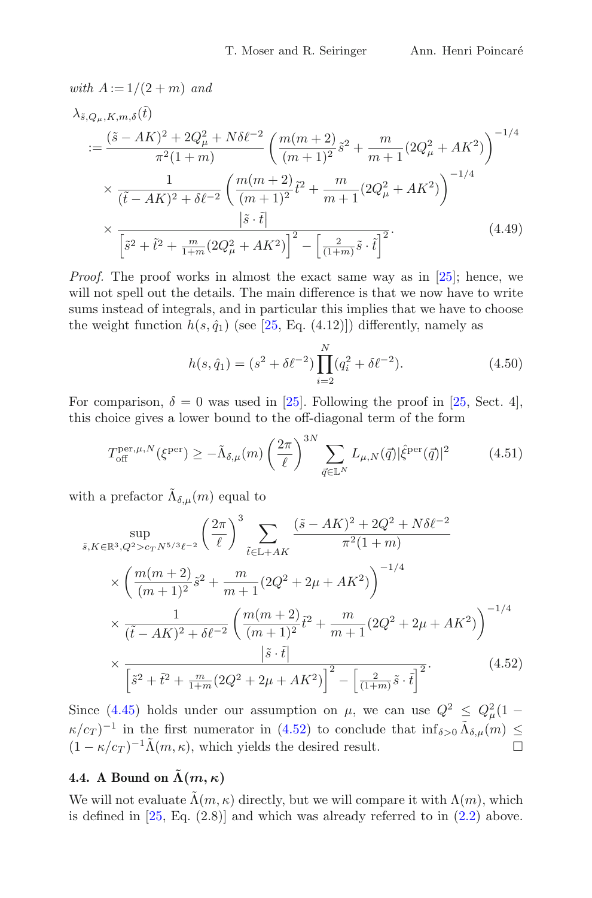*with* $A := 1/(2+m)$ *and*

$$
\begin{aligned}
&\lambda_{\tilde{s},Q_\mu,K,m,\delta}(\tilde{t}) \\
&:= \frac{(\tilde{s}-AK)^2 + 2Q_\mu^2 + N\delta\ell^{-2}}{\pi^2(1+m)} \left(\frac{m(m+2)}{(m+1)^2}\tilde{s}^2 + \frac{m}{m+1}(2Q_\mu^2 + AK^2)\right)^{-1/4} \\
&\quad\times \frac{1}{(\tilde{t}-AK)^2 + \delta\ell^{-2}} \left(\frac{m(m+2)}{(m+1)^2}\tilde{t}^2 + \frac{m}{m+1}(2Q_\mu^2 + AK^2)\right)^{-1/4} \\
&\quad\times \frac{\left|\tilde{s}\cdot\tilde{t}\right|}{\left[\tilde{s}^2 + \tilde{t}^2 + \frac{m}{1+m}(2Q_\mu^2 + AK^2)\right]^2 - \left[\frac{2}{(1+m)}\tilde{s}\cdot\tilde{t}\right]^2}.
\end{aligned}
\tag{4.49}
$$

*Proof.* The proof works in almost the exact same way as in [25]; hence, we will not spell out the details. The main difference is that we now have to write sums instead of integrals, and in particular this implies that we have to choose the weight function $h(s,\hat{q}_1)$ (see [25, Eq. (4.12)]) differently, namely as

$$
h(s,\hat{q}_1) = (s^2 + \delta\ell^{-2})\prod_{i=2}^{N}(q_i^2 + \delta\ell^{-2}). \tag{4.50}
$$

For comparison, $\delta = 0$ was used in [25]. Following the proof in [25, Sect. 4], this choice gives a lower bound to the off-diagonal term of the form

$$
T_{\text{off}}^{\text{per},\mu,N}(\xi^{\text{per}}) \geq -\tilde{\Lambda}_{\delta,\mu}(m)\left(\frac{2\pi}{\ell}\right)^{3N}\sum_{\vec{q}\in\mathbb{L}^N} L_{\mu,N}(\vec{q})|\hat{\xi}^{\text{per}}(\vec{q})|^2 \tag{4.51}
$$

with a prefactor $\tilde{\Lambda}_{\delta,\mu}(m)$ equal to

$$
\begin{aligned}
&\sup_{\tilde{s},K\in\mathbb{R}^3, Q^2 > c_T N^{5/3}\ell^{-2}} \left(\frac{2\pi}{\ell}\right)^3 \sum_{\tilde{t}\in\mathbb{L}+AK} \frac{(\tilde{s}-AK)^2 + 2Q^2 + N\delta\ell^{-2}}{\pi^2(1+m)} \\
&\quad\times\left(\frac{m(m+2)}{(m+1)^2}\tilde{s}^2 + \frac{m}{m+1}(2Q^2 + 2\mu + AK^2)\right)^{-1/4} \\
&\quad\times \frac{1}{(\tilde{t}-AK)^2 + \delta\ell^{-2}}\left(\frac{m(m+2)}{(m+1)^2}\tilde{t}^2 + \frac{m}{m+1}(2Q^2 + 2\mu + AK^2)\right)^{-1/4} \\
&\quad\times \frac{\left|\tilde{s}\cdot\tilde{t}\right|}{\left[\tilde{s}^2 + \tilde{t}^2 + \frac{m}{1+m}(2Q^2 + 2\mu + AK^2)\right]^2 - \left[\frac{2}{(1+m)}\tilde{s}\cdot\tilde{t}\right]^2}.
\end{aligned}
\tag{4.52}
$$

Since (4.45) holds under our assumption on $\mu$, we can use $Q^2 \leq Q_\mu^2(1-\kappa/c_T)^{-1}$ in the first numerator in (4.52) to conclude that $\inf_{\delta>0}\tilde{\Lambda}_{\delta,\mu}(m) \leq (1-\kappa/c_T)^{-1}\tilde{\Lambda}(m,\kappa)$, which yields the desired result. □

### 4.4. A Bound on $\tilde{\Lambda}(m,\kappa)$

We will not evaluate $\tilde{\Lambda}(m,\kappa)$ directly, but we will compare it with $\Lambda(m)$, which is defined in [25, Eq. (2.8)] and which was already referred to in (2.2) above.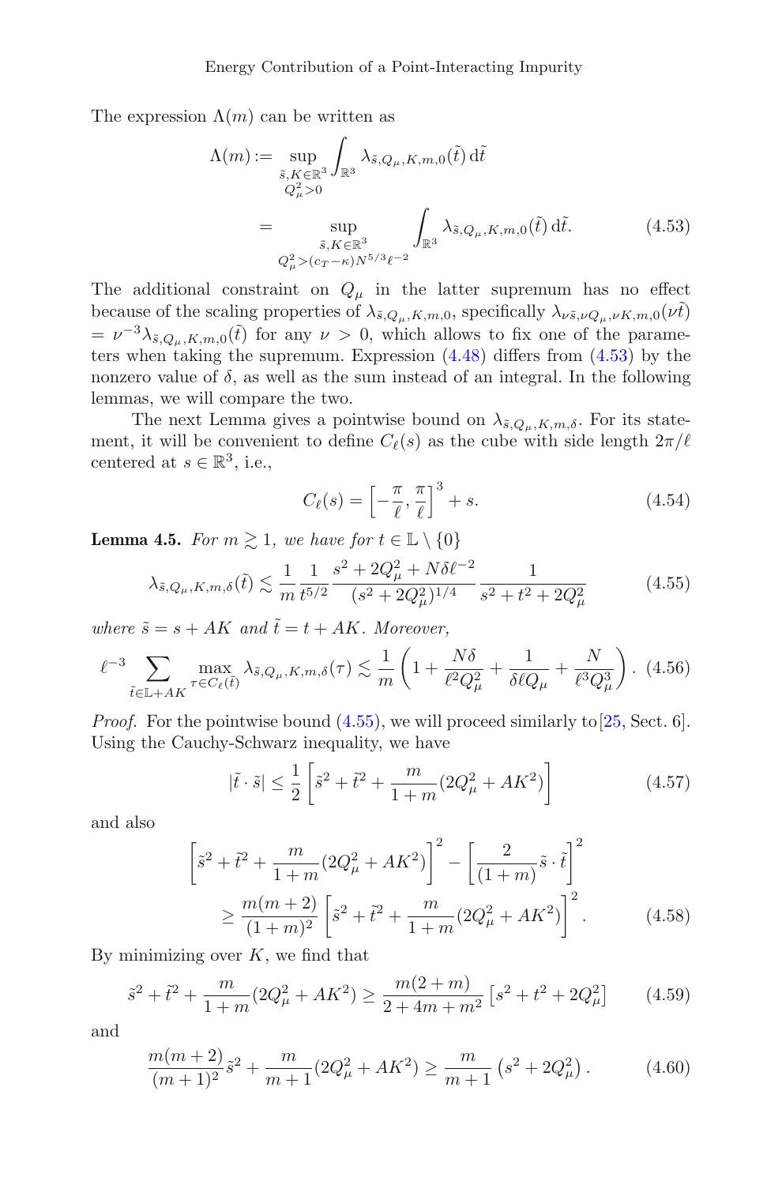The expression $\Lambda(m)$ can be written as

$$
\begin{aligned}
\Lambda(m) &:= \sup_{\substack{\tilde{s}, K \in \mathbb{R}^3 \\ Q_\mu^2 > 0}} \int_{\mathbb{R}^3} \lambda_{\tilde{s}, Q_\mu, K, m, 0}(\tilde{t})\, \mathrm{d}\tilde{t} \\
&= \sup_{\substack{\tilde{s}, K \in \mathbb{R}^3 \\ Q_\mu^2 > (c_T - \kappa) N^{5/3} \ell^{-2}}} \int_{\mathbb{R}^3} \lambda_{\tilde{s}, Q_\mu, K, m, 0}(\tilde{t})\, \mathrm{d}\tilde{t}.
\end{aligned} \tag{4.53}
$$

The additional constraint on $Q_\mu$ in the latter supremum has no effect because of the scaling properties of $\lambda_{\tilde{s}, Q_\mu, K, m, 0}$, specifically $\lambda_{\nu\tilde{s}, \nu Q_\mu, \nu K, m, 0}(\nu\tilde{t}) = \nu^{-3} \lambda_{\tilde{s}, Q_\mu, K, m, 0}(\tilde{t})$ for any $\nu > 0$, which allows to fix one of the parameters when taking the supremum. Expression (4.48) differs from (4.53) by the nonzero value of $\delta$, as well as the sum instead of an integral. In the following lemmas, we will compare the two.

The next Lemma gives a pointwise bound on $\lambda_{\tilde{s}, Q_\mu, K, m, \delta}$. For its statement, it will be convenient to define $C_\ell(s)$ as the cube with side length $2\pi/\ell$ centered at $s \in \mathbb{R}^3$, i.e.,

$$
C_\ell(s) = \left[-\frac{\pi}{\ell}, \frac{\pi}{\ell}\right]^3 + s. \tag{4.54}
$$

**Lemma 4.5.** *For $m \gtrsim 1$, we have for $t \in \mathbb{L} \setminus \{0\}$*

$$
\lambda_{\tilde{s}, Q_\mu, K, m, \delta}(\tilde{t}) \lesssim \frac{1}{m} \frac{1}{t^{5/2}} \frac{s^2 + 2Q_\mu^2 + N\delta\ell^{-2}}{(s^2 + 2Q_\mu^2)^{1/4}} \frac{1}{s^2 + t^2 + 2Q_\mu^2} \tag{4.55}
$$

*where $\tilde{s} = s + AK$ and $\tilde{t} = t + AK$. Moreover,*

$$
\ell^{-3} \sum_{\tilde{t} \in \mathbb{L} + AK} \max_{\tau \in C_\ell(\tilde{t})} \lambda_{\tilde{s}, Q_\mu, K, m, \delta}(\tau) \lesssim \frac{1}{m} \left( 1 + \frac{N\delta}{\ell^2 Q_\mu^2} + \frac{1}{\delta \ell Q_\mu} + \frac{N}{\ell^3 Q_\mu^3} \right). \tag{4.56}
$$

*Proof.* For the pointwise bound (4.55), we will proceed similarly to [25, Sect. 6]. Using the Cauchy-Schwarz inequality, we have

$$
|\tilde{t} \cdot \tilde{s}| \leq \frac{1}{2} \left[ \tilde{s}^2 + \tilde{t}^2 + \frac{m}{1+m} (2Q_\mu^2 + AK^2) \right] \tag{4.57}
$$

and also

$$
\begin{aligned}
&\left[ \tilde{s}^2 + \tilde{t}^2 + \frac{m}{1+m} (2Q_\mu^2 + AK^2) \right]^2 - \left[ \frac{2}{(1+m)} \tilde{s} \cdot \tilde{t} \right]^2 \\
&\qquad \geq \frac{m(m+2)}{(1+m)^2} \left[ \tilde{s}^2 + \tilde{t}^2 + \frac{m}{1+m} (2Q_\mu^2 + AK^2) \right]^2.
\end{aligned} \tag{4.58}
$$

By minimizing over $K$, we find that

$$
\tilde{s}^2 + \tilde{t}^2 + \frac{m}{1+m} (2Q_\mu^2 + AK^2) \geq \frac{m(2+m)}{2 + 4m + m^2} \left[ s^2 + t^2 + 2Q_\mu^2 \right] \tag{4.59}
$$

and

$$
\frac{m(m+2)}{(m+1)^2} \tilde{s}^2 + \frac{m}{m+1} (2Q_\mu^2 + AK^2) \geq \frac{m}{m+1} \left( s^2 + 2Q_\mu^2 \right). \tag{4.60}
$$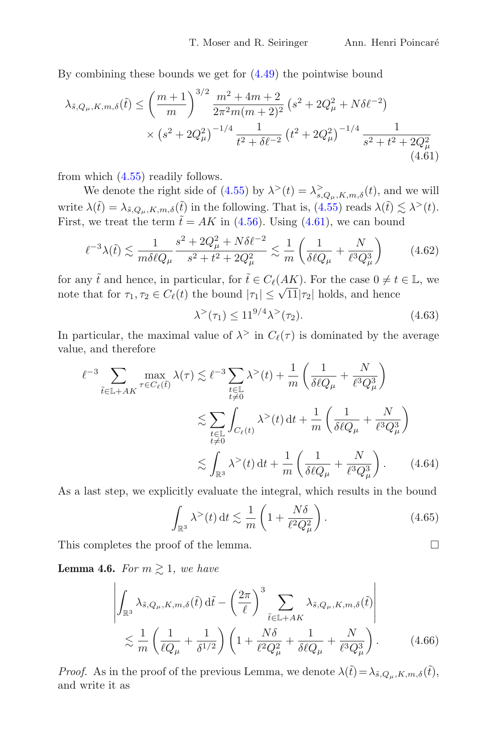By combining these bounds we get for (4.49) the pointwise bound

$$\lambda_{\tilde{s},Q_\mu,K,m,\delta}(\tilde{t}) \leq \left(\frac{m+1}{m}\right)^{3/2} \frac{m^2+4m+2}{2\pi^2 m(m+2)^2} \left(s^2+2Q_\mu^2+N\delta\ell^{-2}\right)$$
$$\times \left(s^2+2Q_\mu^2\right)^{-1/4} \frac{1}{t^2+\delta\ell^{-2}} \left(t^2+2Q_\mu^2\right)^{-1/4} \frac{1}{s^2+t^2+2Q_\mu^2} \tag{4.61}$$

from which (4.55) readily follows.

We denote the right side of (4.55) by $\lambda^>(t) = \lambda^>_{s,Q_\mu,K,m,\delta}(t)$, and we will write $\lambda(\tilde{t}) = \lambda_{\tilde{s},Q_\mu,K,m,\delta}(\tilde{t})$ in the following. That is, (4.55) reads $\lambda(\tilde{t}) \lesssim \lambda^>(t)$. First, we treat the term $\tilde{t} = AK$ in (4.56). Using (4.61), we can bound

$$\ell^{-3}\lambda(\tilde{t}) \lesssim \frac{1}{m\delta\ell Q_\mu} \frac{s^2+2Q_\mu^2+N\delta\ell^{-2}}{s^2+t^2+2Q_\mu^2} \lesssim \frac{1}{m}\left(\frac{1}{\delta\ell Q_\mu}+\frac{N}{\ell^3 Q_\mu^3}\right) \tag{4.62}$$

for any $\tilde{t}$ and hence, in particular, for $\tilde{t} \in C_\ell(AK)$. For the case $0 \neq t \in \mathbb{L}$, we note that for $\tau_1, \tau_2 \in C_\ell(t)$ the bound $|\tau_1| \leq \sqrt{11}|\tau_2|$ holds, and hence

$$\lambda^>(\tau_1) \leq 11^{9/4}\lambda^>(\tau_2). \tag{4.63}$$

In particular, the maximal value of $\lambda^>$ in $C_\ell(\tau)$ is dominated by the average value, and therefore

$$\ell^{-3} \sum_{\tilde{t}\in\mathbb{L}+AK} \max_{\tau\in C_\ell(\tilde{t})} \lambda(\tau) \lesssim \ell^{-3} \sum_{\substack{t\in\mathbb{L}\\ t\neq 0}} \lambda^>(t) + \frac{1}{m}\left(\frac{1}{\delta\ell Q_\mu}+\frac{N}{\ell^3 Q_\mu^3}\right)$$
$$\lesssim \sum_{\substack{t\in\mathbb{L}\\ t\neq 0}} \int_{C_\ell(t)} \lambda^>(t)\,\mathrm{d}t + \frac{1}{m}\left(\frac{1}{\delta\ell Q_\mu}+\frac{N}{\ell^3 Q_\mu^3}\right)$$
$$\lesssim \int_{\mathbb{R}^3} \lambda^>(t)\,\mathrm{d}t + \frac{1}{m}\left(\frac{1}{\delta\ell Q_\mu}+\frac{N}{\ell^3 Q_\mu^3}\right). \tag{4.64}$$

As a last step, we explicitly evaluate the integral, which results in the bound

$$\int_{\mathbb{R}^3} \lambda^>(t)\,\mathrm{d}t \lesssim \frac{1}{m}\left(1+\frac{N\delta}{\ell^2 Q_\mu^2}\right). \tag{4.65}$$

This completes the proof of the lemma. □

**Lemma 4.6.** *For $m \gtrsim 1$, we have*

$$\left|\int_{\mathbb{R}^3} \lambda_{\tilde{s},Q_\mu,K,m,\delta}(\tilde{t})\,\mathrm{d}\tilde{t} - \left(\frac{2\pi}{\ell}\right)^3 \sum_{\tilde{t}\in\mathbb{L}+AK} \lambda_{\tilde{s},Q_\mu,K,m,\delta}(\tilde{t})\right|$$
$$\lesssim \frac{1}{m}\left(\frac{1}{\ell Q_\mu}+\frac{1}{\delta^{1/2}}\right)\left(1+\frac{N\delta}{\ell^2 Q_\mu^2}+\frac{1}{\delta\ell Q_\mu}+\frac{N}{\ell^3 Q_\mu^3}\right). \tag{4.66}$$

*Proof.* As in the proof of the previous Lemma, we denote $\lambda(\tilde{t}) = \lambda_{\tilde{s},Q_\mu,K,m,\delta}(\tilde{t})$, and write it as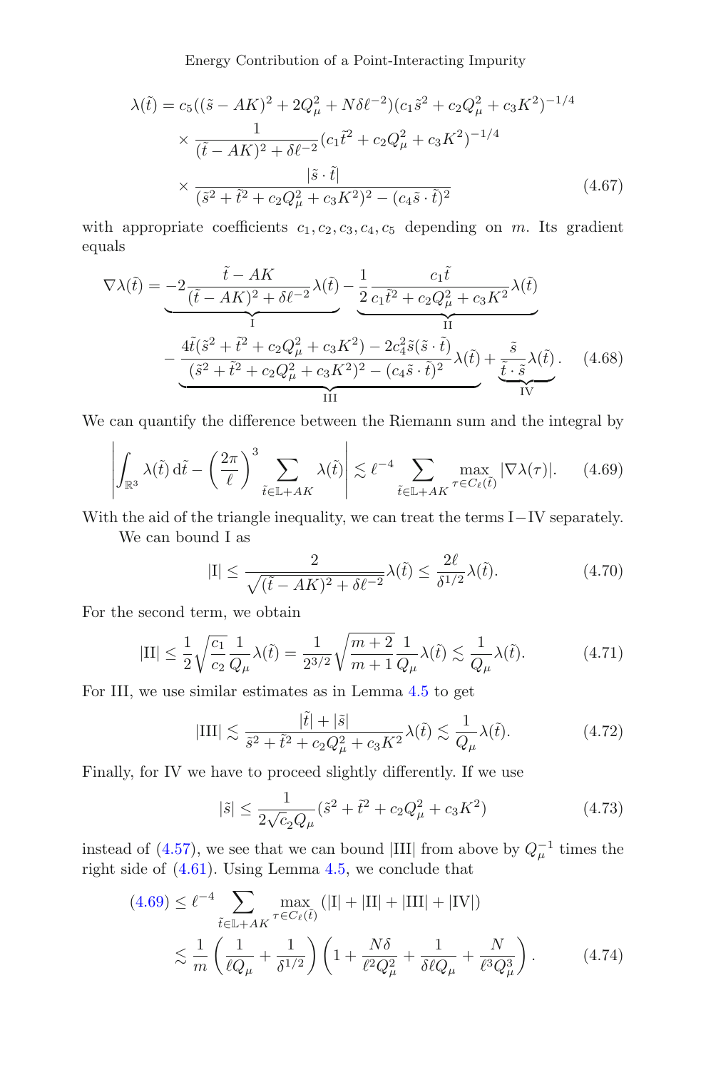$$
\begin{aligned}
\lambda(\tilde{t}) = {} & c_5((\tilde{s} - AK)^2 + 2Q_\mu^2 + N\delta\ell^{-2})(c_1\tilde{s}^2 + c_2 Q_\mu^2 + c_3 K^2)^{-1/4} \\
& \times \frac{1}{(\tilde{t} - AK)^2 + \delta\ell^{-2}}(c_1\tilde{t}^2 + c_2 Q_\mu^2 + c_3 K^2)^{-1/4} \\
& \times \frac{|\tilde{s}\cdot\tilde{t}|}{(\tilde{s}^2 + \tilde{t}^2 + c_2 Q_\mu^2 + c_3 K^2)^2 - (c_4 \tilde{s}\cdot\tilde{t})^2}
\end{aligned} \tag{4.67}
$$

with appropriate coefficients $c_1, c_2, c_3, c_4, c_5$ depending on $m$. Its gradient equals

$$
\begin{aligned}
\nabla\lambda(\tilde{t}) = {} & \underbrace{-2\frac{\tilde{t} - AK}{(\tilde{t} - AK)^2 + \delta\ell^{-2}}\lambda(\tilde{t})}_{\mathrm{I}} \underbrace{- \frac{1}{2}\frac{c_1\tilde{t}}{c_1\tilde{t}^2 + c_2 Q_\mu^2 + c_3 K^2}\lambda(\tilde{t})}_{\mathrm{II}} \\
& \underbrace{- \frac{4\tilde{t}(\tilde{s}^2 + \tilde{t}^2 + c_2 Q_\mu^2 + c_3 K^2) - 2c_4^2\tilde{s}(\tilde{s}\cdot\tilde{t})}{(\tilde{s}^2 + \tilde{t}^2 + c_2 Q_\mu^2 + c_3 K^2)^2 - (c_4\tilde{s}\cdot\tilde{t})^2}\lambda(\tilde{t})}_{\mathrm{III}} + \underbrace{\frac{\tilde{s}}{\tilde{t}\cdot\tilde{s}}\lambda(\tilde{t})}_{\mathrm{IV}}.
\end{aligned} \tag{4.68}
$$

We can quantify the difference between the Riemann sum and the integral by

$$
\left| \int_{\mathbb{R}^3} \lambda(\tilde{t})\,\mathrm{d}\tilde{t} - \left(\frac{2\pi}{\ell}\right)^3 \sum_{\tilde{t}\in\mathbb{L}+AK} \lambda(\tilde{t}) \right| \lesssim \ell^{-4} \sum_{\tilde{t}\in\mathbb{L}+AK} \max_{\tau\in C_\ell(\tilde{t})} |\nabla\lambda(\tau)|. \tag{4.69}
$$

With the aid of the triangle inequality, we can treat the terms I−IV separately.

We can bound I as

$$
|\mathrm{I}| \le \frac{2}{\sqrt{(\tilde{t} - AK)^2 + \delta\ell^{-2}}}\lambda(\tilde{t}) \le \frac{2\ell}{\delta^{1/2}}\lambda(\tilde{t}). \tag{4.70}
$$

For the second term, we obtain

$$
|\mathrm{II}| \le \frac{1}{2}\sqrt{\frac{c_1}{c_2}}\frac{1}{Q_\mu}\lambda(\tilde{t}) = \frac{1}{2^{3/2}}\sqrt{\frac{m+2}{m+1}}\frac{1}{Q_\mu}\lambda(\tilde{t}) \lesssim \frac{1}{Q_\mu}\lambda(\tilde{t}). \tag{4.71}
$$

For III, we use similar estimates as in Lemma 4.5 to get

$$
|\mathrm{III}| \lesssim \frac{|\tilde{t}| + |\tilde{s}|}{\tilde{s}^2 + \tilde{t}^2 + c_2 Q_\mu^2 + c_3 K^2}\lambda(\tilde{t}) \lesssim \frac{1}{Q_\mu}\lambda(\tilde{t}). \tag{4.72}
$$

Finally, for IV we have to proceed slightly differently. If we use

$$
|\tilde{s}| \le \frac{1}{2\sqrt{c_2}Q_\mu}(\tilde{s}^2 + \tilde{t}^2 + c_2 Q_\mu^2 + c_3 K^2) \tag{4.73}
$$

instead of (4.57), we see that we can bound |III| from above by $Q_\mu^{-1}$ times the right side of (4.61). Using Lemma 4.5, we conclude that

$$
\begin{aligned}
(4.69) & \le \ell^{-4} \sum_{\tilde{t}\in\mathbb{L}+AK} \max_{\tau\in C_\ell(\tilde{t})} (|\mathrm{I}| + |\mathrm{II}| + |\mathrm{III}| + |\mathrm{IV}|) \\
& \lesssim \frac{1}{m}\left(\frac{1}{\ell Q_\mu} + \frac{1}{\delta^{1/2}}\right)\left(1 + \frac{N\delta}{\ell^2 Q_\mu^2} + \frac{1}{\delta\ell Q_\mu} + \frac{N}{\ell^3 Q_\mu^3}\right).
\end{aligned} \tag{4.74}
$$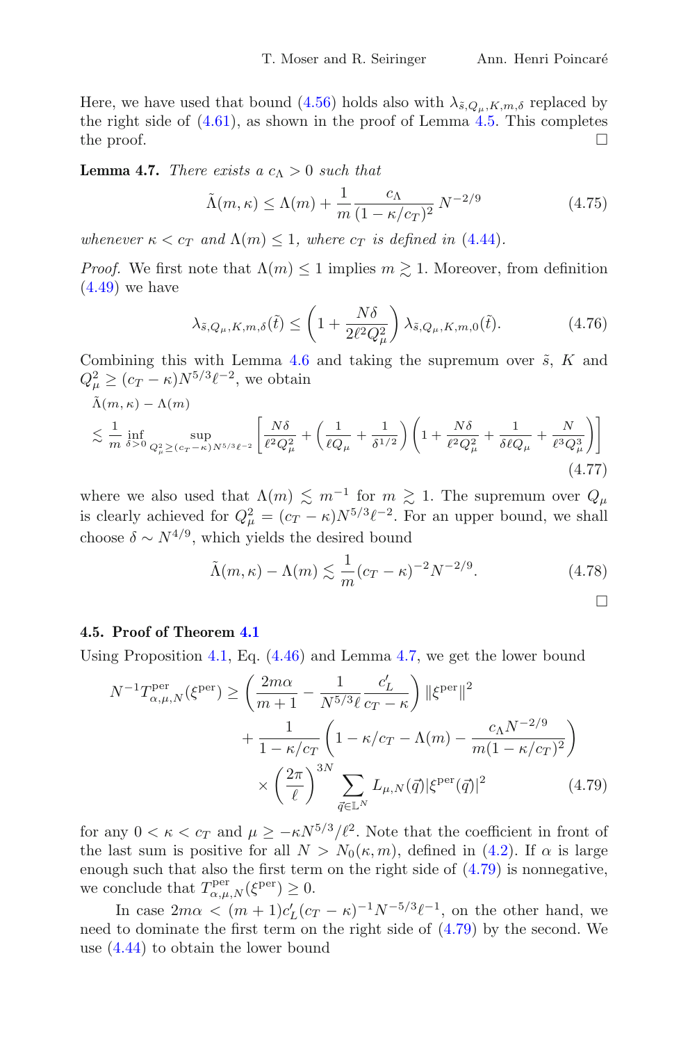Here, we have used that bound (4.56) holds also with $\lambda_{\tilde{s},Q_\mu,K,m,\delta}$ replaced by the right side of (4.61), as shown in the proof of Lemma 4.5. This completes the proof. □

**Lemma 4.7.** *There exists a $c_\Lambda > 0$ such that*

$$\tilde{\Lambda}(m,\kappa) \leq \Lambda(m) + \frac{1}{m} \frac{c_\Lambda}{(1-\kappa/c_T)^2} N^{-2/9} \tag{4.75}$$

*whenever $\kappa < c_T$ and $\Lambda(m) \leq 1$, where $c_T$ is defined in (4.44).*

*Proof.* We first note that $\Lambda(m) \leq 1$ implies $m \gtrsim 1$. Moreover, from definition (4.49) we have

$$\lambda_{\tilde{s},Q_\mu,K,m,\delta}(\tilde{t}) \leq \left(1 + \frac{N\delta}{2\ell^2 Q_\mu^2}\right) \lambda_{\tilde{s},Q_\mu,K,m,0}(\tilde{t}). \tag{4.76}$$

Combining this with Lemma 4.6 and taking the supremum over $\tilde{s}$, $K$ and $Q_\mu^2 \geq (c_T - \kappa) N^{5/3} \ell^{-2}$, we obtain

$$\begin{aligned}
&\tilde{\Lambda}(m,\kappa) - \Lambda(m) \\
&\lesssim \frac{1}{m} \inf_{\delta>0} \sup_{Q_\mu^2 \geq (c_T-\kappa)N^{5/3}\ell^{-2}} \left[\frac{N\delta}{\ell^2 Q_\mu^2} + \left(\frac{1}{\ell Q_\mu} + \frac{1}{\delta^{1/2}}\right)\left(1 + \frac{N\delta}{\ell^2 Q_\mu^2} + \frac{1}{\delta \ell Q_\mu} + \frac{N}{\ell^3 Q_\mu^3}\right)\right]
\end{aligned} \tag{4.77}$$

where we also used that $\Lambda(m) \lesssim m^{-1}$ for $m \gtrsim 1$. The supremum over $Q_\mu$ is clearly achieved for $Q_\mu^2 = (c_T - \kappa) N^{5/3} \ell^{-2}$. For an upper bound, we shall choose $\delta \sim N^{4/9}$, which yields the desired bound

$$\tilde{\Lambda}(m,\kappa) - \Lambda(m) \lesssim \frac{1}{m} (c_T - \kappa)^{-2} N^{-2/9}. \tag{4.78}$$

□

### 4.5. Proof of Theorem 4.1

Using Proposition 4.1, Eq. (4.46) and Lemma 4.7, we get the lower bound

$$\begin{aligned}
N^{-1} T^{\mathrm{per}}_{\alpha,\mu,N}(\xi^{\mathrm{per}}) \geq{}& \left(\frac{2m\alpha}{m+1} - \frac{1}{N^{5/3}\ell} \frac{c_L'}{c_T - \kappa}\right) \|\xi^{\mathrm{per}}\|^2 \\
&+ \frac{1}{1-\kappa/c_T}\left(1 - \kappa/c_T - \Lambda(m) - \frac{c_\Lambda N^{-2/9}}{m(1-\kappa/c_T)^2}\right) \\
&\times \left(\frac{2\pi}{\ell}\right)^{3N} \sum_{\vec{q} \in \mathbb{L}^N} L_{\mu,N}(\vec{q}) |\xi^{\mathrm{per}}(\vec{q})|^2
\end{aligned} \tag{4.79}$$

for any $0 < \kappa < c_T$ and $\mu \geq -\kappa N^{5/3}/\ell^2$. Note that the coefficient in front of the last sum is positive for all $N > N_0(\kappa, m)$, defined in (4.2). If $\alpha$ is large enough such that also the first term on the right side of (4.79) is nonnegative, we conclude that $T^{\mathrm{per}}_{\alpha,\mu,N}(\xi^{\mathrm{per}}) \geq 0$.

In case $2m\alpha < (m+1)c_L'(c_T - \kappa)^{-1} N^{-5/3} \ell^{-1}$, on the other hand, we need to dominate the first term on the right side of (4.79) by the second. We use (4.44) to obtain the lower bound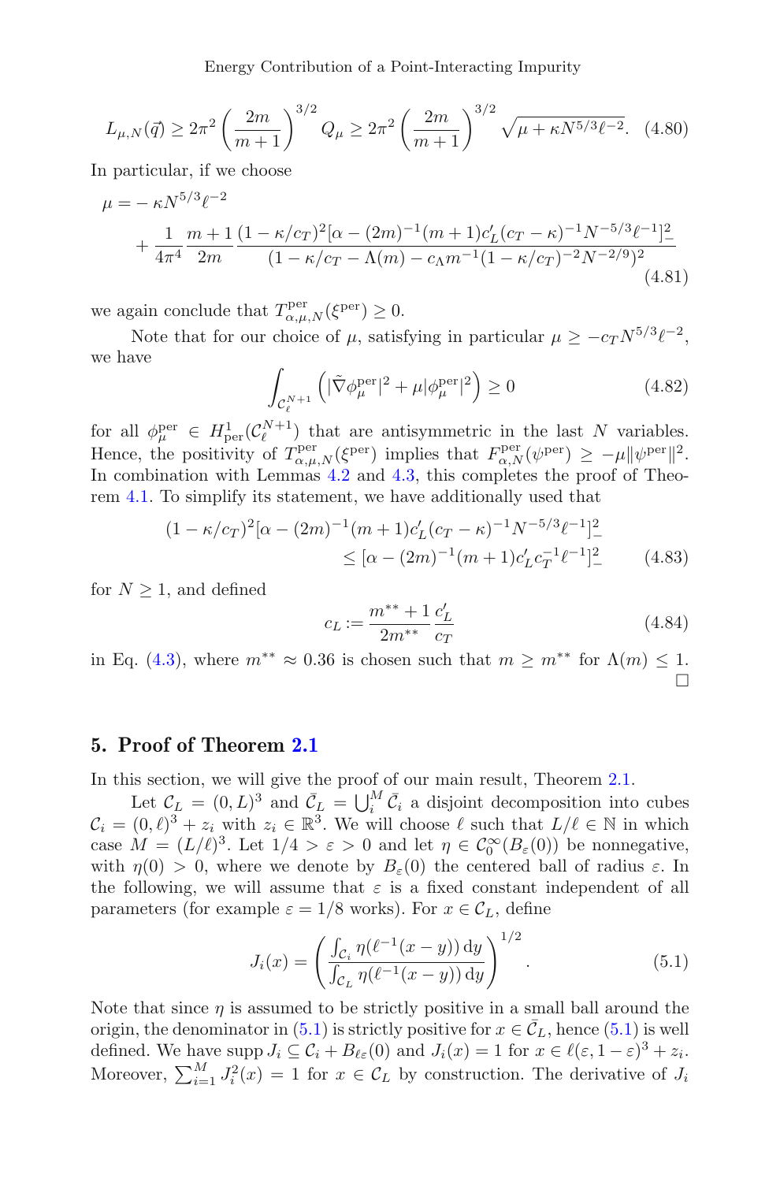$$L_{\mu,N}(\vec{q}) \geq 2\pi^2 \left(\frac{2m}{m+1}\right)^{3/2} Q_\mu \geq 2\pi^2 \left(\frac{2m}{m+1}\right)^{3/2} \sqrt{\mu + \kappa N^{5/3}\ell^{-2}}. \quad (4.80)$$

In particular, if we choose

$$\mu = -\kappa N^{5/3}\ell^{-2} + \frac{1}{4\pi^4}\frac{m+1}{2m}\frac{(1-\kappa/c_T)^2[\alpha - (2m)^{-1}(m+1)c_L'(c_T-\kappa)^{-1}N^{-5/3}\ell^{-1}]_-^2}{(1-\kappa/c_T - \Lambda(m) - c_\Lambda m^{-1}(1-\kappa/c_T)^{-2}N^{-2/9})^2} \quad (4.81)$$

we again conclude that $T^{\rm per}_{\alpha,\mu,N}(\xi^{\rm per}) \geq 0$.

Note that for our choice of $\mu$, satisfying in particular $\mu \geq -c_T N^{5/3}\ell^{-2}$, we have

$$\int_{\mathcal{C}_\ell^{N+1}} \left(|\tilde{\nabla}\phi_\mu^{\rm per}|^2 + \mu|\phi_\mu^{\rm per}|^2\right) \geq 0 \quad (4.82)$$

for all $\phi_\mu^{\rm per} \in H^1_{\rm per}(\mathcal{C}_\ell^{N+1})$ that are antisymmetric in the last $N$ variables. Hence, the positivity of $T^{\rm per}_{\alpha,\mu,N}(\xi^{\rm per})$ implies that $F^{\rm per}_{\alpha,N}(\psi^{\rm per}) \geq -\mu\|\psi^{\rm per}\|^2$. In combination with Lemmas 4.2 and 4.3, this completes the proof of Theorem 4.1. To simplify its statement, we have additionally used that

$$(1-\kappa/c_T)^2[\alpha - (2m)^{-1}(m+1)c_L'(c_T-\kappa)^{-1}N^{-5/3}\ell^{-1}]_-^2 \leq [\alpha - (2m)^{-1}(m+1)c_L' c_T^{-1}\ell^{-1}]_-^2 \quad (4.83)$$

for $N \geq 1$, and defined

$$c_L := \frac{m^{**}+1}{2m^{**}}\frac{c_L'}{c_T} \quad (4.84)$$

in Eq. (4.3), where $m^{**} \approx 0.36$ is chosen such that $m \geq m^{**}$ for $\Lambda(m) \leq 1$. □

## 5. Proof of Theorem 2.1

In this section, we will give the proof of our main result, Theorem 2.1.

Let $\mathcal{C}_L = (0,L)^3$ and $\bar{\mathcal{C}}_L = \bigcup_i^M \bar{\mathcal{C}}_i$ a disjoint decomposition into cubes $\mathcal{C}_i = (0,\ell)^3 + z_i$ with $z_i \in \mathbb{R}^3$. We will choose $\ell$ such that $L/\ell \in \mathbb{N}$ in which case $M = (L/\ell)^3$. Let $1/4 > \varepsilon > 0$ and let $\eta \in \mathcal{C}_0^\infty(B_\varepsilon(0))$ be nonnegative, with $\eta(0) > 0$, where we denote by $B_\varepsilon(0)$ the centered ball of radius $\varepsilon$. In the following, we will assume that $\varepsilon$ is a fixed constant independent of all parameters (for example $\varepsilon = 1/8$ works). For $x \in \mathcal{C}_L$, define

$$J_i(x) = \left(\frac{\int_{\mathcal{C}_i}\eta(\ell^{-1}(x-y))\,\mathrm{d}y}{\int_{\mathcal{C}_L}\eta(\ell^{-1}(x-y))\,\mathrm{d}y}\right)^{1/2}. \quad (5.1)$$

Note that since $\eta$ is assumed to be strictly positive in a small ball around the origin, the denominator in (5.1) is strictly positive for $x \in \bar{\mathcal{C}}_L$, hence (5.1) is well defined. We have $\operatorname{supp} J_i \subseteq \mathcal{C}_i + B_{\ell\varepsilon}(0)$ and $J_i(x) = 1$ for $x \in \ell(\varepsilon, 1-\varepsilon)^3 + z_i$. Moreover, $\sum_{i=1}^M J_i^2(x) = 1$ for $x \in \mathcal{C}_L$ by construction. The derivative of $J_i$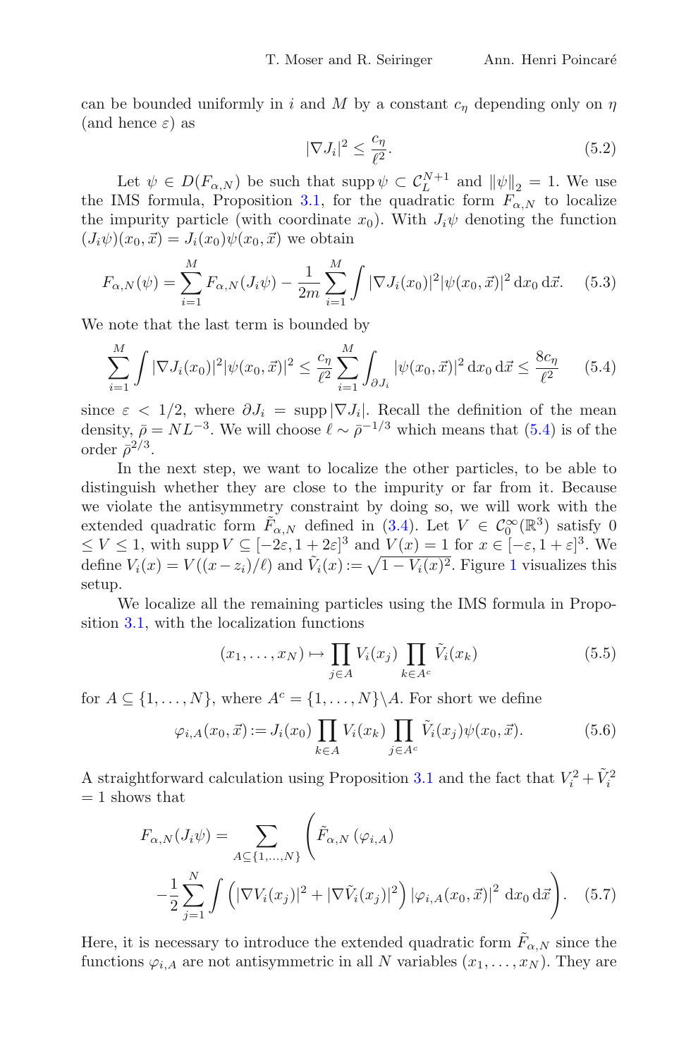can be bounded uniformly in $i$ and $M$ by a constant $c_\eta$ depending only on $\eta$ (and hence $\varepsilon$) as

$$|\nabla J_i|^2 \leq \frac{c_\eta}{\ell^2}. \tag{5.2}$$

Let $\psi \in D(F_{\alpha,N})$ be such that $\operatorname{supp} \psi \subset \mathcal{C}_L^{N+1}$ and $\|\psi\|_2 = 1$. We use the IMS formula, Proposition 3.1, for the quadratic form $F_{\alpha,N}$ to localize the impurity particle (with coordinate $x_0$). With $J_i\psi$ denoting the function $(J_i\psi)(x_0,\vec{x}) = J_i(x_0)\psi(x_0,\vec{x})$ we obtain

$$F_{\alpha,N}(\psi) = \sum_{i=1}^M F_{\alpha,N}(J_i\psi) - \frac{1}{2m}\sum_{i=1}^M \int |\nabla J_i(x_0)|^2 |\psi(x_0,\vec{x})|^2 \, \mathrm{d}x_0 \, \mathrm{d}\vec{x}. \tag{5.3}$$

We note that the last term is bounded by

$$\sum_{i=1}^M \int |\nabla J_i(x_0)|^2 |\psi(x_0,\vec{x})|^2 \leq \frac{c_\eta}{\ell^2} \sum_{i=1}^M \int_{\partial J_i} |\psi(x_0,\vec{x})|^2 \, \mathrm{d}x_0 \, \mathrm{d}\vec{x} \leq \frac{8c_\eta}{\ell^2} \tag{5.4}$$

since $\varepsilon < 1/2$, where $\partial J_i = \operatorname{supp} |\nabla J_i|$. Recall the definition of the mean density, $\bar{\rho} = NL^{-3}$. We will choose $\ell \sim \bar{\rho}^{-1/3}$ which means that (5.4) is of the order $\bar{\rho}^{2/3}$.

In the next step, we want to localize the other particles, to be able to distinguish whether they are close to the impurity or far from it. Because we violate the antisymmetry constraint by doing so, we will work with the extended quadratic form $\tilde{F}_{\alpha,N}$ defined in (3.4). Let $V \in \mathcal{C}_0^\infty(\mathbb{R}^3)$ satisfy $0 \leq V \leq 1$, with $\operatorname{supp} V \subseteq [-2\varepsilon, 1+2\varepsilon]^3$ and $V(x) = 1$ for $x \in [-\varepsilon, 1+\varepsilon]^3$. We define $V_i(x) = V((x-z_i)/\ell)$ and $\tilde{V}_i(x) := \sqrt{1 - V_i(x)^2}$. Figure 1 visualizes this setup.

We localize all the remaining particles using the IMS formula in Proposition 3.1, with the localization functions

$$(x_1,\ldots,x_N) \mapsto \prod_{j\in A} V_i(x_j) \prod_{k\in A^c} \tilde{V}_i(x_k) \tag{5.5}$$

for $A \subseteq \{1,\ldots,N\}$, where $A^c = \{1,\ldots,N\}\backslash A$. For short we define

$$\varphi_{i,A}(x_0,\vec{x}) := J_i(x_0) \prod_{k\in A} V_i(x_k) \prod_{j\in A^c} \tilde{V}_i(x_j) \psi(x_0,\vec{x}). \tag{5.6}$$

A straightforward calculation using Proposition 3.1 and the fact that $V_i^2 + \tilde{V}_i^2 = 1$ shows that

$$F_{\alpha,N}(J_i\psi) = \sum_{A\subseteq\{1,\ldots,N\}} \left( \tilde{F}_{\alpha,N}\left(\varphi_{i,A}\right) - \frac{1}{2}\sum_{j=1}^N \int \left(|\nabla V_i(x_j)|^2 + |\nabla \tilde{V}_i(x_j)|^2\right) \left|\varphi_{i,A}(x_0,\vec{x})\right|^2 \, \mathrm{d}x_0 \, \mathrm{d}\vec{x} \right). \tag{5.7}$$

Here, it is necessary to introduce the extended quadratic form $\tilde{F}_{\alpha,N}$ since the functions $\varphi_{i,A}$ are not antisymmetric in all $N$ variables $(x_1,\ldots,x_N)$. They are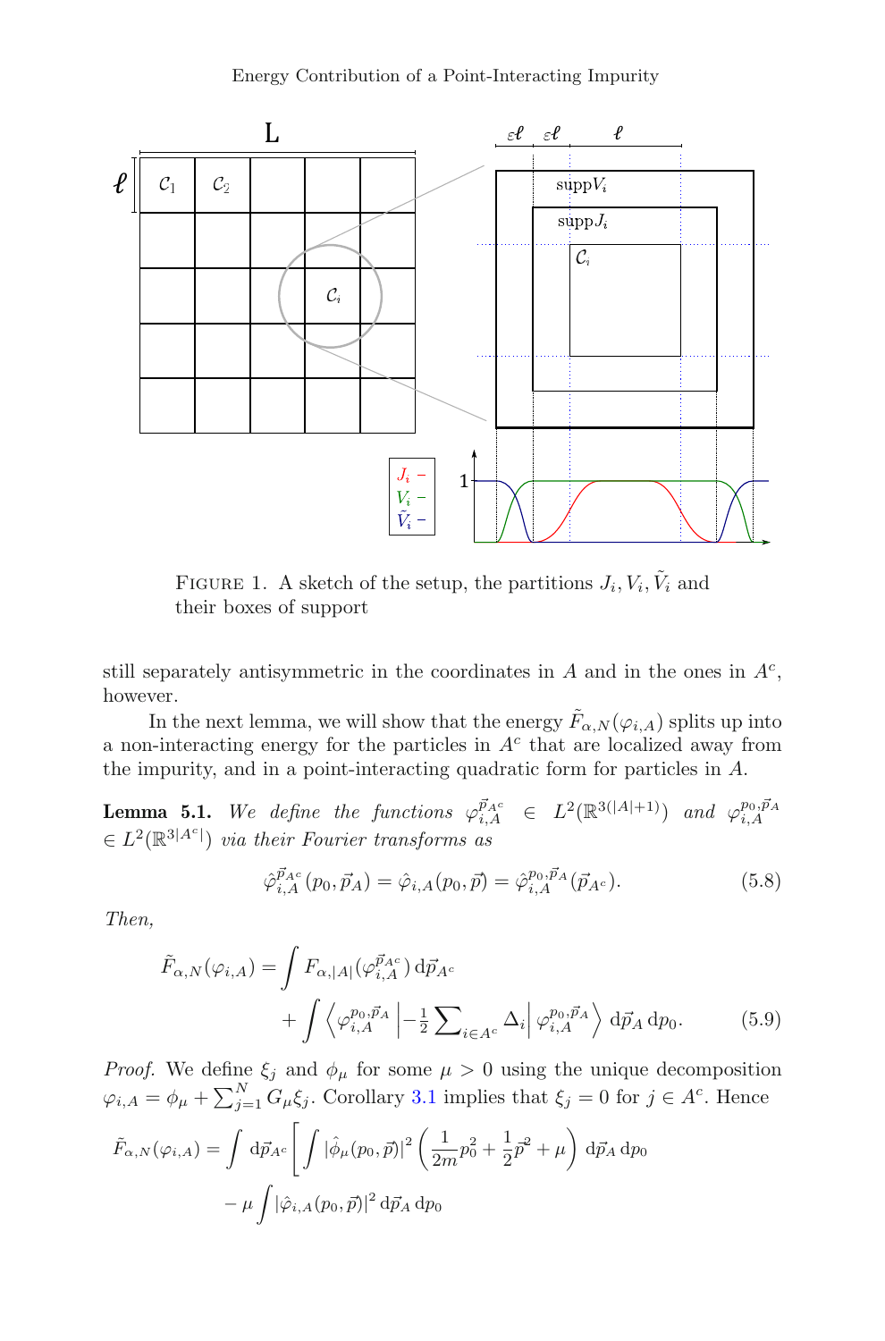FIGURE 1. A sketch of the setup, the partitions $J_i, V_i, \tilde{V}_i$ and their boxes of support

still separately antisymmetric in the coordinates in $A$ and in the ones in $A^c$, however.

In the next lemma, we will show that the energy $\tilde{F}_{\alpha,N}(\varphi_{i,A})$ splits up into a non-interacting energy for the particles in $A^c$ that are localized away from the impurity, and in a point-interacting quadratic form for particles in $A$.

**Lemma 5.1.** *We define the functions $\varphi_{i,A}^{\vec{p}_{A^c}} \in L^2(\mathbb{R}^{3(|A|+1)})$ and $\varphi_{i,A}^{p_0,\vec{p}_A} \in L^2(\mathbb{R}^{3|A^c|})$ via their Fourier transforms as*

$$\hat{\varphi}_{i,A}^{\vec{p}_{A^c}}(p_0, \vec{p}_A) = \hat{\varphi}_{i,A}(p_0, \vec{p}) = \hat{\varphi}_{i,A}^{p_0,\vec{p}_A}(\vec{p}_{A^c}). \tag{5.8}$$

*Then,*

$$\tilde{F}_{\alpha,N}(\varphi_{i,A}) = \int F_{\alpha,|A|}(\varphi_{i,A}^{\vec{p}_{A^c}})\, \mathrm{d}\vec{p}_{A^c} + \int \left\langle \varphi_{i,A}^{p_0,\vec{p}_A} \left| -\tfrac{1}{2} \sum\nolimits_{i \in A^c} \Delta_i \right| \varphi_{i,A}^{p_0,\vec{p}_A} \right\rangle \mathrm{d}\vec{p}_A\, \mathrm{d}p_0. \tag{5.9}$$

*Proof.* We define $\xi_j$ and $\phi_\mu$ for some $\mu > 0$ using the unique decomposition $\varphi_{i,A} = \phi_\mu + \sum_{j=1}^N G_\mu \xi_j$. Corollary 3.1 implies that $\xi_j = 0$ for $j \in A^c$. Hence

$$\tilde{F}_{\alpha,N}(\varphi_{i,A}) = \int \mathrm{d}\vec{p}_{A^c} \left[ \int |\hat{\phi}_\mu(p_0, \vec{p})|^2 \left( \frac{1}{2m} p_0^2 + \frac{1}{2} \vec{p}^2 + \mu \right) \mathrm{d}\vec{p}_A\, \mathrm{d}p_0 \right.$$
$$\left. - \mu \int |\hat{\varphi}_{i,A}(p_0, \vec{p})|^2\, \mathrm{d}\vec{p}_A\, \mathrm{d}p_0 \right.$$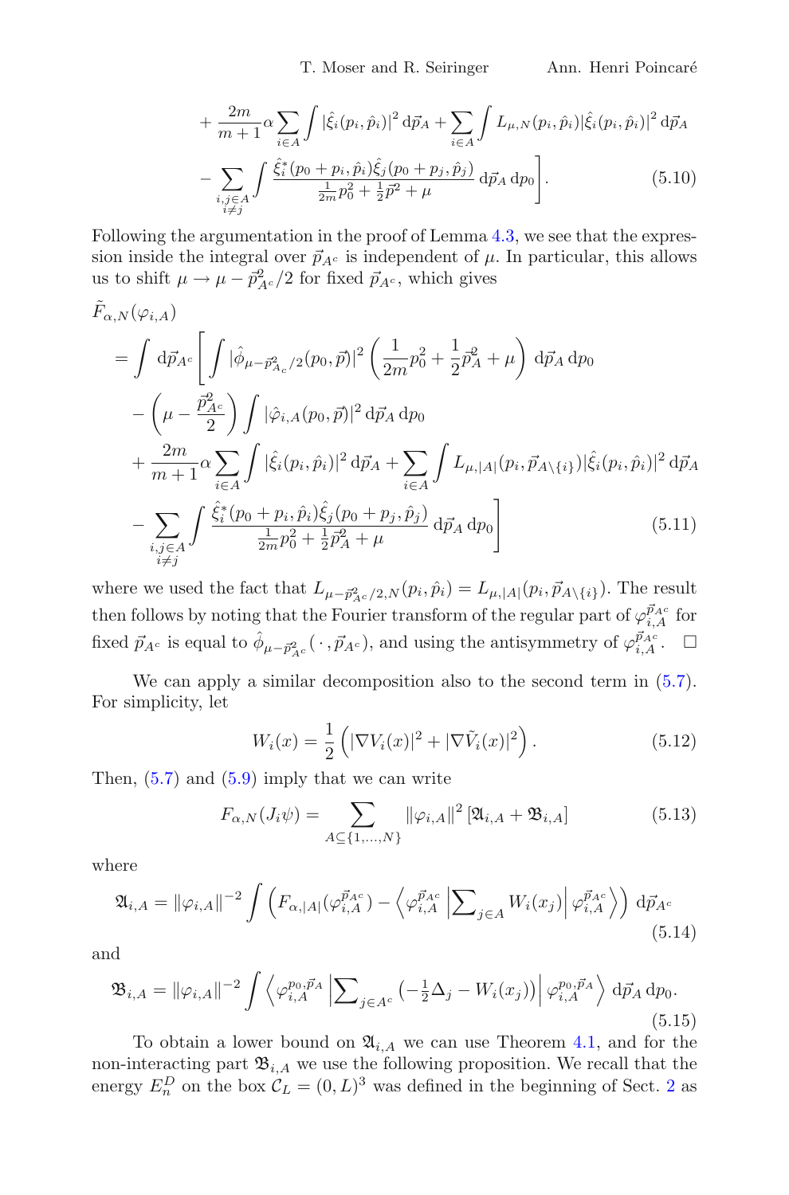$$
+ \frac{2m}{m+1}\alpha \sum_{i\in A} \int |\hat{\xi}_i(p_i,\hat{p}_i)|^2 \, \mathrm{d}\vec{p}_A + \sum_{i\in A} \int L_{\mu,N}(p_i,\hat{p}_i)|\hat{\xi}_i(p_i,\hat{p}_i)|^2 \, \mathrm{d}\vec{p}_A
$$

$$
- \sum_{\substack{i,j\in A\\ i\neq j}} \int \frac{\hat{\xi}_i^*(p_0+p_i,\hat{p}_i)\hat{\xi}_j(p_0+p_j,\hat{p}_j)}{\frac{1}{2m}p_0^2 + \frac{1}{2}\vec{p}^2 + \mu} \, \mathrm{d}\vec{p}_A \, \mathrm{d}p_0 \Bigg]. \tag{5.10}
$$

Following the argumentation in the proof of Lemma 4.3, we see that the expression inside the integral over $\vec{p}_{A^c}$ is independent of $\mu$. In particular, this allows us to shift $\mu \to \mu - \vec{p}_{A^c}^2/2$ for fixed $\vec{p}_{A^c}$, which gives

$$
\begin{aligned}
&\tilde{F}_{\alpha,N}(\varphi_{i,A}) \\
&= \int \mathrm{d}\vec{p}_{A^c} \Bigg[ \int |\hat{\phi}_{\mu-\vec{p}_{A_c}^2/2}(p_0,\vec{p})|^2 \left( \frac{1}{2m}p_0^2 + \frac{1}{2}\vec{p}_A^2 + \mu \right) \mathrm{d}\vec{p}_A \, \mathrm{d}p_0 \\
&\quad - \left( \mu - \frac{\vec{p}_{A^c}^2}{2} \right) \int |\hat{\varphi}_{i,A}(p_0,\vec{p})|^2 \, \mathrm{d}\vec{p}_A \, \mathrm{d}p_0 \\
&\quad + \frac{2m}{m+1}\alpha \sum_{i\in A} \int |\hat{\xi}_i(p_i,\hat{p}_i)|^2 \, \mathrm{d}\vec{p}_A + \sum_{i\in A} \int L_{\mu,|A|}(p_i,\vec{p}_{A\setminus\{i\}})|\hat{\xi}_i(p_i,\hat{p}_i)|^2 \, \mathrm{d}\vec{p}_A \\
&\quad - \sum_{\substack{i,j\in A\\ i\neq j}} \int \frac{\hat{\xi}_i^*(p_0+p_i,\hat{p}_i)\hat{\xi}_j(p_0+p_j,\hat{p}_j)}{\frac{1}{2m}p_0^2 + \frac{1}{2}\vec{p}_A^2 + \mu} \, \mathrm{d}\vec{p}_A \, \mathrm{d}p_0 \Bigg]
\end{aligned} \tag{5.11}
$$

where we used the fact that $L_{\mu-\vec{p}_{A^c}^2/2,N}(p_i,\hat{p}_i) = L_{\mu,|A|}(p_i,\vec{p}_{A\setminus\{i\}})$. The result then follows by noting that the Fourier transform of the regular part of $\varphi_{i,A}^{\vec{p}_{A^c}}$ for fixed $\vec{p}_{A^c}$ is equal to $\hat{\phi}_{\mu-\vec{p}_{A^c}^2}(\,\cdot\,,\vec{p}_{A^c})$, and using the antisymmetry of $\varphi_{i,A}^{\vec{p}_{A^c}}$. $\square$

We can apply a similar decomposition also to the second term in (5.7). For simplicity, let

$$
W_i(x) = \frac{1}{2}\left( |\nabla V_i(x)|^2 + |\nabla \tilde{V}_i(x)|^2 \right). \tag{5.12}
$$

Then, (5.7) and (5.9) imply that we can write

$$
F_{\alpha,N}(J_i\psi) = \sum_{A\subseteq\{1,\dots,N\}} \|\varphi_{i,A}\|^2 \left[ \mathfrak{A}_{i,A} + \mathfrak{B}_{i,A} \right] \tag{5.13}
$$

where

$$
\mathfrak{A}_{i,A} = \|\varphi_{i,A}\|^{-2} \int \left( F_{\alpha,|A|}(\varphi_{i,A}^{\vec{p}_{A^c}}) - \left\langle \varphi_{i,A}^{\vec{p}_{A^c}} \left| \sum\nolimits_{j\in A} W_i(x_j) \right| \varphi_{i,A}^{\vec{p}_{A^c}} \right\rangle \right) \mathrm{d}\vec{p}_{A^c} \tag{5.14}
$$

and

$$
\mathfrak{B}_{i,A} = \|\varphi_{i,A}\|^{-2} \int \left\langle \varphi_{i,A}^{p_0,\vec{p}_A} \left| \sum\nolimits_{j\in A^c} \left( -\tfrac{1}{2}\Delta_j - W_i(x_j) \right) \right| \varphi_{i,A}^{p_0,\vec{p}_A} \right\rangle \mathrm{d}\vec{p}_A \, \mathrm{d}p_0. \tag{5.15}
$$

To obtain a lower bound on $\mathfrak{A}_{i,A}$ we can use Theorem 4.1, and for the non-interacting part $\mathfrak{B}_{i,A}$ we use the following proposition. We recall that the energy $E_n^D$ on the box $\mathcal{C}_L = (0,L)^3$ was defined in the beginning of Sect. 2 as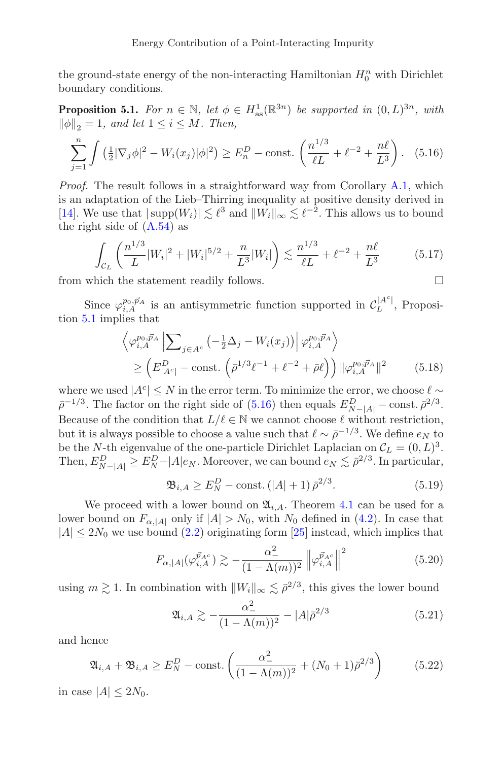the ground-state energy of the non-interacting Hamiltonian $H_0^n$ with Dirichlet boundary conditions.

**Proposition 5.1.** *For $n \in \mathbb{N}$, let $\phi \in H^1_{\rm as}(\mathbb{R}^{3n})$ be supported in $(0,L)^{3n}$, with $\|\phi\|_2 = 1$, and let $1 \le i \le M$. Then,*

$$\sum_{j=1}^{n} \int \left( \tfrac{1}{2}|\nabla_j \phi|^2 - W_i(x_j)|\phi|^2 \right) \ge E_n^D - \text{const.} \left( \frac{n^{1/3}}{\ell L} + \ell^{-2} + \frac{n\ell}{L^3} \right). \quad (5.16)$$

*Proof.* The result follows in a straightforward way from Corollary A.1, which is an adaptation of the Lieb–Thirring inequality at positive density derived in [14]. We use that $|\operatorname{supp}(W_i)| \lesssim \ell^3$ and $\|W_i\|_\infty \lesssim \ell^{-2}$. This allows us to bound the right side of (A.54) as

$$\int_{\mathcal{C}_L} \left( \frac{n^{1/3}}{L}|W_i|^2 + |W_i|^{5/2} + \frac{n}{L^3}|W_i| \right) \lesssim \frac{n^{1/3}}{\ell L} + \ell^{-2} + \frac{n\ell}{L^3} \quad (5.17)$$

from which the statement readily follows. □

Since $\varphi_{i,A}^{p_0,\vec{p}_A}$ is an antisymmetric function supported in $\mathcal{C}_L^{|A^c|}$, Proposition 5.1 implies that

$$\begin{aligned} &\left\langle \varphi_{i,A}^{p_0,\vec{p}_A} \left| \sum\nolimits_{j \in A^c} \left( -\tfrac{1}{2}\Delta_j - W_i(x_j) \right) \right| \varphi_{i,A}^{p_0,\vec{p}_A} \right\rangle \\ &\quad \ge \left( E_{|A^c|}^D - \text{const.} \left( \bar{\rho}^{1/3}\ell^{-1} + \ell^{-2} + \bar{\rho}\ell \right) \right) \|\varphi_{i,A}^{p_0,\vec{p}_A}\|^2 \end{aligned} \quad (5.18)$$

where we used $|A^c| \le N$ in the error term. To minimize the error, we choose $\ell \sim \bar{\rho}^{-1/3}$. The factor on the right side of (5.16) then equals $E_{N-|A|}^D - \text{const.}\, \bar{\rho}^{2/3}$. Because of the condition that $L/\ell \in \mathbb{N}$ we cannot choose $\ell$ without restriction, but it is always possible to choose a value such that $\ell \sim \bar{\rho}^{-1/3}$. We define $e_N$ to be the $N$-th eigenvalue of the one-particle Dirichlet Laplacian on $\mathcal{C}_L = (0,L)^3$. Then, $E_{N-|A|}^D \ge E_N^D - |A| e_N$. Moreover, we can bound $e_N \lesssim \bar{\rho}^{2/3}$. In particular,

$$\mathfrak{B}_{i,A} \ge E_N^D - \text{const.}\, (|A| + 1)\, \bar{\rho}^{2/3}. \quad (5.19)$$

We proceed with a lower bound on $\mathfrak{A}_{i,A}$. Theorem 4.1 can be used for a lower bound on $F_{\alpha,|A|}$ only if $|A| > N_0$, with $N_0$ defined in (4.2). In case that $|A| \le 2N_0$ we use bound (2.2) originating form [25] instead, which implies that

$$F_{\alpha,|A|}(\varphi_{i,A}^{\vec{p}_{A^c}}) \gtrsim -\frac{\alpha_-^2}{(1-\Lambda(m))^2} \left\| \varphi_{i,A}^{\vec{p}_{A^c}} \right\|^2 \quad (5.20)$$

using $m \gtrsim 1$. In combination with $\|W_i\|_\infty \lesssim \bar{\rho}^{2/3}$, this gives the lower bound

$$\mathfrak{A}_{i,A} \gtrsim -\frac{\alpha_-^2}{(1-\Lambda(m))^2} - |A|\bar{\rho}^{2/3} \quad (5.21)$$

and hence

$$\mathfrak{A}_{i,A} + \mathfrak{B}_{i,A} \ge E_N^D - \text{const.} \left( \frac{\alpha_-^2}{(1-\Lambda(m))^2} + (N_0 + 1)\bar{\rho}^{2/3} \right) \quad (5.22)$$

in case $|A| \le 2N_0$.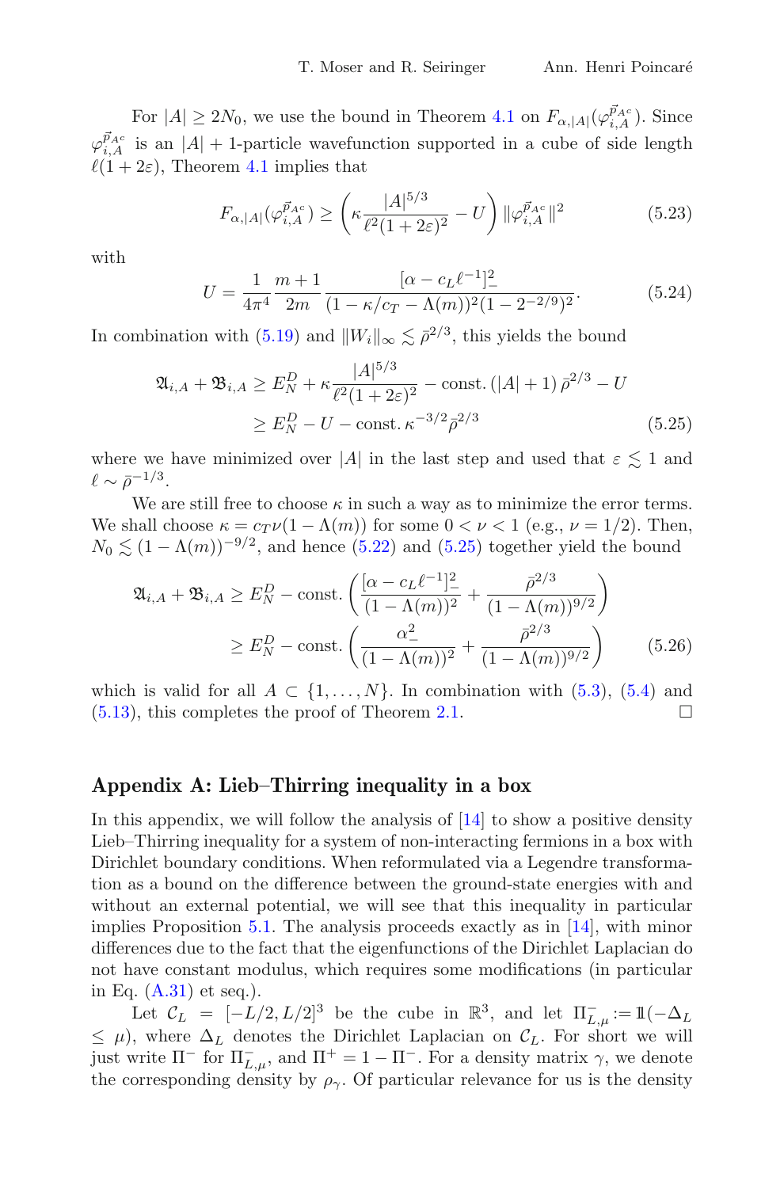For $|A| \geq 2N_0$, we use the bound in Theorem 4.1 on $F_{\alpha,|A|}(\varphi_{i,A}^{\vec{p}_{A^c}})$. Since $\varphi_{i,A}^{\vec{p}_{A^c}}$ is an $|A|+1$-particle wavefunction supported in a cube of side length $\ell(1+2\varepsilon)$, Theorem 4.1 implies that

$$F_{\alpha,|A|}(\varphi_{i,A}^{\vec{p}_{A^c}}) \geq \left(\kappa \frac{|A|^{5/3}}{\ell^2(1+2\varepsilon)^2} - U\right) \|\varphi_{i,A}^{\vec{p}_{A^c}}\|^2 \tag{5.23}$$

with

$$U = \frac{1}{4\pi^4} \frac{m+1}{2m} \frac{[\alpha - c_L \ell^{-1}]_-^2}{(1-\kappa/c_T - \Lambda(m))^2 (1-2^{-2/9})^2}. \tag{5.24}$$

In combination with (5.19) and $\|W_i\|_\infty \lesssim \bar{\rho}^{2/3}$, this yields the bound

$$\begin{aligned}
\mathfrak{A}_{i,A} + \mathfrak{B}_{i,A} &\geq E_N^D + \kappa \frac{|A|^{5/3}}{\ell^2(1+2\varepsilon)^2} - \text{const.}\,(|A|+1)\,\bar{\rho}^{2/3} - U \\
&\geq E_N^D - U - \text{const.}\,\kappa^{-3/2}\bar{\rho}^{2/3}
\end{aligned} \tag{5.25}$$

where we have minimized over $|A|$ in the last step and used that $\varepsilon \lesssim 1$ and $\ell \sim \bar{\rho}^{-1/3}$.

We are still free to choose $\kappa$ in such a way as to minimize the error terms. We shall choose $\kappa = c_T \nu (1-\Lambda(m))$ for some $0 < \nu < 1$ (e.g., $\nu = 1/2$). Then, $N_0 \lesssim (1-\Lambda(m))^{-9/2}$, and hence (5.22) and (5.25) together yield the bound

$$\begin{aligned}
\mathfrak{A}_{i,A} + \mathfrak{B}_{i,A} &\geq E_N^D - \text{const.}\left(\frac{[\alpha - c_L\ell^{-1}]_-^2}{(1-\Lambda(m))^2} + \frac{\bar{\rho}^{2/3}}{(1-\Lambda(m))^{9/2}}\right) \\
&\geq E_N^D - \text{const.}\left(\frac{\alpha_-^2}{(1-\Lambda(m))^2} + \frac{\bar{\rho}^{2/3}}{(1-\Lambda(m))^{9/2}}\right)
\end{aligned} \tag{5.26}$$

which is valid for all $A \subset \{1, \ldots, N\}$. In combination with (5.3), (5.4) and (5.13), this completes the proof of Theorem 2.1. $\square$

## Appendix A: Lieb–Thirring inequality in a box

In this appendix, we will follow the analysis of [14] to show a positive density Lieb–Thirring inequality for a system of non-interacting fermions in a box with Dirichlet boundary conditions. When reformulated via a Legendre transformation as a bound on the difference between the ground-state energies with and without an external potential, we will see that this inequality in particular implies Proposition 5.1. The analysis proceeds exactly as in [14], with minor differences due to the fact that the eigenfunctions of the Dirichlet Laplacian do not have constant modulus, which requires some modifications (in particular in Eq. (A.31) et seq.).

Let $\mathcal{C}_L = [-L/2, L/2]^3$ be the cube in $\mathbb{R}^3$, and let $\Pi_{L,\mu}^- := \mathbb{1}(-\Delta_L \leq \mu)$, where $\Delta_L$ denotes the Dirichlet Laplacian on $\mathcal{C}_L$. For short we will just write $\Pi^-$ for $\Pi_{L,\mu}^-$, and $\Pi^+ = 1 - \Pi^-$. For a density matrix $\gamma$, we denote the corresponding density by $\rho_\gamma$. Of particular relevance for us is the density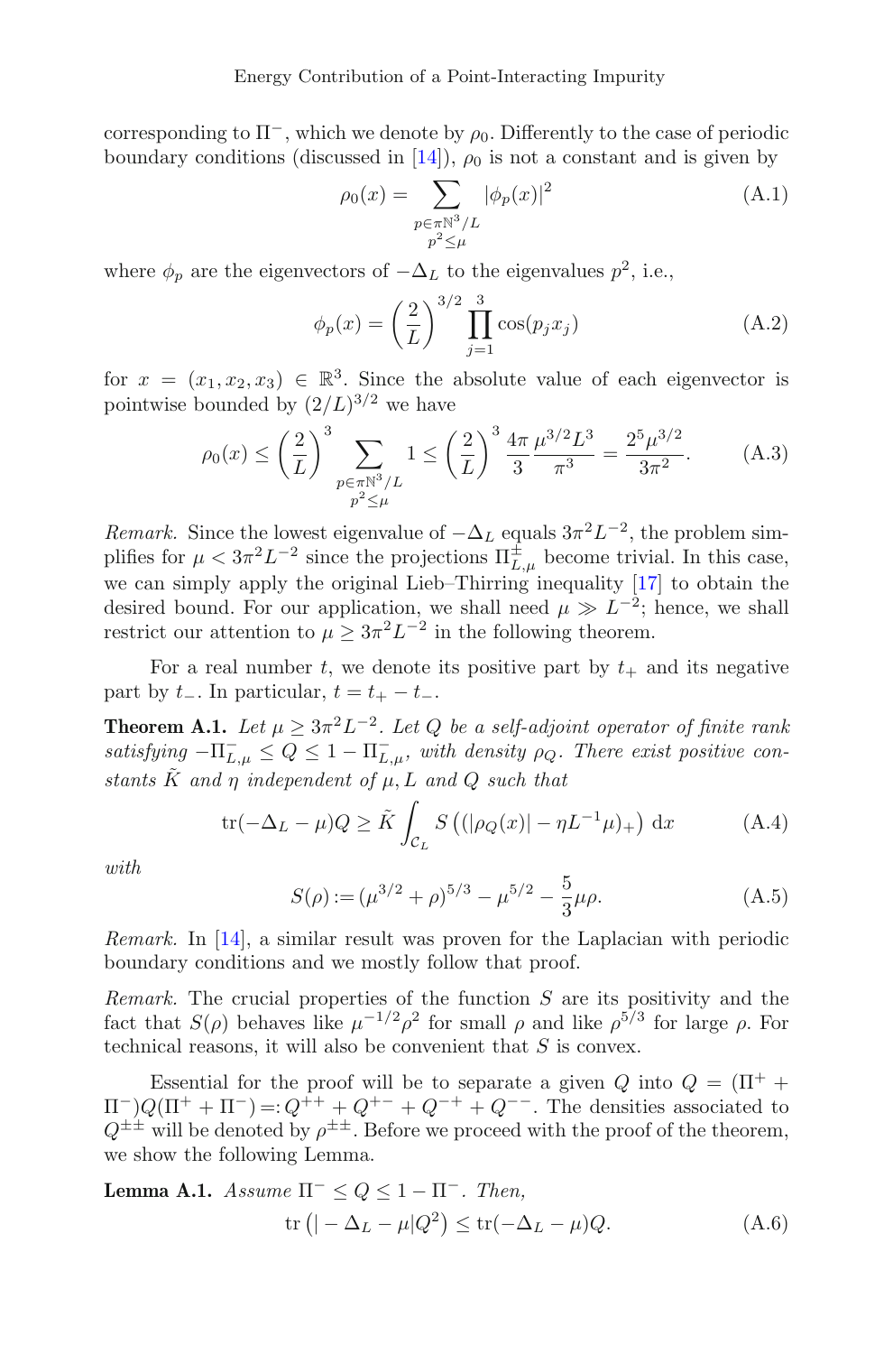corresponding to $\Pi^-$, which we denote by $\rho_0$. Differently to the case of periodic boundary conditions (discussed in [14]), $\rho_0$ is not a constant and is given by

$$\rho_0(x) = \sum_{\substack{p \in \pi\mathbb{N}^3/L \\ p^2 \le \mu}} |\phi_p(x)|^2 \tag{A.1}$$

where $\phi_p$ are the eigenvectors of $-\Delta_L$ to the eigenvalues $p^2$, i.e.,

$$\phi_p(x) = \left(\frac{2}{L}\right)^{3/2} \prod_{j=1}^{3} \cos(p_j x_j) \tag{A.2}$$

for $x = (x_1, x_2, x_3) \in \mathbb{R}^3$. Since the absolute value of each eigenvector is pointwise bounded by $(2/L)^{3/2}$ we have

$$\rho_0(x) \le \left(\frac{2}{L}\right)^3 \sum_{\substack{p \in \pi\mathbb{N}^3/L \\ p^2 \le \mu}} 1 \le \left(\frac{2}{L}\right)^3 \frac{4\pi}{3} \frac{\mu^{3/2} L^3}{\pi^3} = \frac{2^5 \mu^{3/2}}{3\pi^2}. \tag{A.3}$$

*Remark.* Since the lowest eigenvalue of $-\Delta_L$ equals $3\pi^2 L^{-2}$, the problem simplifies for $\mu < 3\pi^2 L^{-2}$ since the projections $\Pi^{\pm}_{L,\mu}$ become trivial. In this case, we can simply apply the original Lieb–Thirring inequality [17] to obtain the desired bound. For our application, we shall need $\mu \gg L^{-2}$; hence, we shall restrict our attention to $\mu \ge 3\pi^2 L^{-2}$ in the following theorem.

For a real number $t$, we denote its positive part by $t_+$ and its negative part by $t_-$. In particular, $t = t_+ - t_-$.

**Theorem A.1.** *Let $\mu \ge 3\pi^2 L^{-2}$. Let $Q$ be a self-adjoint operator of finite rank satisfying $-\Pi^-_{L,\mu} \le Q \le 1 - \Pi^-_{L,\mu}$, with density $\rho_Q$. There exist positive constants $\tilde{K}$ and $\eta$ independent of $\mu, L$ and $Q$ such that*

$$\operatorname{tr}(-\Delta_L - \mu)Q \ge \tilde{K} \int_{\mathcal{C}_L} S\left((|\rho_Q(x)| - \eta L^{-1}\mu)_+\right) \mathrm{d}x \tag{A.4}$$

*with*

$$S(\rho) := (\mu^{3/2} + \rho)^{5/3} - \mu^{5/2} - \frac{5}{3}\mu\rho. \tag{A.5}$$

*Remark.* In [14], a similar result was proven for the Laplacian with periodic boundary conditions and we mostly follow that proof.

*Remark.* The crucial properties of the function $S$ are its positivity and the fact that $S(\rho)$ behaves like $\mu^{-1/2}\rho^2$ for small $\rho$ and like $\rho^{5/3}$ for large $\rho$. For technical reasons, it will also be convenient that $S$ is convex.

Essential for the proof will be to separate a given $Q$ into $Q = (\Pi^+ + \Pi^-)Q(\Pi^+ + \Pi^-) =: Q^{++} + Q^{+-} + Q^{-+} + Q^{--}$. The densities associated to $Q^{\pm\pm}$ will be denoted by $\rho^{\pm\pm}$. Before we proceed with the proof of the theorem, we show the following Lemma.

**Lemma A.1.** *Assume $\Pi^- \le Q \le 1 - \Pi^-$. Then,*

$$\operatorname{tr}\left(|-\Delta_L - \mu| Q^2\right) \le \operatorname{tr}(-\Delta_L - \mu)Q. \tag{A.6}$$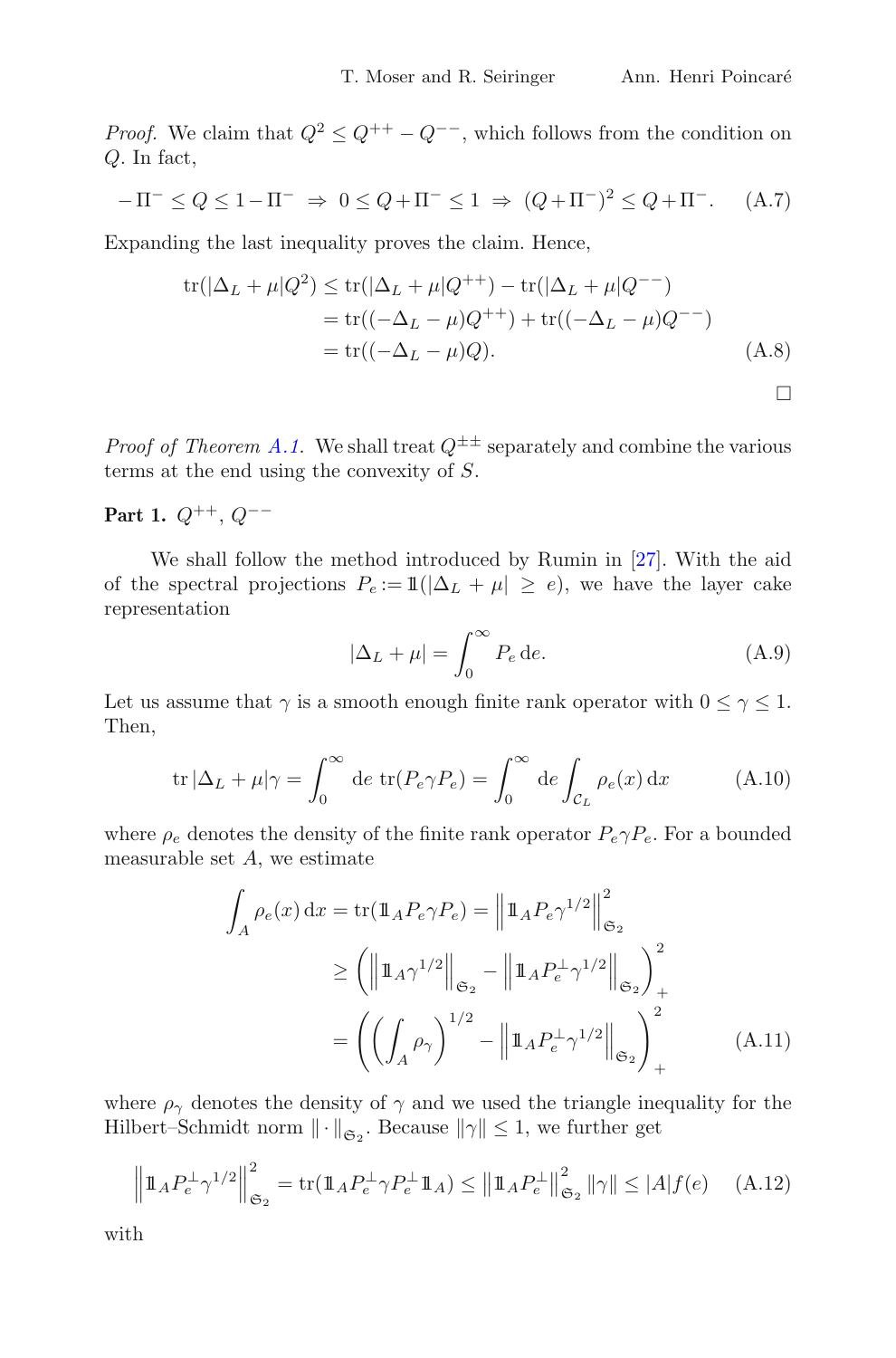*Proof.* We claim that $Q^2 \leq Q^{++} - Q^{--}$, which follows from the condition on $Q$. In fact,

$$-\Pi^- \leq Q \leq 1 - \Pi^- \;\Rightarrow\; 0 \leq Q + \Pi^- \leq 1 \;\Rightarrow\; (Q + \Pi^-)^2 \leq Q + \Pi^-. \tag{A.7}$$

Expanding the last inequality proves the claim. Hence,

$$\begin{aligned}
\operatorname{tr}(|\Delta_L + \mu| Q^2) &\leq \operatorname{tr}(|\Delta_L + \mu| Q^{++}) - \operatorname{tr}(|\Delta_L + \mu| Q^{--}) \\
&= \operatorname{tr}((-\Delta_L - \mu) Q^{++}) + \operatorname{tr}((-\Delta_L - \mu) Q^{--}) \\
&= \operatorname{tr}((-\Delta_L - \mu) Q).
\end{aligned} \tag{A.8}$$

□

*Proof of Theorem A.1.* We shall treat $Q^{\pm\pm}$ separately and combine the various terms at the end using the convexity of $S$.

**Part 1.** $Q^{++}$, $Q^{--}$

We shall follow the method introduced by Rumin in [27]. With the aid of the spectral projections $P_e := \mathbb{1}(|\Delta_L + \mu| \geq e)$, we have the layer cake representation

$$|\Delta_L + \mu| = \int_0^\infty P_e \, \mathrm{d}e. \tag{A.9}$$

Let us assume that $\gamma$ is a smooth enough finite rank operator with $0 \leq \gamma \leq 1$. Then,

$$\operatorname{tr} |\Delta_L + \mu| \gamma = \int_0^\infty \mathrm{d}e \; \operatorname{tr}(P_e \gamma P_e) = \int_0^\infty \mathrm{d}e \int_{\mathcal{C}_L} \rho_e(x) \, \mathrm{d}x \tag{A.10}$$

where $\rho_e$ denotes the density of the finite rank operator $P_e \gamma P_e$. For a bounded measurable set $A$, we estimate

$$\begin{aligned}
\int_A \rho_e(x) \, \mathrm{d}x = \operatorname{tr}(\mathbb{1}_A P_e \gamma P_e) &= \left\| \mathbb{1}_A P_e \gamma^{1/2} \right\|_{\mathfrak{S}_2}^2 \\
&\geq \left( \left\| \mathbb{1}_A \gamma^{1/2} \right\|_{\mathfrak{S}_2} - \left\| \mathbb{1}_A P_e^\perp \gamma^{1/2} \right\|_{\mathfrak{S}_2} \right)_+^2 \\
&= \left( \left( \int_A \rho_\gamma \right)^{1/2} - \left\| \mathbb{1}_A P_e^\perp \gamma^{1/2} \right\|_{\mathfrak{S}_2} \right)_+^2
\end{aligned} \tag{A.11}$$

where $\rho_\gamma$ denotes the density of $\gamma$ and we used the triangle inequality for the Hilbert–Schmidt norm $\|\cdot\|_{\mathfrak{S}_2}$. Because $\|\gamma\| \leq 1$, we further get

$$\left\| \mathbb{1}_A P_e^\perp \gamma^{1/2} \right\|_{\mathfrak{S}_2}^2 = \operatorname{tr}(\mathbb{1}_A P_e^\perp \gamma P_e^\perp \mathbb{1}_A) \leq \left\| \mathbb{1}_A P_e^\perp \right\|_{\mathfrak{S}_2}^2 \|\gamma\| \leq |A| f(e) \tag{A.12}$$

with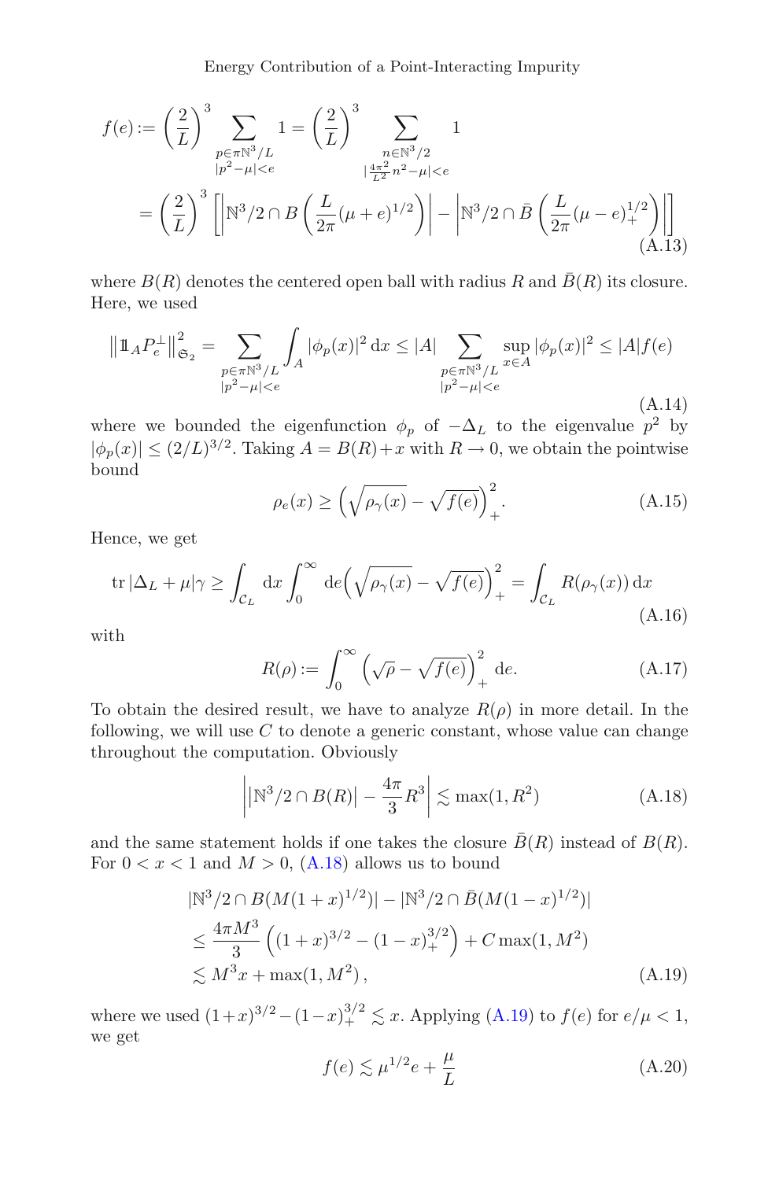$$f(e) := \left(\frac{2}{L}\right)^3 \sum_{\substack{p\in\pi\mathbb{N}^3/L\\ |p^2-\mu|<e}} 1 = \left(\frac{2}{L}\right)^3 \sum_{\substack{n\in\mathbb{N}^3/2\\ |\frac{4\pi^2}{L^2}n^2-\mu|<e}} 1$$
$$= \left(\frac{2}{L}\right)^3 \left[\left|\mathbb{N}^3/2 \cap B\left(\frac{L}{2\pi}(\mu+e)^{1/2}\right)\right| - \left|\mathbb{N}^3/2 \cap \bar{B}\left(\frac{L}{2\pi}(\mu-e)_+^{1/2}\right)\right|\right] \tag{A.13}$$

where $B(R)$ denotes the centered open ball with radius $R$ and $\bar{B}(R)$ its closure. Here, we used

$$\left\|\mathbb{1}_A P_e^\perp\right\|_{\mathfrak{S}_2}^2 = \sum_{\substack{p\in\pi\mathbb{N}^3/L\\ |p^2-\mu|<e}} \int_A |\phi_p(x)|^2\,\mathrm{d}x \le |A| \sum_{\substack{p\in\pi\mathbb{N}^3/L\\ |p^2-\mu|<e}} \sup_{x\in A} |\phi_p(x)|^2 \le |A| f(e) \tag{A.14}$$

where we bounded the eigenfunction $\phi_p$ of $-\Delta_L$ to the eigenvalue $p^2$ by $|\phi_p(x)| \le (2/L)^{3/2}$. Taking $A = B(R)+x$ with $R\to 0$, we obtain the pointwise bound

$$\rho_e(x) \ge \left(\sqrt{\rho_\gamma(x)} - \sqrt{f(e)}\right)_+^2. \tag{A.15}$$

Hence, we get

$$\operatorname{tr}|\Delta_L+\mu|\gamma \ge \int_{\mathcal{C}_L} \mathrm{d}x \int_0^\infty \mathrm{d}e\left(\sqrt{\rho_\gamma(x)} - \sqrt{f(e)}\right)_+^2 = \int_{\mathcal{C}_L} R(\rho_\gamma(x))\,\mathrm{d}x \tag{A.16}$$

with

$$R(\rho) := \int_0^\infty \left(\sqrt{\rho} - \sqrt{f(e)}\right)_+^2 \mathrm{d}e. \tag{A.17}$$

To obtain the desired result, we have to analyze $R(\rho)$ in more detail. In the following, we will use $C$ to denote a generic constant, whose value can change throughout the computation. Obviously

$$\left|\left|\mathbb{N}^3/2 \cap B(R)\right| - \frac{4\pi}{3}R^3\right| \lesssim \max(1, R^2) \tag{A.18}$$

and the same statement holds if one takes the closure $\bar{B}(R)$ instead of $B(R)$. For $0<x<1$ and $M>0$, (A.18) allows us to bound

$$\begin{aligned}
&|\mathbb{N}^3/2 \cap B(M(1+x)^{1/2})| - |\mathbb{N}^3/2 \cap \bar{B}(M(1-x)^{1/2})| \\
&\le \frac{4\pi M^3}{3}\left((1+x)^{3/2} - (1-x)_+^{3/2}\right) + C\max(1, M^2) \\
&\lesssim M^3 x + \max(1, M^2),
\end{aligned} \tag{A.19}$$

where we used $(1+x)^{3/2} - (1-x)_+^{3/2} \lesssim x$. Applying (A.19) to $f(e)$ for $e/\mu < 1$, we get

$$f(e) \lesssim \mu^{1/2} e + \frac{\mu}{L} \tag{A.20}$$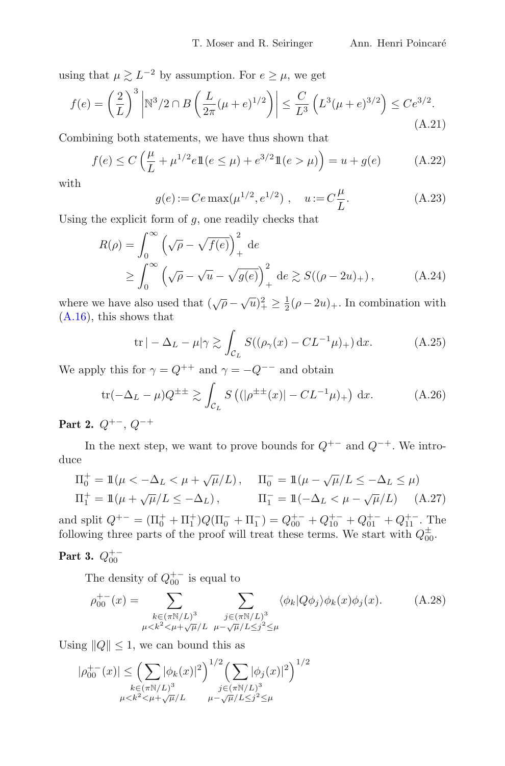using that $\mu \gtrsim L^{-2}$ by assumption. For $e \geq \mu$, we get

$$f(e) = \left(\frac{2}{L}\right)^3 \left| \mathbb{N}^3/2 \cap B\left(\frac{L}{2\pi}(\mu+e)^{1/2}\right)\right| \leq \frac{C}{L^3}\left(L^3(\mu+e)^{3/2}\right) \leq Ce^{3/2}. \tag{A.21}$$

Combining both statements, we have thus shown that

$$f(e) \leq C\left(\frac{\mu}{L} + \mu^{1/2} e \mathbb{1}(e \leq \mu) + e^{3/2}\mathbb{1}(e > \mu)\right) = u + g(e) \tag{A.22}$$

with

$$g(e) := Ce\max(\mu^{1/2}, e^{1/2}), \quad u := C\frac{\mu}{L}. \tag{A.23}$$

Using the explicit form of $g$, one readily checks that

$$\begin{aligned} R(\rho) &= \int_0^\infty \left(\sqrt{\rho} - \sqrt{f(\rho)}\right)_+^2 \mathrm{d}e \\ &\geq \int_0^\infty \left(\sqrt{\rho} - \sqrt{u} - \sqrt{g(e)}\right)_+^2 \mathrm{d}e \gtrsim S((\rho - 2u)_+), \end{aligned} \tag{A.24}$$

where we have also used that $(\sqrt{\rho} - \sqrt{u})_+^2 \geq \frac{1}{2}(\rho - 2u)_+$. In combination with (A.16), this shows that

$$\operatorname{tr}|-\Delta_L - \mu|\gamma \gtrsim \int_{\mathcal{C}_L} S((\rho_\gamma(x) - CL^{-1}\mu)_+)\,\mathrm{d}x. \tag{A.25}$$

We apply this for $\gamma = Q^{++}$ and $\gamma = -Q^{--}$ and obtain

$$\operatorname{tr}(-\Delta_L - \mu)Q^{\pm\pm} \gtrsim \int_{\mathcal{C}_L} S\left((|\rho^{\pm\pm}(x)| - CL^{-1}\mu)_+\right)\,\mathrm{d}x. \tag{A.26}$$

**Part 2.** $Q^{+-}$, $Q^{-+}$

In the next step, we want to prove bounds for $Q^{+-}$ and $Q^{-+}$. We introduce

$$\begin{aligned} \Pi_0^+ &= \mathbb{1}(\mu < -\Delta_L < \mu + \sqrt{\mu}/L), & \Pi_0^- &= \mathbb{1}(\mu - \sqrt{\mu}/L \leq -\Delta_L \leq \mu) \\ \Pi_1^+ &= \mathbb{1}(\mu + \sqrt{\mu}/L \leq -\Delta_L), & \Pi_1^- &= \mathbb{1}(-\Delta_L < \mu - \sqrt{\mu}/L) \end{aligned} \tag{A.27}$$

and split $Q^{+-} = (\Pi_0^+ + \Pi_1^+)Q(\Pi_0^- + \Pi_1^-) = Q_{00}^{+-} + Q_{10}^{+-} + Q_{01}^{+-} + Q_{11}^{+-}$. The following three parts of the proof will treat these terms. We start with $Q_{00}^{\pm}$.

**Part 3.** $Q_{00}^{+-}$

The density of $Q_{00}^{+-}$ is equal to

$$\rho_{00}^{+-}(x) = \sum_{\substack{k \in (\pi\mathbb{N}/L)^3 \\ \mu < k^2 < \mu + \sqrt{\mu}/L}} \sum_{\substack{j \in (\pi\mathbb{N}/L)^3 \\ \mu - \sqrt{\mu}/L \leq j^2 \leq \mu}} \langle \phi_k | Q\phi_j\rangle \phi_k(x)\phi_j(x). \tag{A.28}$$

Using $\|Q\| \leq 1$, we can bound this as

$$|\rho_{00}^{+-}(x)| \leq \Bigg(\sum_{\substack{k \in (\pi\mathbb{N}/L)^3 \\ \mu < k^2 < \mu + \sqrt{\mu}/L}} |\phi_k(x)|^2\Bigg)^{1/2} \Bigg(\sum_{\substack{j \in (\pi\mathbb{N}/L)^3 \\ \mu - \sqrt{\mu}/L \leq j^2 \leq \mu}} |\phi_j(x)|^2\Bigg)^{1/2}$$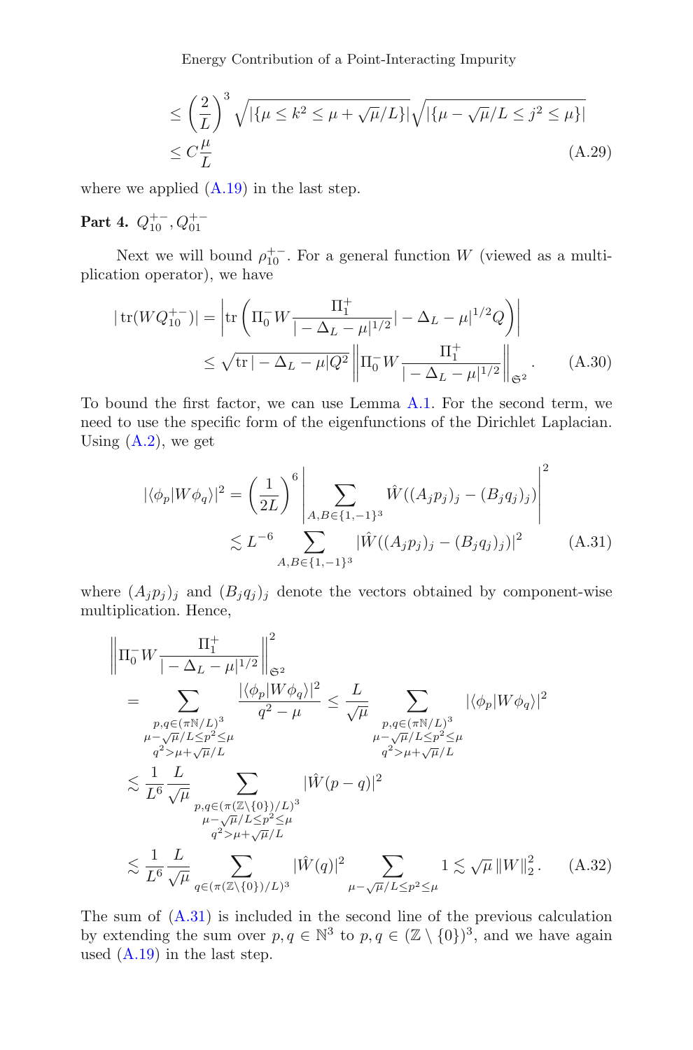$$
\begin{aligned}
&\leq \left(\frac{2}{L}\right)^3 \sqrt{|\{\mu \leq k^2 \leq \mu + \sqrt{\mu}/L\}|}\sqrt{|\{\mu - \sqrt{\mu}/L \leq j^2 \leq \mu\}|} \\
&\leq C\frac{\mu}{L}
\end{aligned}
\tag{A.29}
$$

where we applied (A.19) in the last step.

**Part 4.** $Q_{10}^{+-}, Q_{01}^{+-}$

Next we will bound $\rho_{10}^{+-}$. For a general function $W$ (viewed as a multiplication operator), we have

$$
\begin{aligned}
|\operatorname{tr}(WQ_{10}^{+-})| &= \left|\operatorname{tr}\left(\Pi_0^- W \frac{\Pi_1^+}{|-\Delta_L - \mu|^{1/2}}|-\Delta_L - \mu|^{1/2} Q\right)\right| \\
&\leq \sqrt{\operatorname{tr}|-\Delta_L - \mu| Q^2}\left\|\Pi_0^- W \frac{\Pi_1^+}{|-\Delta_L - \mu|^{1/2}}\right\|_{\mathfrak{S}^2}.
\end{aligned}
\tag{A.30}
$$

To bound the first factor, we can use Lemma A.1. For the second term, we need to use the specific form of the eigenfunctions of the Dirichlet Laplacian. Using (A.2), we get

$$
\begin{aligned}
|\langle\phi_p|W\phi_q\rangle|^2 &= \left(\frac{1}{2L}\right)^6 \left|\sum_{A,B\in\{1,-1\}^3} \hat{W}((A_j p_j)_j - (B_j q_j)_j)\right|^2 \\
&\lesssim L^{-6} \sum_{A,B\in\{1,-1\}^3} |\hat{W}((A_j p_j)_j - (B_j q_j)_j)|^2
\end{aligned}
\tag{A.31}
$$

where $(A_j p_j)_j$ and $(B_j q_j)_j$ denote the vectors obtained by component-wise multiplication. Hence,

$$
\begin{aligned}
&\left\|\Pi_0^- W \frac{\Pi_1^+}{|-\Delta_L - \mu|^{1/2}}\right\|_{\mathfrak{S}^2}^2 \\
&= \sum_{\substack{p,q\in(\pi\mathbb{N}/L)^3 \\ \mu-\sqrt{\mu}/L\leq p^2\leq\mu \\ q^2>\mu+\sqrt{\mu}/L}} \frac{|\langle\phi_p|W\phi_q\rangle|^2}{q^2-\mu} \leq \frac{L}{\sqrt{\mu}} \sum_{\substack{p,q\in(\pi\mathbb{N}/L)^3 \\ \mu-\sqrt{\mu}/L\leq p^2\leq\mu \\ q^2>\mu+\sqrt{\mu}/L}} |\langle\phi_p|W\phi_q\rangle|^2 \\
&\lesssim \frac{1}{L^6}\frac{L}{\sqrt{\mu}} \sum_{\substack{p,q\in(\pi(\mathbb{Z}\setminus\{0\})/L)^3 \\ \mu-\sqrt{\mu}/L\leq p^2\leq\mu \\ q^2>\mu+\sqrt{\mu}/L}} |\hat{W}(p-q)|^2 \\
&\lesssim \frac{1}{L^6}\frac{L}{\sqrt{\mu}} \sum_{q\in(\pi(\mathbb{Z}\setminus\{0\})/L)^3} |\hat{W}(q)|^2 \sum_{\mu-\sqrt{\mu}/L\leq p^2\leq\mu} 1 \lesssim \sqrt{\mu}\,\|W\|_2^2.
\end{aligned}
\tag{A.32}
$$

The sum of (A.31) is included in the second line of the previous calculation by extending the sum over $p, q \in \mathbb{N}^3$ to $p, q \in (\mathbb{Z}\setminus\{0\})^3$, and we have again used (A.19) in the last step.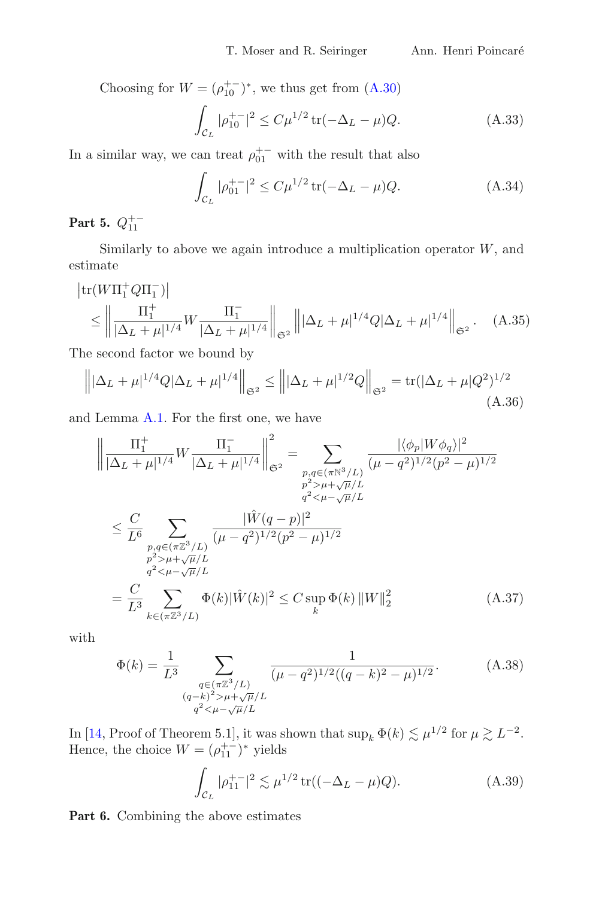Choosing for $W = (\rho_{10}^{+-})^*$, we thus get from (A.30)

$$\int_{\mathcal{C}_L} |\rho_{10}^{+-}|^2 \leq C\mu^{1/2} \operatorname{tr}(-\Delta_L - \mu)Q. \tag{A.33}$$

In a similar way, we can treat $\rho_{01}^{+-}$ with the result that also

$$\int_{\mathcal{C}_L} |\rho_{01}^{+-}|^2 \leq C\mu^{1/2} \operatorname{tr}(-\Delta_L - \mu)Q. \tag{A.34}$$

**Part 5.** $Q_{11}^{+-}$

Similarly to above we again introduce a multiplication operator $W$, and estimate

$$\begin{aligned}
&\left|\operatorname{tr}(W\Pi_1^+ Q \Pi_1^-)\right| \\
&\quad\leq \left\| \frac{\Pi_1^+}{|\Delta_L + \mu|^{1/4}} W \frac{\Pi_1^-}{|\Delta_L + \mu|^{1/4}} \right\|_{\mathfrak{S}^2} \left\| |\Delta_L + \mu|^{1/4} Q |\Delta_L + \mu|^{1/4} \right\|_{\mathfrak{S}^2}.
\end{aligned} \tag{A.35}$$

The second factor we bound by

$$\left\| |\Delta_L + \mu|^{1/4} Q |\Delta_L + \mu|^{1/4} \right\|_{\mathfrak{S}^2} \leq \left\| |\Delta_L + \mu|^{1/2} Q \right\|_{\mathfrak{S}^2} = \operatorname{tr}(|\Delta_L + \mu| Q^2)^{1/2} \tag{A.36}$$

and Lemma A.1. For the first one, we have

$$\begin{aligned}
\left\| \frac{\Pi_1^+}{|\Delta_L + \mu|^{1/4}} W \frac{\Pi_1^-}{|\Delta_L + \mu|^{1/4}} \right\|_{\mathfrak{S}^2}^2 &= \sum_{\substack{p,q \in (\pi\mathbb{N}^3/L) \\ p^2 > \mu + \sqrt{\mu}/L \\ q^2 < \mu - \sqrt{\mu}/L}} \frac{|\langle \phi_p | W \phi_q \rangle|^2}{(\mu - q^2)^{1/2}(p^2 - \mu)^{1/2}} \\
&\leq \frac{C}{L^6} \sum_{\substack{p,q \in (\pi\mathbb{Z}^3/L) \\ p^2 > \mu + \sqrt{\mu}/L \\ q^2 < \mu - \sqrt{\mu}/L}} \frac{|\hat{W}(q-p)|^2}{(\mu - q^2)^{1/2}(p^2 - \mu)^{1/2}} \\
&= \frac{C}{L^3} \sum_{k \in (\pi\mathbb{Z}^3/L)} \Phi(k) |\hat{W}(k)|^2 \leq C \sup_k \Phi(k) \, \|W\|_2^2
\end{aligned} \tag{A.37}$$

with

$$\Phi(k) = \frac{1}{L^3} \sum_{\substack{q \in (\pi\mathbb{Z}^3/L) \\ (q-k)^2 > \mu + \sqrt{\mu}/L \\ q^2 < \mu - \sqrt{\mu}/L}} \frac{1}{(\mu - q^2)^{1/2}((q-k)^2 - \mu)^{1/2}}. \tag{A.38}$$

In [14, Proof of Theorem 5.1], it was shown that $\sup_k \Phi(k) \lesssim \mu^{1/2}$ for $\mu \gtrsim L^{-2}$. Hence, the choice $W = (\rho_{11}^{+-})^*$ yields

$$\int_{\mathcal{C}_L} |\rho_{11}^{+-}|^2 \lesssim \mu^{1/2} \operatorname{tr}((-\Delta_L - \mu)Q). \tag{A.39}$$

**Part 6.** Combining the above estimates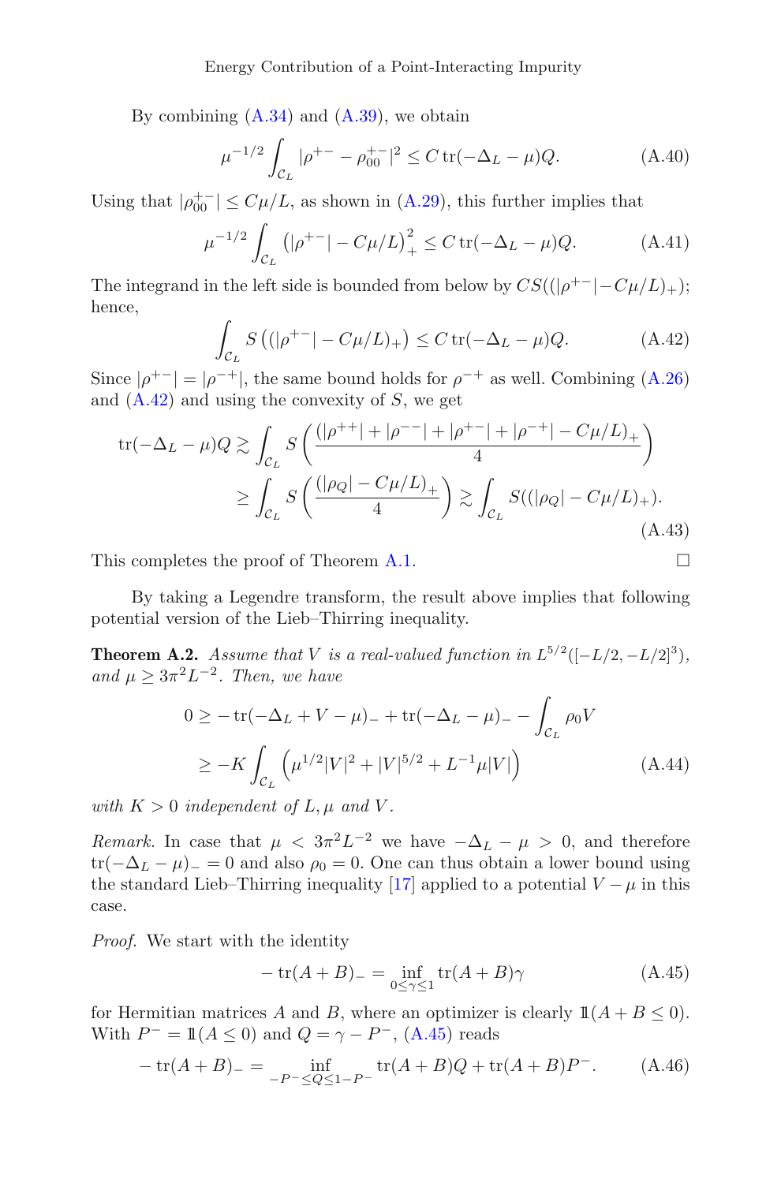By combining (A.34) and (A.39), we obtain

$$\mu^{-1/2} \int_{\mathcal{C}_L} |\rho^{+-} - \rho_{00}^{+-}|^2 \leq C \operatorname{tr}(-\Delta_L - \mu) Q. \tag{A.40}$$

Using that $|\rho_{00}^{+-}| \leq C\mu/L$, as shown in (A.29), this further implies that

$$\mu^{-1/2} \int_{\mathcal{C}_L} \left(|\rho^{+-}| - C\mu/L\right)_+^2 \leq C \operatorname{tr}(-\Delta_L - \mu) Q. \tag{A.41}$$

The integrand in the left side is bounded from below by $CS((|\rho^{+-}| - C\mu/L)_+)$; hence,

$$\int_{\mathcal{C}_L} S\left((|\rho^{+-}| - C\mu/L)_+\right) \leq C \operatorname{tr}(-\Delta_L - \mu) Q. \tag{A.42}$$

Since $|\rho^{+-}| = |\rho^{-+}|$, the same bound holds for $\rho^{-+}$ as well. Combining (A.26) and (A.42) and using the convexity of $S$, we get

$$\begin{aligned}
\operatorname{tr}(-\Delta_L - \mu) Q &\gtrsim \int_{\mathcal{C}_L} S\left(\frac{(|\rho^{++}| + |\rho^{--}| + |\rho^{+-}| + |\rho^{-+}| - C\mu/L)_+}{4}\right) \\
&\geq \int_{\mathcal{C}_L} S\left(\frac{(|\rho_Q| - C\mu/L)_+}{4}\right) \gtrsim \int_{\mathcal{C}_L} S((|\rho_Q| - C\mu/L)_+).
\end{aligned} \tag{A.43}$$

This completes the proof of Theorem A.1. $\square$

By taking a Legendre transform, the result above implies that following potential version of the Lieb–Thirring inequality.

**Theorem A.2.** *Assume that $V$ is a real-valued function in $L^{5/2}([-L/2, -L/2]^3)$, and $\mu \geq 3\pi^2 L^{-2}$. Then, we have*

$$\begin{aligned}
0 &\geq -\operatorname{tr}(-\Delta_L + V - \mu)_- + \operatorname{tr}(-\Delta_L - \mu)_- - \int_{\mathcal{C}_L} \rho_0 V \\
&\geq -K \int_{\mathcal{C}_L} \left(\mu^{1/2}|V|^2 + |V|^{5/2} + L^{-1}\mu|V|\right)
\end{aligned} \tag{A.44}$$

*with $K > 0$ independent of $L, \mu$ and $V$.*

*Remark.* In case that $\mu < 3\pi^2 L^{-2}$ we have $-\Delta_L - \mu > 0$, and therefore $\operatorname{tr}(-\Delta_L - \mu)_- = 0$ and also $\rho_0 = 0$. One can thus obtain a lower bound using the standard Lieb–Thirring inequality [17] applied to a potential $V - \mu$ in this case.

*Proof.* We start with the identity

$$-\operatorname{tr}(A + B)_- = \inf_{0 \leq \gamma \leq 1} \operatorname{tr}(A + B)\gamma \tag{A.45}$$

for Hermitian matrices $A$ and $B$, where an optimizer is clearly $\mathbb{1}(A + B \leq 0)$. With $P^- = \mathbb{1}(A \leq 0)$ and $Q = \gamma - P^-$, (A.45) reads

$$-\operatorname{tr}(A + B)_- = \inf_{-P^- \leq Q \leq 1 - P^-} \operatorname{tr}(A + B) Q + \operatorname{tr}(A + B) P^-. \tag{A.46}$$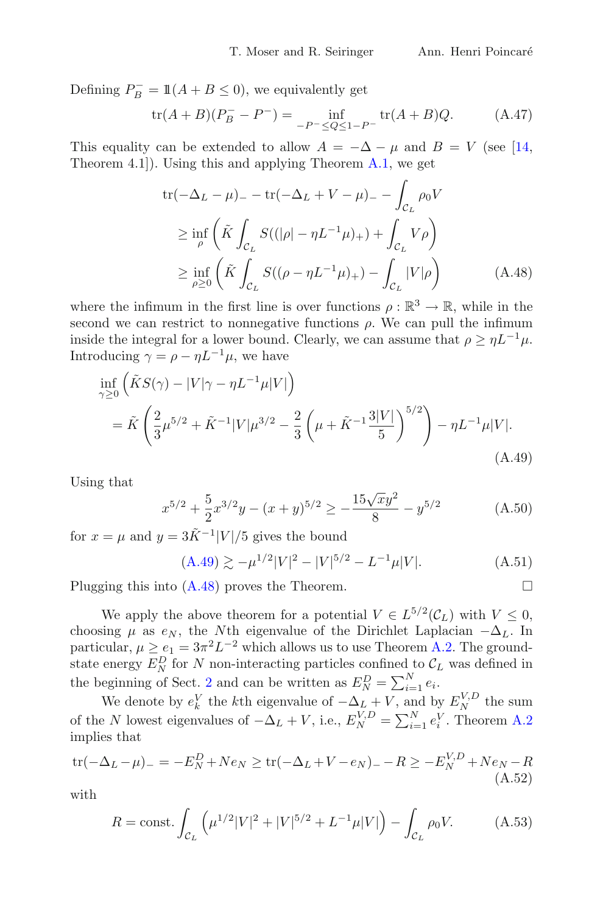Defining $P_B^- = \mathbb{1}(A + B \leq 0)$, we equivalently get

$$\operatorname{tr}(A+B)(P_B^- - P^-) = \inf_{-P^- \leq Q \leq 1-P^-} \operatorname{tr}(A+B)Q. \tag{A.47}$$

This equality can be extended to allow $A = -\Delta - \mu$ and $B = V$ (see [14, Theorem 4.1]). Using this and applying Theorem A.1, we get

$$\begin{aligned}
&\operatorname{tr}(-\Delta_L - \mu)_- - \operatorname{tr}(-\Delta_L + V - \mu)_- - \int_{\mathcal{C}_L} \rho_0 V \\
&\quad \geq \inf_\rho \left( \tilde{K} \int_{\mathcal{C}_L} S((|\rho| - \eta L^{-1}\mu)_+) + \int_{\mathcal{C}_L} V\rho \right) \\
&\quad \geq \inf_{\rho \geq 0} \left( \tilde{K} \int_{\mathcal{C}_L} S((\rho - \eta L^{-1}\mu)_+) - \int_{\mathcal{C}_L} |V|\rho \right)
\end{aligned} \tag{A.48}$$

where the infimum in the first line is over functions $\rho : \mathbb{R}^3 \to \mathbb{R}$, while in the second we can restrict to nonnegative functions $\rho$. We can pull the infimum inside the integral for a lower bound. Clearly, we can assume that $\rho \geq \eta L^{-1}\mu$. Introducing $\gamma = \rho - \eta L^{-1}\mu$, we have

$$\begin{aligned}
&\inf_{\gamma \geq 0} \left( \tilde{K} S(\gamma) - |V|\gamma - \eta L^{-1}\mu|V| \right) \\
&\quad = \tilde{K} \left( \frac{2}{3}\mu^{5/2} + \tilde{K}^{-1}|V|\mu^{3/2} - \frac{2}{3}\left(\mu + \tilde{K}^{-1}\frac{3|V|}{5}\right)^{5/2} \right) - \eta L^{-1}\mu|V|.
\end{aligned} \tag{A.49}$$

Using that

$$x^{5/2} + \frac{5}{2}x^{3/2}y - (x+y)^{5/2} \geq -\frac{15\sqrt{x}y^2}{8} - y^{5/2} \tag{A.50}$$

for $x = \mu$ and $y = 3\tilde{K}^{-1}|V|/5$ gives the bound

$$\text{(A.49)} \gtrsim -\mu^{1/2}|V|^2 - |V|^{5/2} - L^{-1}\mu|V|. \tag{A.51}$$

Plugging this into (A.48) proves the Theorem. □

We apply the above theorem for a potential $V \in L^{5/2}(\mathcal{C}_L)$ with $V \leq 0$, choosing $\mu$ as $e_N$, the $N$th eigenvalue of the Dirichlet Laplacian $-\Delta_L$. In particular, $\mu \geq e_1 = 3\pi^2 L^{-2}$ which allows us to use Theorem A.2. The ground-state energy $E_N^D$ for $N$ non-interacting particles confined to $\mathcal{C}_L$ was defined in the beginning of Sect. 2 and can be written as $E_N^D = \sum_{i=1}^N e_i$.

We denote by $e_k^V$ the $k$th eigenvalue of $-\Delta_L + V$, and by $E_N^{V,D}$ the sum of the $N$ lowest eigenvalues of $-\Delta_L + V$, i.e., $E_N^{V,D} = \sum_{i=1}^N e_i^V$. Theorem A.2 implies that

$$\operatorname{tr}(-\Delta_L - \mu)_- = -E_N^D + Ne_N \geq \operatorname{tr}(-\Delta_L + V - e_N)_- - R \geq -E_N^{V,D} + Ne_N - R \tag{A.52}$$

with

$$R = \text{const.} \int_{\mathcal{C}_L} \left( \mu^{1/2}|V|^2 + |V|^{5/2} + L^{-1}\mu|V| \right) - \int_{\mathcal{C}_L} \rho_0 V. \tag{A.53}$$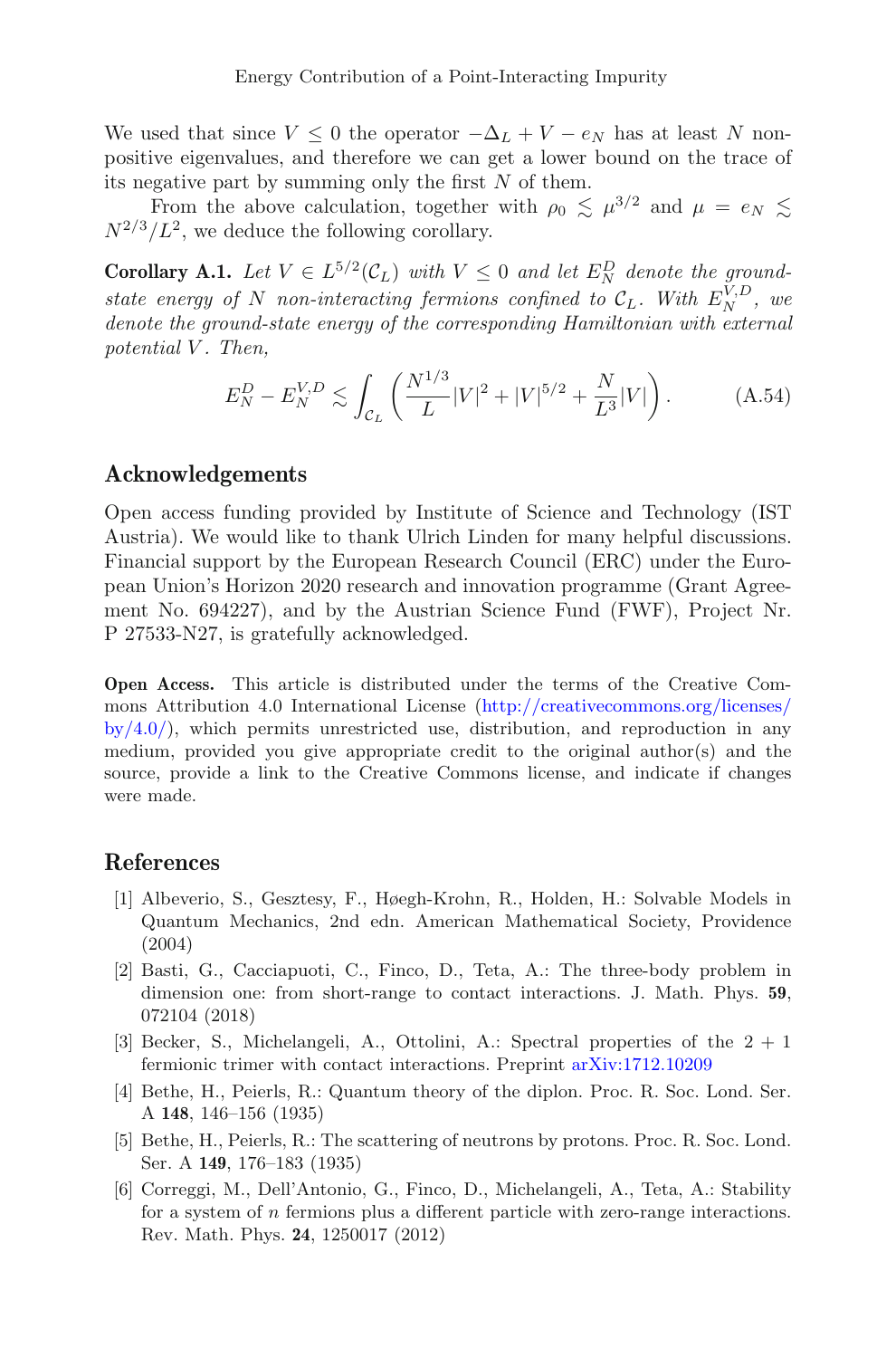We used that since $V \leq 0$ the operator $-\Delta_L + V - e_N$ has at least $N$ non-positive eigenvalues, and therefore we can get a lower bound on the trace of its negative part by summing only the first $N$ of them.

From the above calculation, together with $\rho_0 \lesssim \mu^{3/2}$ and $\mu = e_N \lesssim N^{2/3}/L^2$, we deduce the following corollary.

**Corollary A.1.** *Let $V \in L^{5/2}(\mathcal{C}_L)$ with $V \leq 0$ and let $E_N^D$ denote the ground-state energy of $N$ non-interacting fermions confined to $\mathcal{C}_L$. With $E_N^{V,D}$, we denote the ground-state energy of the corresponding Hamiltonian with external potential $V$. Then,*

$$E_N^D - E_N^{V,D} \lesssim \int_{\mathcal{C}_L} \left( \frac{N^{1/3}}{L} |V|^2 + |V|^{5/2} + \frac{N}{L^3} |V| \right). \tag{A.54}$$

## Acknowledgements

Open access funding provided by Institute of Science and Technology (IST Austria). We would like to thank Ulrich Linden for many helpful discussions. Financial support by the European Research Council (ERC) under the European Union's Horizon 2020 research and innovation programme (Grant Agreement No. 694227), and by the Austrian Science Fund (FWF), Project Nr. P 27533-N27, is gratefully acknowledged.

**Open Access.** This article is distributed under the terms of the Creative Commons Attribution 4.0 International License (http://creativecommons.org/licenses/by/4.0/), which permits unrestricted use, distribution, and reproduction in any medium, provided you give appropriate credit to the original author(s) and the source, provide a link to the Creative Commons license, and indicate if changes were made.

## References

[1] Albeverio, S., Gesztesy, F., Høegh-Krohn, R., Holden, H.: Solvable Models in Quantum Mechanics, 2nd edn. American Mathematical Society, Providence (2004)

[2] Basti, G., Cacciapuoti, C., Finco, D., Teta, A.: The three-body problem in dimension one: from short-range to contact interactions. J. Math. Phys. **59**, 072104 (2018)

[3] Becker, S., Michelangeli, A., Ottolini, A.: Spectral properties of the 2 + 1 fermionic trimer with contact interactions. Preprint arXiv:1712.10209

[4] Bethe, H., Peierls, R.: Quantum theory of the diplon. Proc. R. Soc. Lond. Ser. A **148**, 146–156 (1935)

[5] Bethe, H., Peierls, R.: The scattering of neutrons by protons. Proc. R. Soc. Lond. Ser. A **149**, 176–183 (1935)

[6] Correggi, M., Dell'Antonio, G., Finco, D., Michelangeli, A., Teta, A.: Stability for a system of $n$ fermions plus a different particle with zero-range interactions. Rev. Math. Phys. **24**, 1250017 (2012)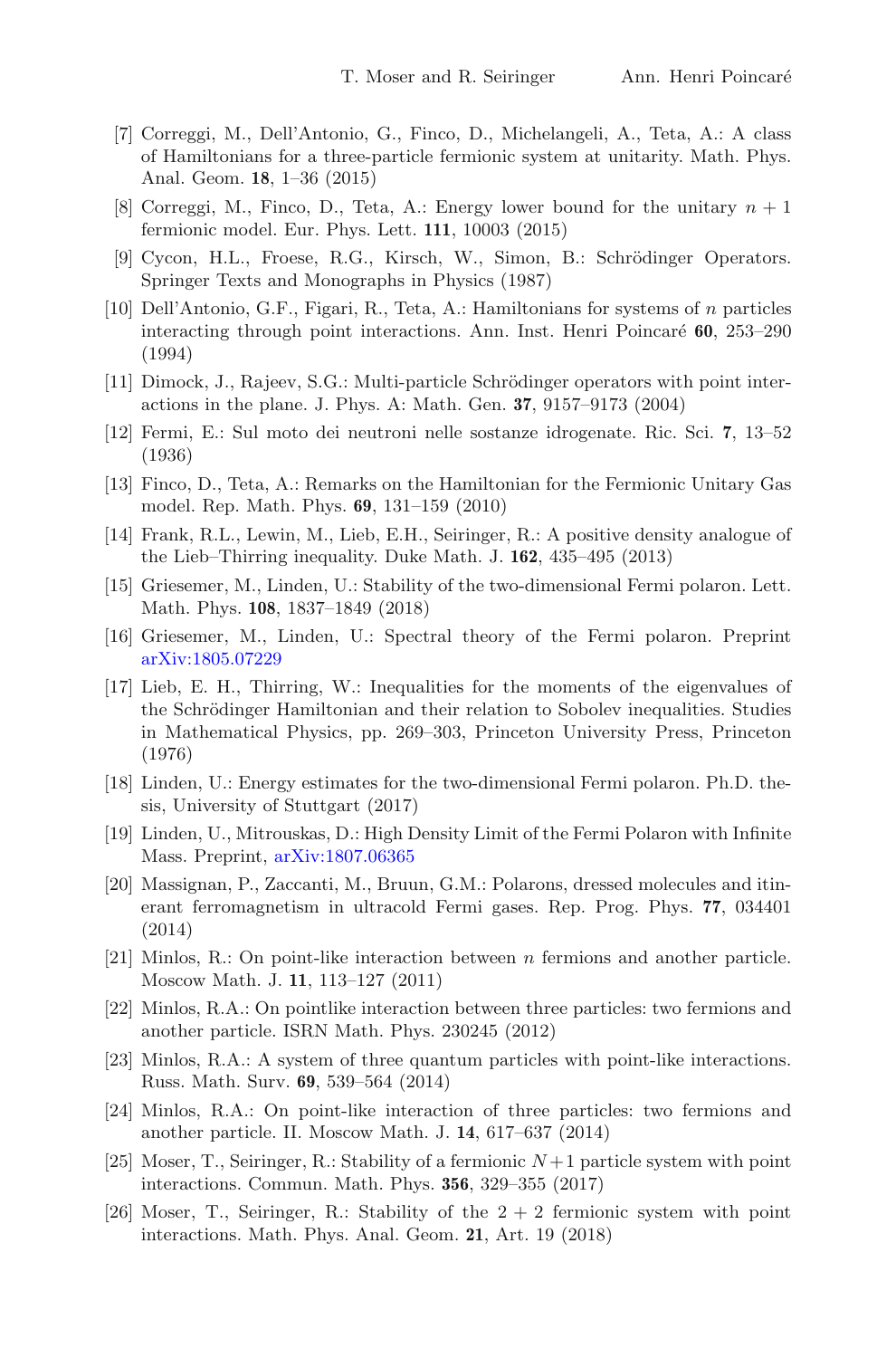[7] Correggi, M., Dell'Antonio, G., Finco, D., Michelangeli, A., Teta, A.: A class of Hamiltonians for a three-particle fermionic system at unitarity. Math. Phys. Anal. Geom. **18**, 1–36 (2015)

[8] Correggi, M., Finco, D., Teta, A.: Energy lower bound for the unitary $n + 1$ fermionic model. Eur. Phys. Lett. **111**, 10003 (2015)

[9] Cycon, H.L., Froese, R.G., Kirsch, W., Simon, B.: Schrödinger Operators. Springer Texts and Monographs in Physics (1987)

[10] Dell'Antonio, G.F., Figari, R., Teta, A.: Hamiltonians for systems of $n$ particles interacting through point interactions. Ann. Inst. Henri Poincaré **60**, 253–290 (1994)

[11] Dimock, J., Rajeev, S.G.: Multi-particle Schrödinger operators with point interactions in the plane. J. Phys. A: Math. Gen. **37**, 9157–9173 (2004)

[12] Fermi, E.: Sul moto dei neutroni nelle sostanze idrogenate. Ric. Sci. **7**, 13–52 (1936)

[13] Finco, D., Teta, A.: Remarks on the Hamiltonian for the Fermionic Unitary Gas model. Rep. Math. Phys. **69**, 131–159 (2010)

[14] Frank, R.L., Lewin, M., Lieb, E.H., Seiringer, R.: A positive density analogue of the Lieb–Thirring inequality. Duke Math. J. **162**, 435–495 (2013)

[15] Griesemer, M., Linden, U.: Stability of the two-dimensional Fermi polaron. Lett. Math. Phys. **108**, 1837–1849 (2018)

[16] Griesemer, M., Linden, U.: Spectral theory of the Fermi polaron. Preprint arXiv:1805.07229

[17] Lieb, E. H., Thirring, W.: Inequalities for the moments of the eigenvalues of the Schrödinger Hamiltonian and their relation to Sobolev inequalities. Studies in Mathematical Physics, pp. 269–303, Princeton University Press, Princeton (1976)

[18] Linden, U.: Energy estimates for the two-dimensional Fermi polaron. Ph.D. thesis, University of Stuttgart (2017)

[19] Linden, U., Mitrouskas, D.: High Density Limit of the Fermi Polaron with Infinite Mass. Preprint, arXiv:1807.06365

[20] Massignan, P., Zaccanti, M., Bruun, G.M.: Polarons, dressed molecules and itinerant ferromagnetism in ultracold Fermi gases. Rep. Prog. Phys. **77**, 034401 (2014)

[21] Minlos, R.: On point-like interaction between $n$ fermions and another particle. Moscow Math. J. **11**, 113–127 (2011)

[22] Minlos, R.A.: On pointlike interaction between three particles: two fermions and another particle. ISRN Math. Phys. 230245 (2012)

[23] Minlos, R.A.: A system of three quantum particles with point-like interactions. Russ. Math. Surv. **69**, 539–564 (2014)

[24] Minlos, R.A.: On point-like interaction of three particles: two fermions and another particle. II. Moscow Math. J. **14**, 617–637 (2014)

[25] Moser, T., Seiringer, R.: Stability of a fermionic $N+1$ particle system with point interactions. Commun. Math. Phys. **356**, 329–355 (2017)

[26] Moser, T., Seiringer, R.: Stability of the $2 + 2$ fermionic system with point interactions. Math. Phys. Anal. Geom. **21**, Art. 19 (2018)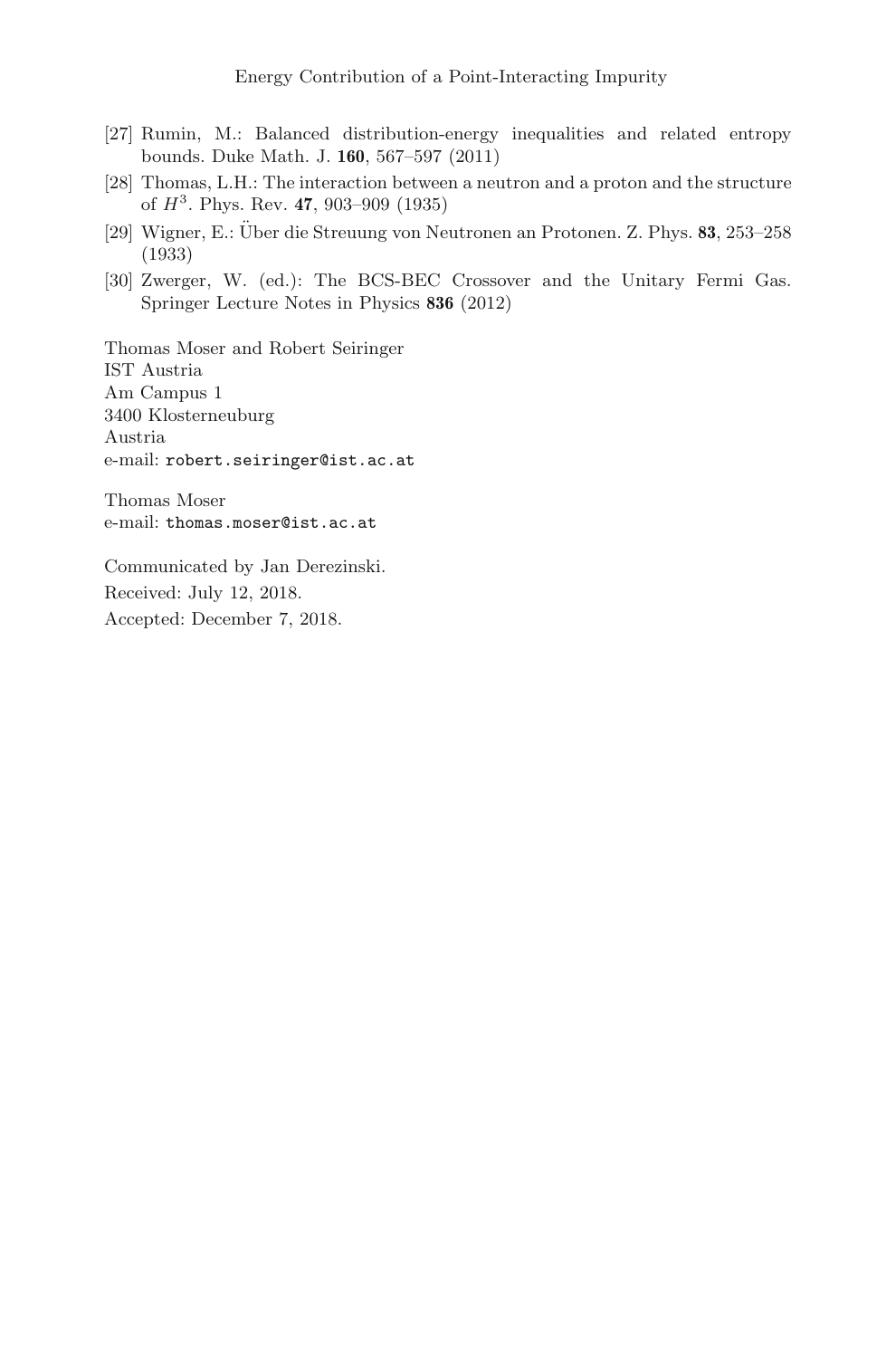[27] Rumin, M.: Balanced distribution-energy inequalities and related entropy bounds. Duke Math. J. **160**, 567–597 (2011)

[28] Thomas, L.H.: The interaction between a neutron and a proton and the structure of $H^3$. Phys. Rev. **47**, 903–909 (1935)

[29] Wigner, E.: Über die Streuung von Neutronen an Protonen. Z. Phys. **83**, 253–258 (1933)

[30] Zwerger, W. (ed.): The BCS-BEC Crossover and the Unitary Fermi Gas. Springer Lecture Notes in Physics **836** (2012)

Thomas Moser and Robert Seiringer
IST Austria
Am Campus 1
3400 Klosterneuburg
Austria
e-mail: robert.seiringer@ist.ac.at

Thomas Moser
e-mail: thomas.moser@ist.ac.at

Communicated by Jan Derezinski.
Received: July 12, 2018.
Accepted: December 7, 2018.